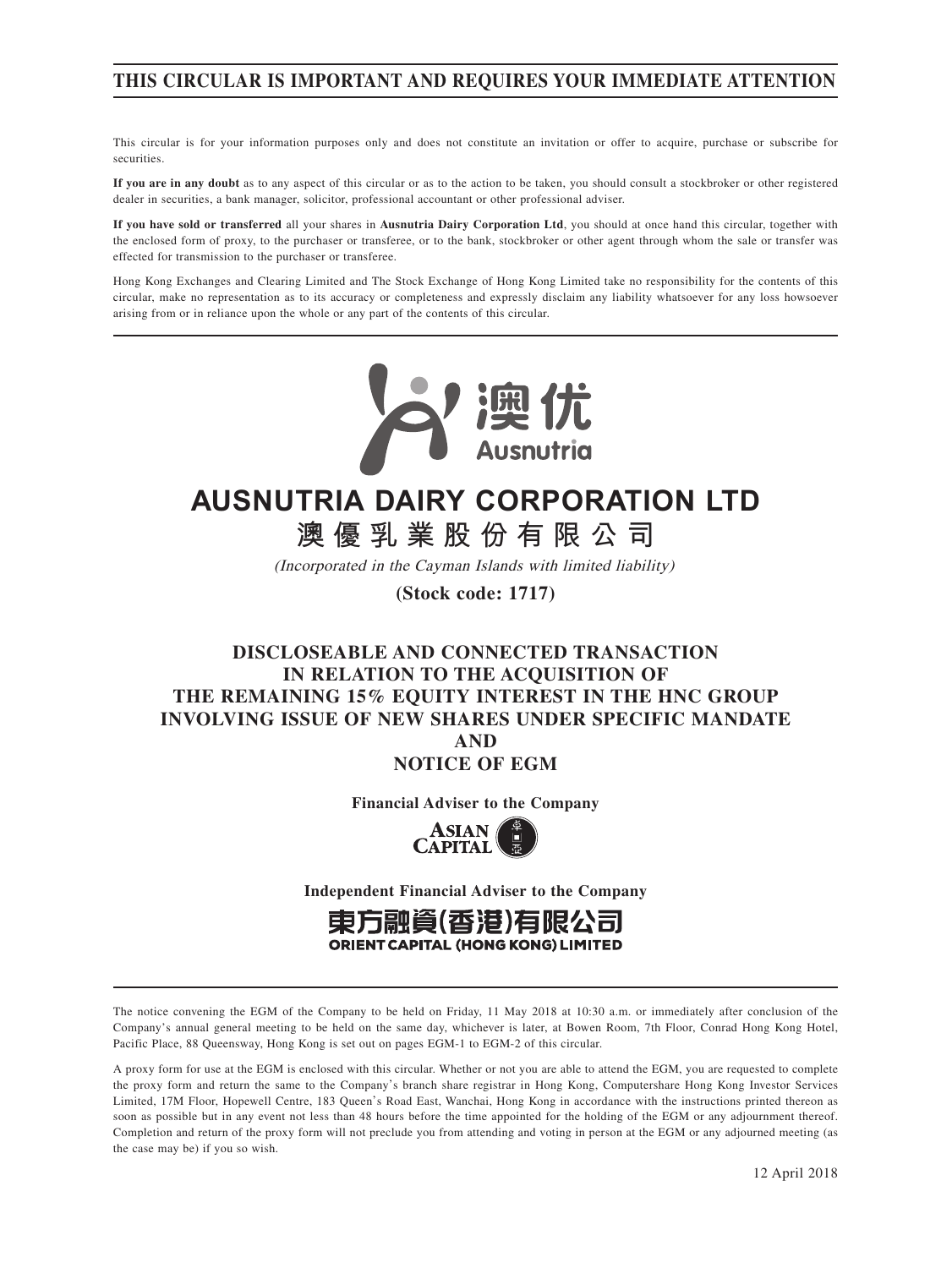**THIS CIRCULAR IS IMPORTANT AND REQUIRES YOUR IMMEDIATE ATTENTION**

This circular is for your information purposes only and does not constitute an invitation or offer to acquire, purchase or subscribe for securities.

**If you are in any doubt** as to any aspect of this circular or as to the action to be taken, you should consult a stockbroker or other registered dealer in securities, a bank manager, solicitor, professional accountant or other professional adviser.

**If you have sold or transferred** all your shares in **Ausnutria Dairy Corporation Ltd**, you should at once hand this circular, together with the enclosed form of proxy, to the purchaser or transferee, or to the bank, stockbroker or other agent through whom the sale or transfer was effected for transmission to the purchaser or transferee.

Hong Kong Exchanges and Clearing Limited and The Stock Exchange of Hong Kong Limited take no responsibility for the contents of this circular, make no representation as to its accuracy or completeness and expressly disclaim any liability whatsoever for any loss howsoever arising from or in reliance upon the whole or any part of the contents of this circular.

澳优 Ausnutria

# AUSNUTRIA DAIRY CORPORATION LTD
# 澳優乳業股份有限公司

*(Incorporated in the Cayman Islands with limited liability)*

**(Stock code: 1717)**

## DISCLOSEABLE AND CONNECTED TRANSACTION IN RELATION TO THE ACQUISITION OF THE REMAINING 15% EQUITY INTEREST IN THE HNC GROUP INVOLVING ISSUE OF NEW SHARES UNDER SPECIFIC MANDATE AND NOTICE OF EGM

**Financial Adviser to the Company**

ASIAN CAPITAL

**Independent Financial Adviser to the Company**

東方融資(香港)有限公司
ORIENT CAPITAL (HONG KONG) LIMITED

The notice convening the EGM of the Company to be held on Friday, 11 May 2018 at 10:30 a.m. or immediately after conclusion of the Company's annual general meeting to be held on the same day, whichever is later, at Bowen Room, 7th Floor, Conrad Hong Kong Hotel, Pacific Place, 88 Queensway, Hong Kong is set out on pages EGM-1 to EGM-2 of this circular.

A proxy form for use at the EGM is enclosed with this circular. Whether or not you are able to attend the EGM, you are requested to complete the proxy form and return the same to the Company's branch share registrar in Hong Kong, Computershare Hong Kong Investor Services Limited, 17M Floor, Hopewell Centre, 183 Queen's Road East, Wanchai, Hong Kong in accordance with the instructions printed thereon as soon as possible but in any event not less than 48 hours before the time appointed for the holding of the EGM or any adjournment thereof. Completion and return of the proxy form will not preclude you from attending and voting in person at the EGM or any adjourned meeting (as the case may be) if you so wish.

12 April 2018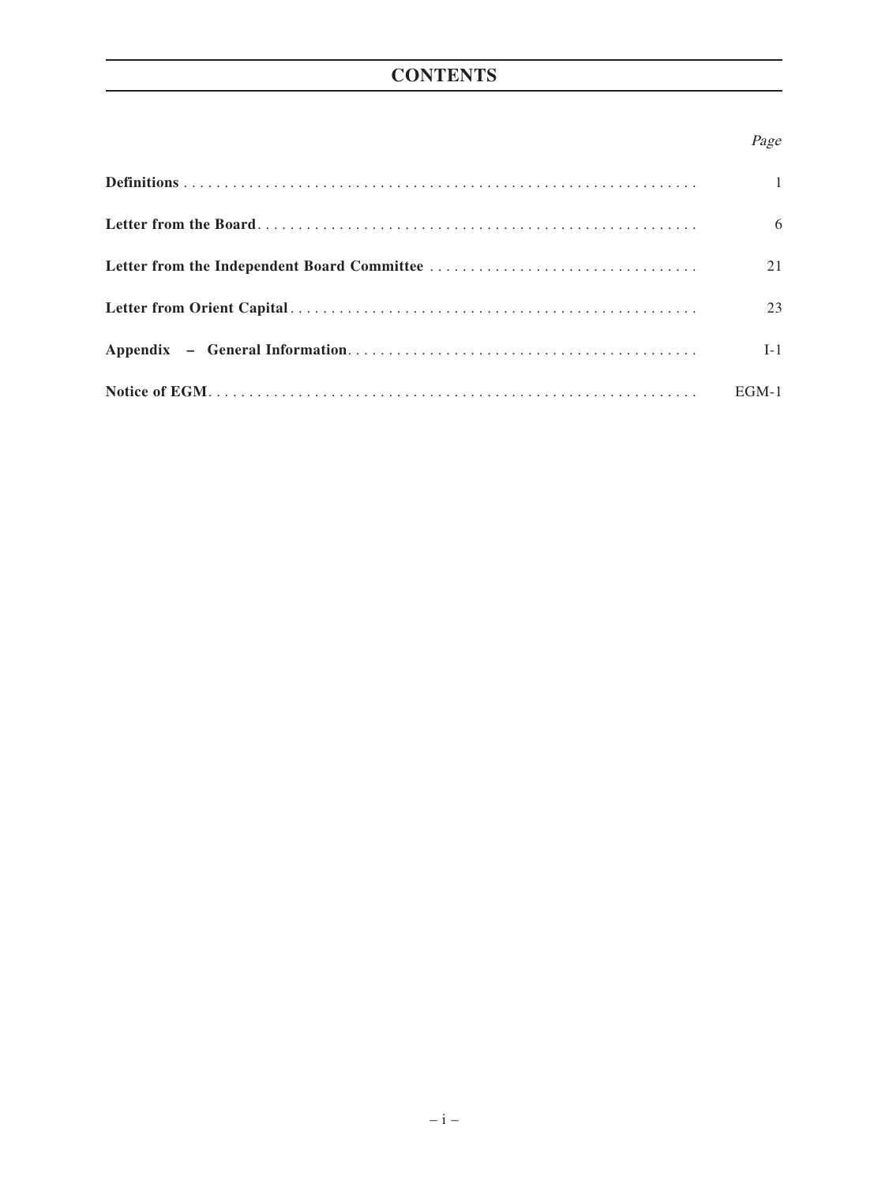# CONTENTS

| | Page |
|---|---|
| **Definitions** | 1 |
| **Letter from the Board** | 6 |
| **Letter from the Independent Board Committee** | 21 |
| **Letter from Orient Capital** | 23 |
| **Appendix – General Information** | I-1 |
| **Notice of EGM** | EGM-1 |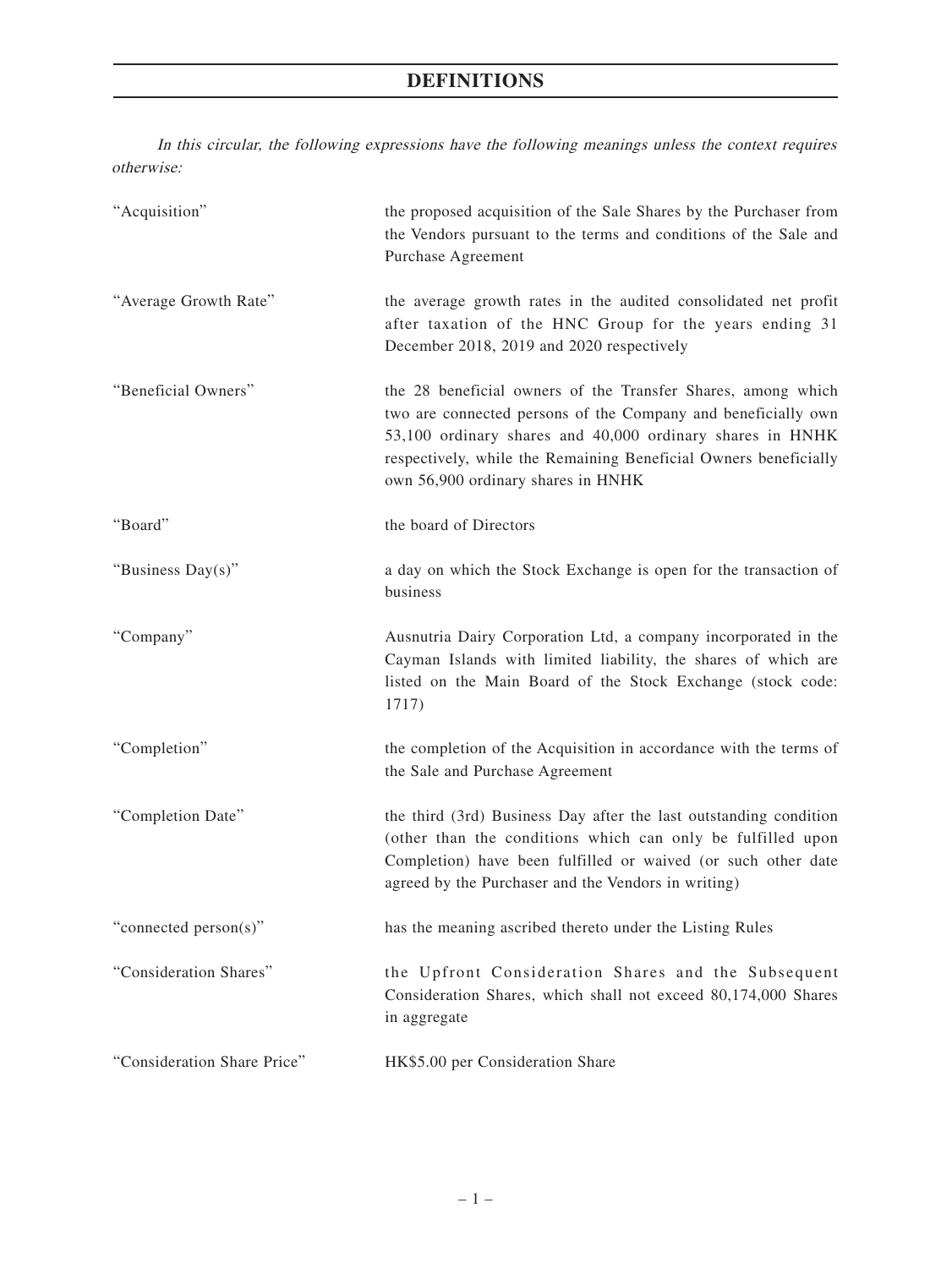# DEFINITIONS

*In this circular, the following expressions have the following meanings unless the context requires otherwise:*

| | |
|---|---|
| "Acquisition" | the proposed acquisition of the Sale Shares by the Purchaser from the Vendors pursuant to the terms and conditions of the Sale and Purchase Agreement |
| "Average Growth Rate" | the average growth rates in the audited consolidated net profit after taxation of the HNC Group for the years ending 31 December 2018, 2019 and 2020 respectively |
| "Beneficial Owners" | the 28 beneficial owners of the Transfer Shares, among which two are connected persons of the Company and beneficially own 53,100 ordinary shares and 40,000 ordinary shares in HNHK respectively, while the Remaining Beneficial Owners beneficially own 56,900 ordinary shares in HNHK |
| "Board" | the board of Directors |
| "Business Day(s)" | a day on which the Stock Exchange is open for the transaction of business |
| "Company" | Ausnutria Dairy Corporation Ltd, a company incorporated in the Cayman Islands with limited liability, the shares of which are listed on the Main Board of the Stock Exchange (stock code: 1717) |
| "Completion" | the completion of the Acquisition in accordance with the terms of the Sale and Purchase Agreement |
| "Completion Date" | the third (3rd) Business Day after the last outstanding condition (other than the conditions which can only be fulfilled upon Completion) have been fulfilled or waived (or such other date agreed by the Purchaser and the Vendors in writing) |
| "connected person(s)" | has the meaning ascribed thereto under the Listing Rules |
| "Consideration Shares" | the Upfront Consideration Shares and the Subsequent Consideration Shares, which shall not exceed 80,174,000 Shares in aggregate |
| "Consideration Share Price" | HK$5.00 per Consideration Share |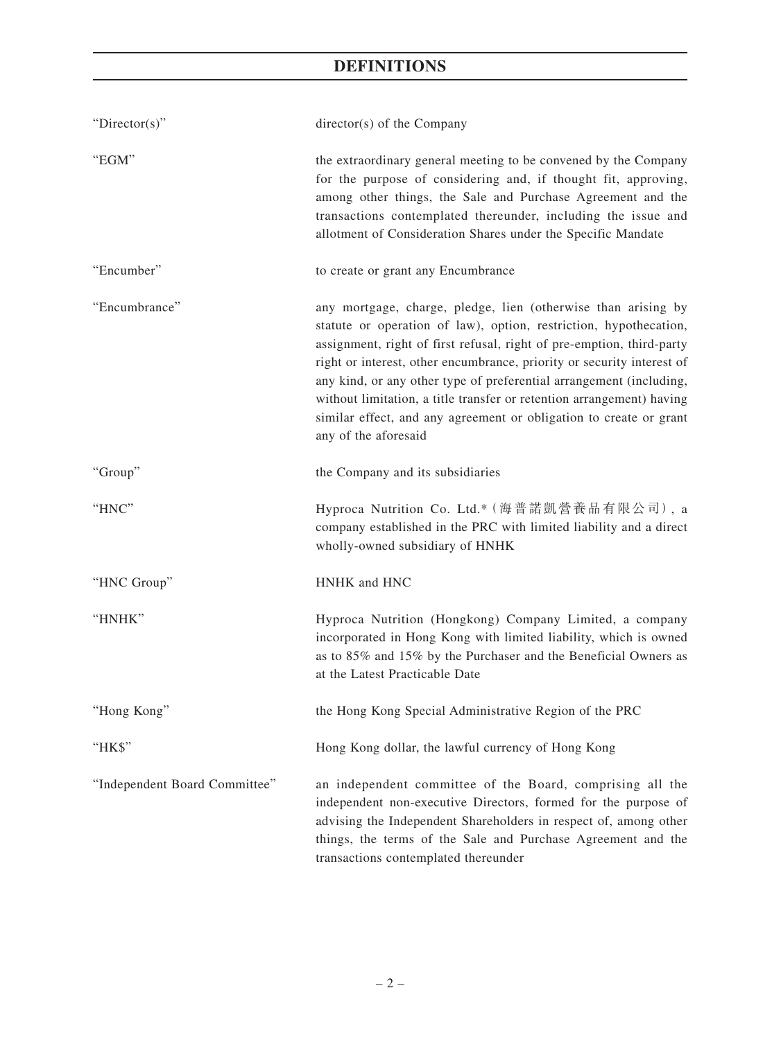## DEFINITIONS

| | |
|---|---|
| "Director(s)" | director(s) of the Company |
| "EGM" | the extraordinary general meeting to be convened by the Company for the purpose of considering and, if thought fit, approving, among other things, the Sale and Purchase Agreement and the transactions contemplated thereunder, including the issue and allotment of Consideration Shares under the Specific Mandate |
| "Encumber" | to create or grant any Encumbrance |
| "Encumbrance" | any mortgage, charge, pledge, lien (otherwise than arising by statute or operation of law), option, restriction, hypothecation, assignment, right of first refusal, right of pre-emption, third-party right or interest, other encumbrance, priority or security interest of any kind, or any other type of preferential arrangement (including, without limitation, a title transfer or retention arrangement) having similar effect, and any agreement or obligation to create or grant any of the aforesaid |
| "Group" | the Company and its subsidiaries |
| "HNC" | Hyproca Nutrition Co. Ltd.* (海普諾凱營養品有限公司), a company established in the PRC with limited liability and a direct wholly-owned subsidiary of HNHK |
| "HNC Group" | HNHK and HNC |
| "HNHK" | Hyproca Nutrition (Hongkong) Company Limited, a company incorporated in Hong Kong with limited liability, which is owned as to 85% and 15% by the Purchaser and the Beneficial Owners as at the Latest Practicable Date |
| "Hong Kong" | the Hong Kong Special Administrative Region of the PRC |
| "HK$" | Hong Kong dollar, the lawful currency of Hong Kong |
| "Independent Board Committee" | an independent committee of the Board, comprising all the independent non-executive Directors, formed for the purpose of advising the Independent Shareholders in respect of, among other things, the terms of the Sale and Purchase Agreement and the transactions contemplated thereunder |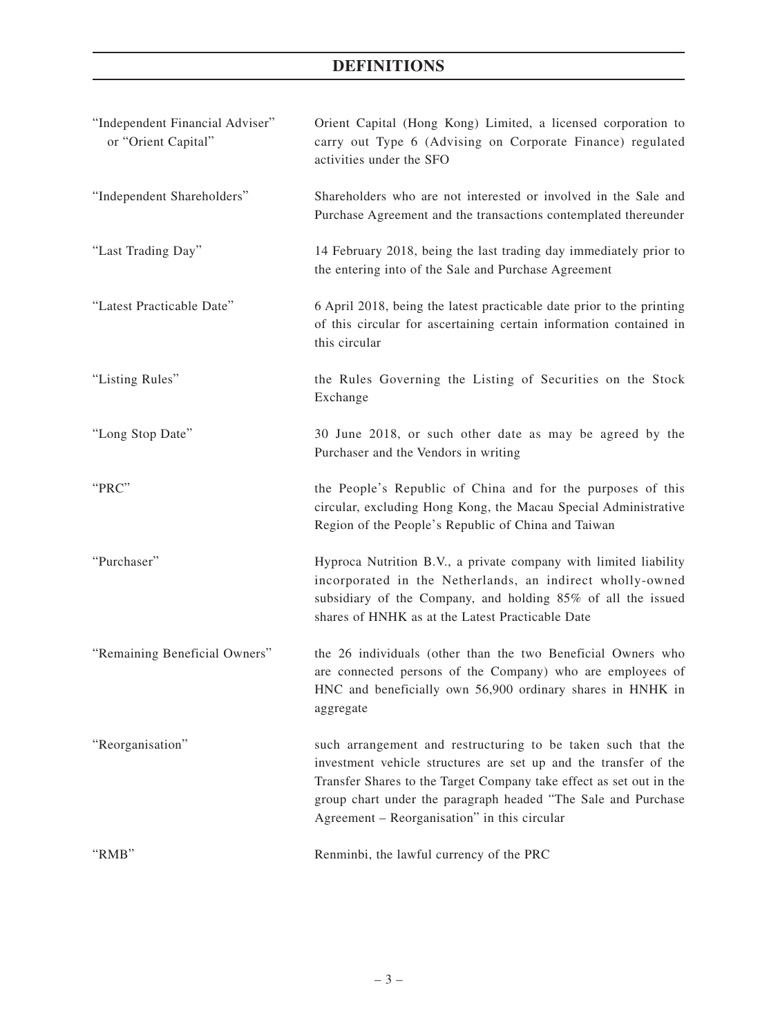# DEFINITIONS

| | |
|---|---|
| "Independent Financial Adviser" or "Orient Capital" | Orient Capital (Hong Kong) Limited, a licensed corporation to carry out Type 6 (Advising on Corporate Finance) regulated activities under the SFO |
| "Independent Shareholders" | Shareholders who are not interested or involved in the Sale and Purchase Agreement and the transactions contemplated thereunder |
| "Last Trading Day" | 14 February 2018, being the last trading day immediately prior to the entering into of the Sale and Purchase Agreement |
| "Latest Practicable Date" | 6 April 2018, being the latest practicable date prior to the printing of this circular for ascertaining certain information contained in this circular |
| "Listing Rules" | the Rules Governing the Listing of Securities on the Stock Exchange |
| "Long Stop Date" | 30 June 2018, or such other date as may be agreed by the Purchaser and the Vendors in writing |
| "PRC" | the People's Republic of China and for the purposes of this circular, excluding Hong Kong, the Macau Special Administrative Region of the People's Republic of China and Taiwan |
| "Purchaser" | Hyproca Nutrition B.V., a private company with limited liability incorporated in the Netherlands, an indirect wholly-owned subsidiary of the Company, and holding 85% of all the issued shares of HNHK as at the Latest Practicable Date |
| "Remaining Beneficial Owners" | the 26 individuals (other than the two Beneficial Owners who are connected persons of the Company) who are employees of HNC and beneficially own 56,900 ordinary shares in HNHK in aggregate |
| "Reorganisation" | such arrangement and restructuring to be taken such that the investment vehicle structures are set up and the transfer of the Transfer Shares to the Target Company take effect as set out in the group chart under the paragraph headed "The Sale and Purchase Agreement – Reorganisation" in this circular |
| "RMB" | Renminbi, the lawful currency of the PRC |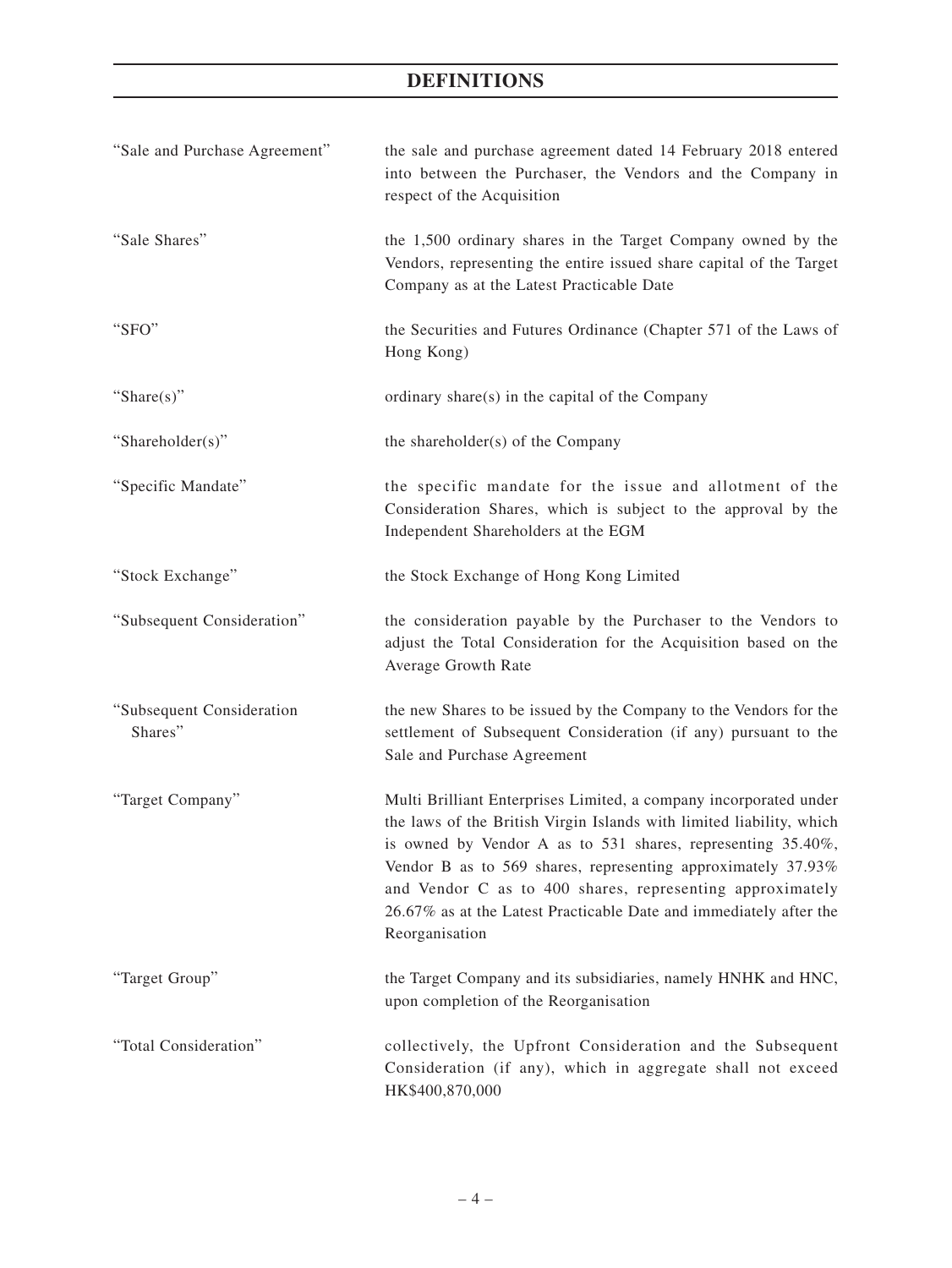# DEFINITIONS

| | |
|---|---|
| "Sale and Purchase Agreement" | the sale and purchase agreement dated 14 February 2018 entered into between the Purchaser, the Vendors and the Company in respect of the Acquisition |
| "Sale Shares" | the 1,500 ordinary shares in the Target Company owned by the Vendors, representing the entire issued share capital of the Target Company as at the Latest Practicable Date |
| "SFO" | the Securities and Futures Ordinance (Chapter 571 of the Laws of Hong Kong) |
| "Share(s)" | ordinary share(s) in the capital of the Company |
| "Shareholder(s)" | the shareholder(s) of the Company |
| "Specific Mandate" | the specific mandate for the issue and allotment of the Consideration Shares, which is subject to the approval by the Independent Shareholders at the EGM |
| "Stock Exchange" | the Stock Exchange of Hong Kong Limited |
| "Subsequent Consideration" | the consideration payable by the Purchaser to the Vendors to adjust the Total Consideration for the Acquisition based on the Average Growth Rate |
| "Subsequent Consideration Shares" | the new Shares to be issued by the Company to the Vendors for the settlement of Subsequent Consideration (if any) pursuant to the Sale and Purchase Agreement |
| "Target Company" | Multi Brilliant Enterprises Limited, a company incorporated under the laws of the British Virgin Islands with limited liability, which is owned by Vendor A as to 531 shares, representing 35.40%, Vendor B as to 569 shares, representing approximately 37.93% and Vendor C as to 400 shares, representing approximately 26.67% as at the Latest Practicable Date and immediately after the Reorganisation |
| "Target Group" | the Target Company and its subsidiaries, namely HNHK and HNC, upon completion of the Reorganisation |
| "Total Consideration" | collectively, the Upfront Consideration and the Subsequent Consideration (if any), which in aggregate shall not exceed HK$400,870,000 |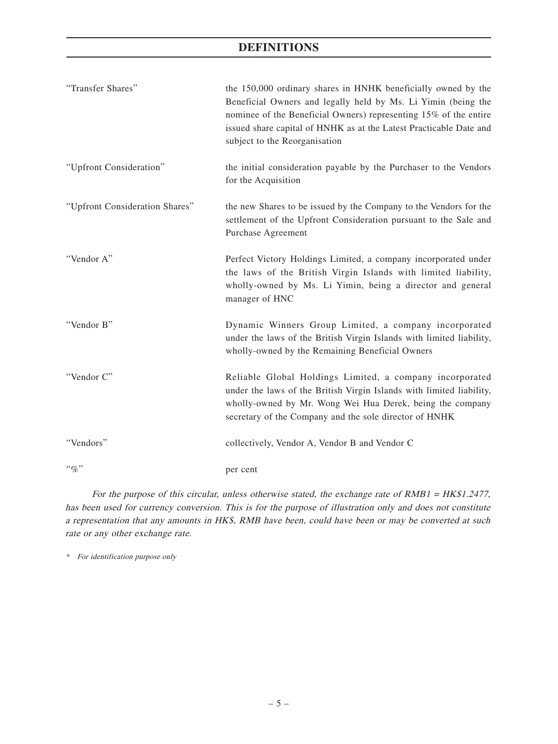# DEFINITIONS

| | |
|---|---|
| "Transfer Shares" | the 150,000 ordinary shares in HNHK beneficially owned by the Beneficial Owners and legally held by Ms. Li Yimin (being the nominee of the Beneficial Owners) representing 15% of the entire issued share capital of HNHK as at the Latest Practicable Date and subject to the Reorganisation |
| "Upfront Consideration" | the initial consideration payable by the Purchaser to the Vendors for the Acquisition |
| "Upfront Consideration Shares" | the new Shares to be issued by the Company to the Vendors for the settlement of the Upfront Consideration pursuant to the Sale and Purchase Agreement |
| "Vendor A" | Perfect Victory Holdings Limited, a company incorporated under the laws of the British Virgin Islands with limited liability, wholly-owned by Ms. Li Yimin, being a director and general manager of HNC |
| "Vendor B" | Dynamic Winners Group Limited, a company incorporated under the laws of the British Virgin Islands with limited liability, wholly-owned by the Remaining Beneficial Owners |
| "Vendor C" | Reliable Global Holdings Limited, a company incorporated under the laws of the British Virgin Islands with limited liability, wholly-owned by Mr. Wong Wei Hua Derek, being the company secretary of the Company and the sole director of HNHK |
| "Vendors" | collectively, Vendor A, Vendor B and Vendor C |
| "%" | per cent |

*For the purpose of this circular, unless otherwise stated, the exchange rate of RMB1 = HK$1.2477, has been used for currency conversion. This is for the purpose of illustration only and does not constitute a representation that any amounts in HK$, RMB have been, could have been or may be converted at such rate or any other exchange rate.*

\* *For identification purpose only*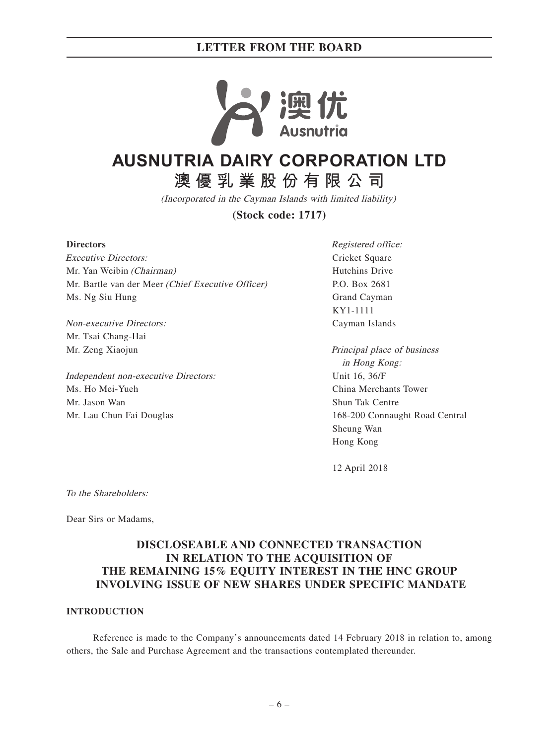# AUSNUTRIA DAIRY CORPORATION LTD
## 澳優乳業股份有限公司

*(Incorporated in the Cayman Islands with limited liability)*

**(Stock code: 1717)**

**Directors**

*Executive Directors:*
Mr. Yan Weibin *(Chairman)*
Mr. Bartle van der Meer *(Chief Executive Officer)*
Ms. Ng Siu Hung

*Non-executive Directors:*
Mr. Tsai Chang-Hai
Mr. Zeng Xiaojun

*Independent non-executive Directors:*
Ms. Ho Mei-Yueh
Mr. Jason Wan
Mr. Lau Chun Fai Douglas

*Registered office:*
Cricket Square
Hutchins Drive
P.O. Box 2681
Grand Cayman
KY1-1111
Cayman Islands

*Principal place of business in Hong Kong:*
Unit 16, 36/F
China Merchants Tower
Shun Tak Centre
168-200 Connaught Road Central
Sheung Wan
Hong Kong

12 April 2018

*To the Shareholders:*

Dear Sirs or Madams,

**DISCLOSEABLE AND CONNECTED TRANSACTION IN RELATION TO THE ACQUISITION OF THE REMAINING 15% EQUITY INTEREST IN THE HNC GROUP INVOLVING ISSUE OF NEW SHARES UNDER SPECIFIC MANDATE**

**INTRODUCTION**

Reference is made to the Company's announcements dated 14 February 2018 in relation to, among others, the Sale and Purchase Agreement and the transactions contemplated thereunder.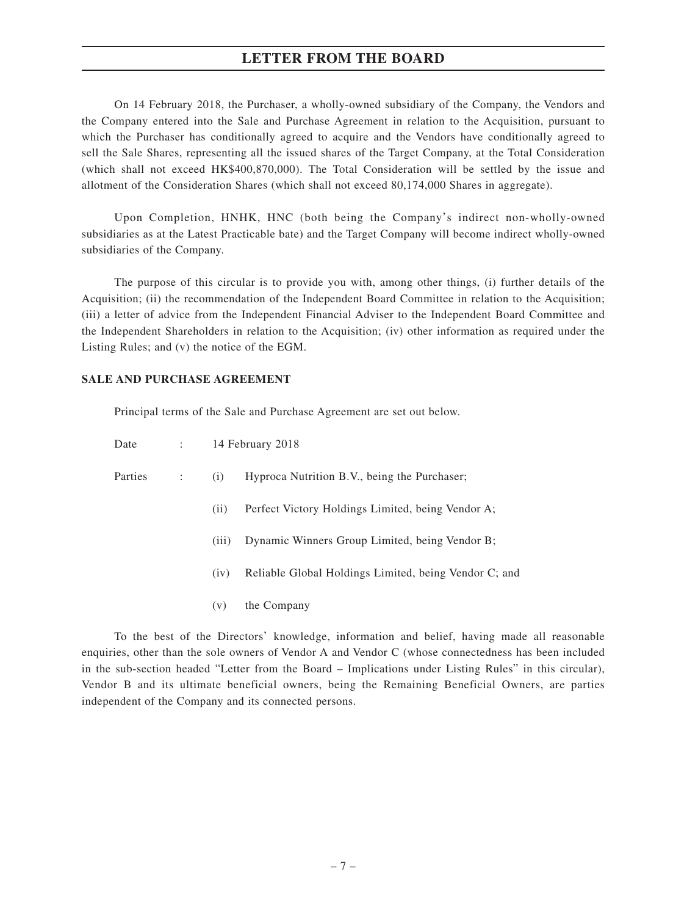On 14 February 2018, the Purchaser, a wholly-owned subsidiary of the Company, the Vendors and the Company entered into the Sale and Purchase Agreement in relation to the Acquisition, pursuant to which the Purchaser has conditionally agreed to acquire and the Vendors have conditionally agreed to sell the Sale Shares, representing all the issued shares of the Target Company, at the Total Consideration (which shall not exceed HK$400,870,000). The Total Consideration will be settled by the issue and allotment of the Consideration Shares (which shall not exceed 80,174,000 Shares in aggregate).

Upon Completion, HNHK, HNC (both being the Company's indirect non-wholly-owned subsidiaries as at the Latest Practicable bate) and the Target Company will become indirect wholly-owned subsidiaries of the Company.

The purpose of this circular is to provide you with, among other things, (i) further details of the Acquisition; (ii) the recommendation of the Independent Board Committee in relation to the Acquisition; (iii) a letter of advice from the Independent Financial Adviser to the Independent Board Committee and the Independent Shareholders in relation to the Acquisition; (iv) other information as required under the Listing Rules; and (v) the notice of the EGM.

**SALE AND PURCHASE AGREEMENT**

Principal terms of the Sale and Purchase Agreement are set out below.

Date : 14 February 2018

Parties :
- (i) Hyproca Nutrition B.V., being the Purchaser;
- (ii) Perfect Victory Holdings Limited, being Vendor A;
- (iii) Dynamic Winners Group Limited, being Vendor B;
- (iv) Reliable Global Holdings Limited, being Vendor C; and
- (v) the Company

To the best of the Directors' knowledge, information and belief, having made all reasonable enquiries, other than the sole owners of Vendor A and Vendor C (whose connectedness has been included in the sub-section headed "Letter from the Board – Implications under Listing Rules" in this circular), Vendor B and its ultimate beneficial owners, being the Remaining Beneficial Owners, are parties independent of the Company and its connected persons.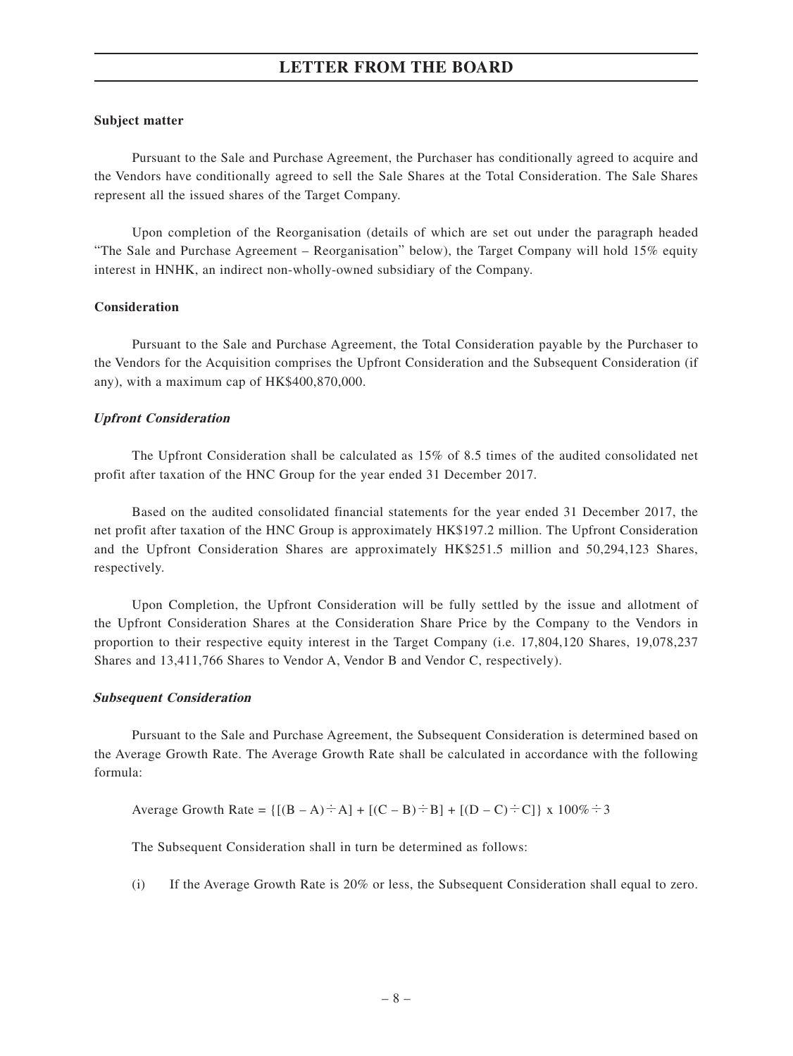**Subject matter**

Pursuant to the Sale and Purchase Agreement, the Purchaser has conditionally agreed to acquire and the Vendors have conditionally agreed to sell the Sale Shares at the Total Consideration. The Sale Shares represent all the issued shares of the Target Company.

Upon completion of the Reorganisation (details of which are set out under the paragraph headed "The Sale and Purchase Agreement – Reorganisation" below), the Target Company will hold 15% equity interest in HNHK, an indirect non-wholly-owned subsidiary of the Company.

**Consideration**

Pursuant to the Sale and Purchase Agreement, the Total Consideration payable by the Purchaser to the Vendors for the Acquisition comprises the Upfront Consideration and the Subsequent Consideration (if any), with a maximum cap of HK$400,870,000.

***Upfront Consideration***

The Upfront Consideration shall be calculated as 15% of 8.5 times of the audited consolidated net profit after taxation of the HNC Group for the year ended 31 December 2017.

Based on the audited consolidated financial statements for the year ended 31 December 2017, the net profit after taxation of the HNC Group is approximately HK$197.2 million. The Upfront Consideration and the Upfront Consideration Shares are approximately HK$251.5 million and 50,294,123 Shares, respectively.

Upon Completion, the Upfront Consideration will be fully settled by the issue and allotment of the Upfront Consideration Shares at the Consideration Share Price by the Company to the Vendors in proportion to their respective equity interest in the Target Company (i.e. 17,804,120 Shares, 19,078,237 Shares and 13,411,766 Shares to Vendor A, Vendor B and Vendor C, respectively).

***Subsequent Consideration***

Pursuant to the Sale and Purchase Agreement, the Subsequent Consideration is determined based on the Average Growth Rate. The Average Growth Rate shall be calculated in accordance with the following formula:

$$\text{Average Growth Rate} = \{[(B - A) \div A] + [(C - B) \div B] + [(D - C) \div C]\} \times 100\% \div 3$$

The Subsequent Consideration shall in turn be determined as follows:

(i) If the Average Growth Rate is 20% or less, the Subsequent Consideration shall equal to zero.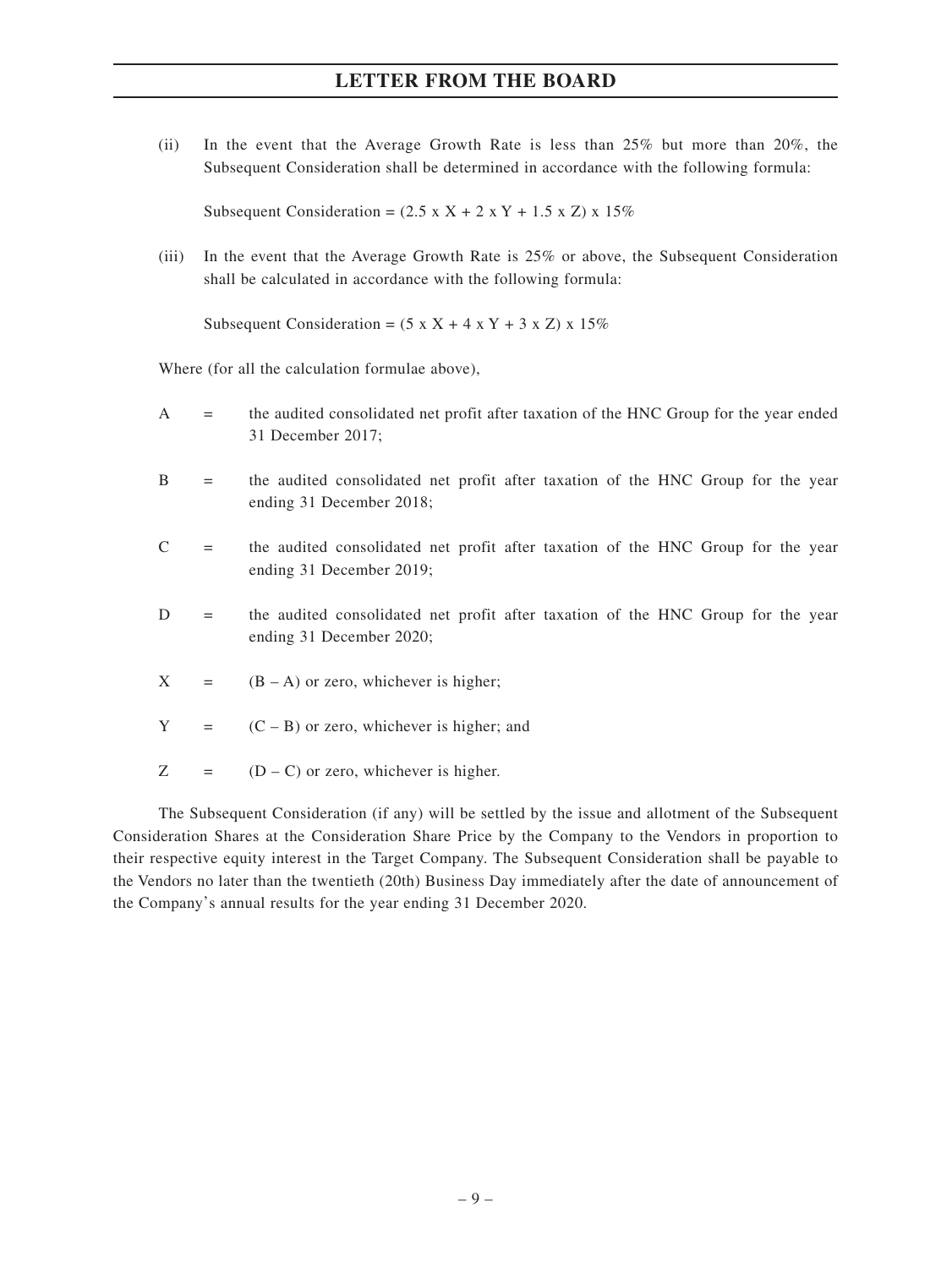(ii) In the event that the Average Growth Rate is less than 25% but more than 20%, the Subsequent Consideration shall be determined in accordance with the following formula:

Subsequent Consideration = $(2.5 \times X + 2 \times Y + 1.5 \times Z) \times 15\%$

(iii) In the event that the Average Growth Rate is 25% or above, the Subsequent Consideration shall be calculated in accordance with the following formula:

Subsequent Consideration = $(5 \times X + 4 \times Y + 3 \times Z) \times 15\%$

Where (for all the calculation formulae above),

A = the audited consolidated net profit after taxation of the HNC Group for the year ended 31 December 2017;

B = the audited consolidated net profit after taxation of the HNC Group for the year ending 31 December 2018;

C = the audited consolidated net profit after taxation of the HNC Group for the year ending 31 December 2019;

D = the audited consolidated net profit after taxation of the HNC Group for the year ending 31 December 2020;

X = $(B – A)$ or zero, whichever is higher;

Y = $(C – B)$ or zero, whichever is higher; and

Z = $(D – C)$ or zero, whichever is higher.

The Subsequent Consideration (if any) will be settled by the issue and allotment of the Subsequent Consideration Shares at the Consideration Share Price by the Company to the Vendors in proportion to their respective equity interest in the Target Company. The Subsequent Consideration shall be payable to the Vendors no later than the twentieth (20th) Business Day immediately after the date of announcement of the Company's annual results for the year ending 31 December 2020.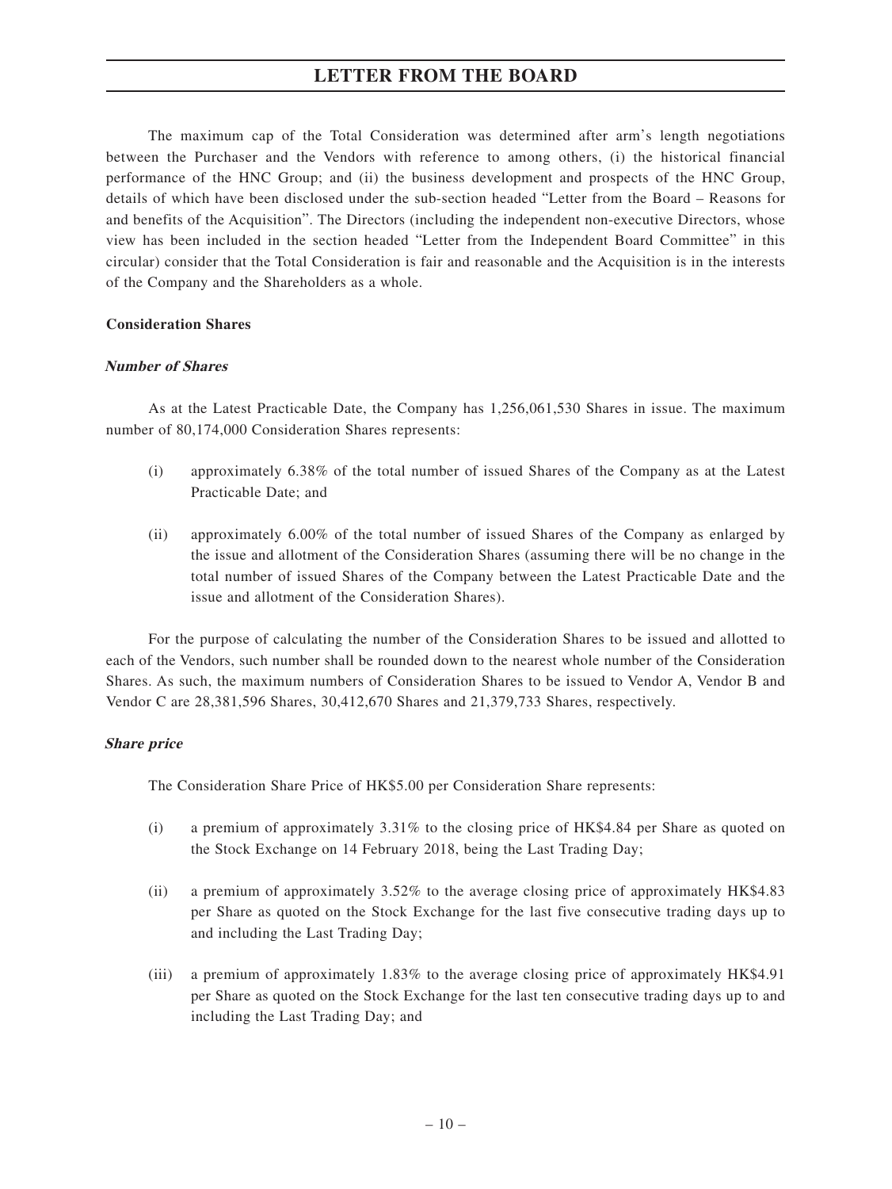The maximum cap of the Total Consideration was determined after arm's length negotiations between the Purchaser and the Vendors with reference to among others, (i) the historical financial performance of the HNC Group; and (ii) the business development and prospects of the HNC Group, details of which have been disclosed under the sub-section headed "Letter from the Board – Reasons for and benefits of the Acquisition". The Directors (including the independent non-executive Directors, whose view has been included in the section headed "Letter from the Independent Board Committee" in this circular) consider that the Total Consideration is fair and reasonable and the Acquisition is in the interests of the Company and the Shareholders as a whole.

**Consideration Shares**

***Number of Shares***

As at the Latest Practicable Date, the Company has 1,256,061,530 Shares in issue. The maximum number of 80,174,000 Consideration Shares represents:

(i) approximately 6.38% of the total number of issued Shares of the Company as at the Latest Practicable Date; and

(ii) approximately 6.00% of the total number of issued Shares of the Company as enlarged by the issue and allotment of the Consideration Shares (assuming there will be no change in the total number of issued Shares of the Company between the Latest Practicable Date and the issue and allotment of the Consideration Shares).

For the purpose of calculating the number of the Consideration Shares to be issued and allotted to each of the Vendors, such number shall be rounded down to the nearest whole number of the Consideration Shares. As such, the maximum numbers of Consideration Shares to be issued to Vendor A, Vendor B and Vendor C are 28,381,596 Shares, 30,412,670 Shares and 21,379,733 Shares, respectively.

***Share price***

The Consideration Share Price of HK$5.00 per Consideration Share represents:

(i) a premium of approximately 3.31% to the closing price of HK$4.84 per Share as quoted on the Stock Exchange on 14 February 2018, being the Last Trading Day;

(ii) a premium of approximately 3.52% to the average closing price of approximately HK$4.83 per Share as quoted on the Stock Exchange for the last five consecutive trading days up to and including the Last Trading Day;

(iii) a premium of approximately 1.83% to the average closing price of approximately HK$4.91 per Share as quoted on the Stock Exchange for the last ten consecutive trading days up to and including the Last Trading Day; and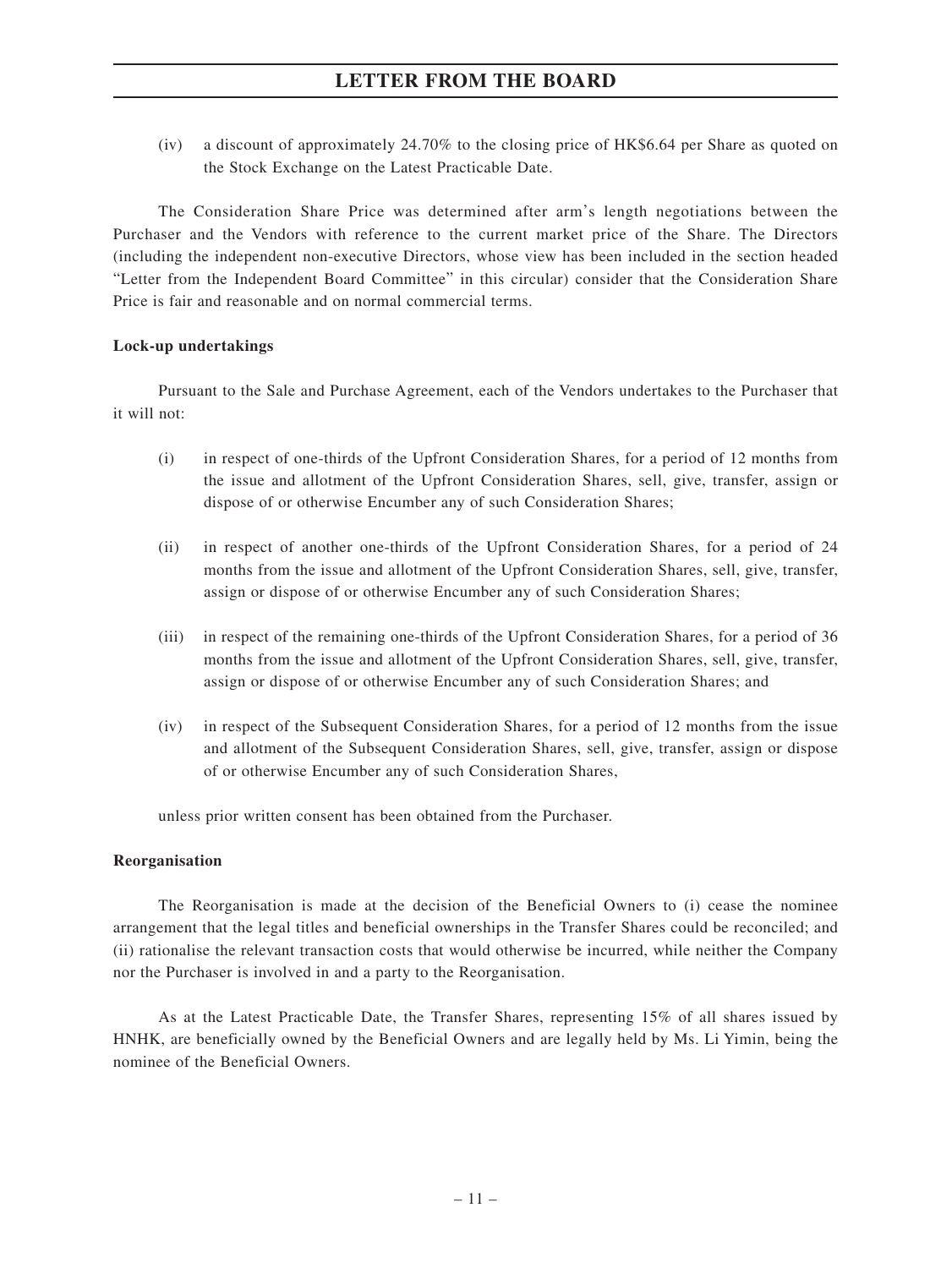(iv) a discount of approximately 24.70% to the closing price of HK$6.64 per Share as quoted on the Stock Exchange on the Latest Practicable Date.

The Consideration Share Price was determined after arm's length negotiations between the Purchaser and the Vendors with reference to the current market price of the Share. The Directors (including the independent non-executive Directors, whose view has been included in the section headed "Letter from the Independent Board Committee" in this circular) consider that the Consideration Share Price is fair and reasonable and on normal commercial terms.

**Lock-up undertakings**

Pursuant to the Sale and Purchase Agreement, each of the Vendors undertakes to the Purchaser that it will not:

(i) in respect of one-thirds of the Upfront Consideration Shares, for a period of 12 months from the issue and allotment of the Upfront Consideration Shares, sell, give, transfer, assign or dispose of or otherwise Encumber any of such Consideration Shares;

(ii) in respect of another one-thirds of the Upfront Consideration Shares, for a period of 24 months from the issue and allotment of the Upfront Consideration Shares, sell, give, transfer, assign or dispose of or otherwise Encumber any of such Consideration Shares;

(iii) in respect of the remaining one-thirds of the Upfront Consideration Shares, for a period of 36 months from the issue and allotment of the Upfront Consideration Shares, sell, give, transfer, assign or dispose of or otherwise Encumber any of such Consideration Shares; and

(iv) in respect of the Subsequent Consideration Shares, for a period of 12 months from the issue and allotment of the Subsequent Consideration Shares, sell, give, transfer, assign or dispose of or otherwise Encumber any of such Consideration Shares,

unless prior written consent has been obtained from the Purchaser.

**Reorganisation**

The Reorganisation is made at the decision of the Beneficial Owners to (i) cease the nominee arrangement that the legal titles and beneficial ownerships in the Transfer Shares could be reconciled; and (ii) rationalise the relevant transaction costs that would otherwise be incurred, while neither the Company nor the Purchaser is involved in and a party to the Reorganisation.

As at the Latest Practicable Date, the Transfer Shares, representing 15% of all shares issued by HNHK, are beneficially owned by the Beneficial Owners and are legally held by Ms. Li Yimin, being the nominee of the Beneficial Owners.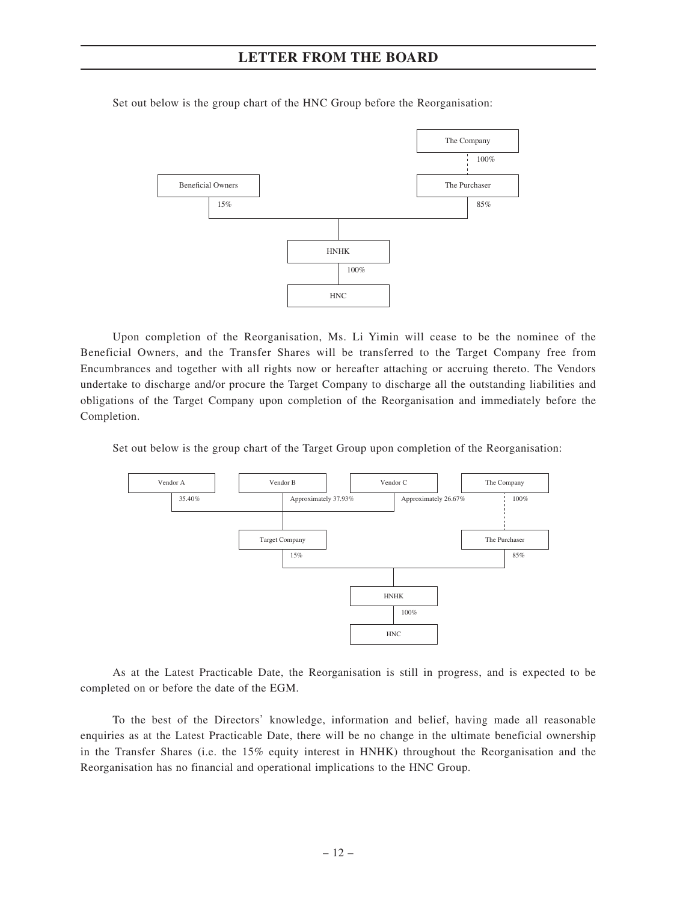Set out below is the group chart of the HNC Group before the Reorganisation:

```
                                                    The Company
                                                        ¦ 100%
Beneficial Owners                                   The Purchaser
   | 15%                                                | 85%
   +--------------------------+-------------------------+
                              |
                             HNHK
                              | 100%
                             HNC
```

Upon completion of the Reorganisation, Ms. Li Yimin will cease to be the nominee of the Beneficial Owners, and the Transfer Shares will be transferred to the Target Company free from Encumbrances and together with all rights now or hereafter attaching or accruing thereto. The Vendors undertake to discharge and/or procure the Target Company to discharge all the outstanding liabilities and obligations of the Target Company upon completion of the Reorganisation and immediately before the Completion.

Set out below is the group chart of the Target Group upon completion of the Reorganisation:

```
Vendor A            Vendor B                    Vendor C                    The Company
  | 35.40%            | Approximately 37.93%      | Approximately 26.67%      ¦ 100%
  +-------------------+---------------------------+                           ¦
                      |                                                       ¦
                Target Company                                          The Purchaser
                      | 15%                                                   | 85%
                      +-----------------------+-------------------------------+
                                              |
                                             HNHK
                                              | 100%
                                             HNC
```

As at the Latest Practicable Date, the Reorganisation is still in progress, and is expected to be completed on or before the date of the EGM.

To the best of the Directors' knowledge, information and belief, having made all reasonable enquiries as at the Latest Practicable Date, there will be no change in the ultimate beneficial ownership in the Transfer Shares (i.e. the 15% equity interest in HNHK) throughout the Reorganisation and the Reorganisation has no financial and operational implications to the HNC Group.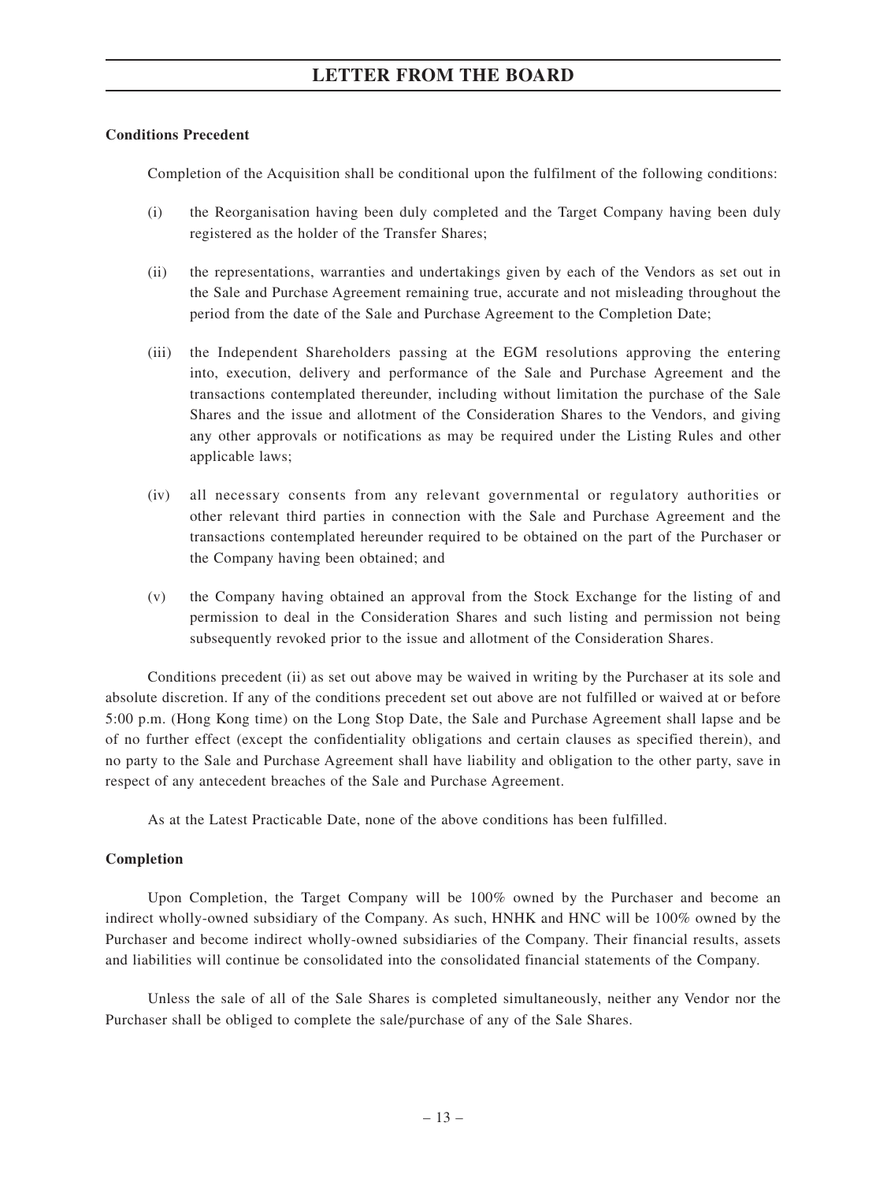**Conditions Precedent**

Completion of the Acquisition shall be conditional upon the fulfilment of the following conditions:

(i) the Reorganisation having been duly completed and the Target Company having been duly registered as the holder of the Transfer Shares;

(ii) the representations, warranties and undertakings given by each of the Vendors as set out in the Sale and Purchase Agreement remaining true, accurate and not misleading throughout the period from the date of the Sale and Purchase Agreement to the Completion Date;

(iii) the Independent Shareholders passing at the EGM resolutions approving the entering into, execution, delivery and performance of the Sale and Purchase Agreement and the transactions contemplated thereunder, including without limitation the purchase of the Sale Shares and the issue and allotment of the Consideration Shares to the Vendors, and giving any other approvals or notifications as may be required under the Listing Rules and other applicable laws;

(iv) all necessary consents from any relevant governmental or regulatory authorities or other relevant third parties in connection with the Sale and Purchase Agreement and the transactions contemplated hereunder required to be obtained on the part of the Purchaser or the Company having been obtained; and

(v) the Company having obtained an approval from the Stock Exchange for the listing of and permission to deal in the Consideration Shares and such listing and permission not being subsequently revoked prior to the issue and allotment of the Consideration Shares.

Conditions precedent (ii) as set out above may be waived in writing by the Purchaser at its sole and absolute discretion. If any of the conditions precedent set out above are not fulfilled or waived at or before 5:00 p.m. (Hong Kong time) on the Long Stop Date, the Sale and Purchase Agreement shall lapse and be of no further effect (except the confidentiality obligations and certain clauses as specified therein), and no party to the Sale and Purchase Agreement shall have liability and obligation to the other party, save in respect of any antecedent breaches of the Sale and Purchase Agreement.

As at the Latest Practicable Date, none of the above conditions has been fulfilled.

**Completion**

Upon Completion, the Target Company will be 100% owned by the Purchaser and become an indirect wholly-owned subsidiary of the Company. As such, HNHK and HNC will be 100% owned by the Purchaser and become indirect wholly-owned subsidiaries of the Company. Their financial results, assets and liabilities will continue be consolidated into the consolidated financial statements of the Company.

Unless the sale of all of the Sale Shares is completed simultaneously, neither any Vendor nor the Purchaser shall be obliged to complete the sale/purchase of any of the Sale Shares.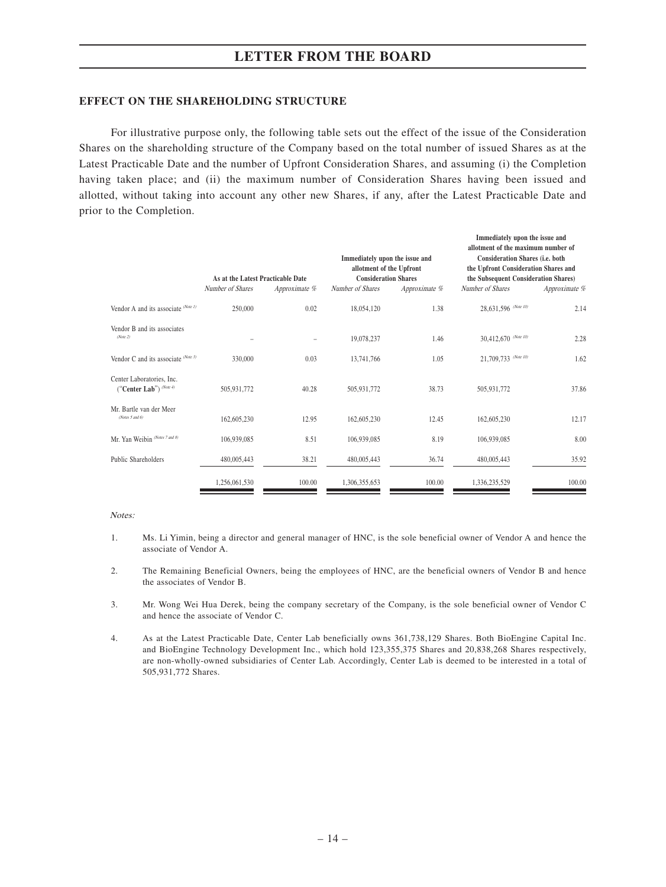## EFFECT ON THE SHAREHOLDING STRUCTURE

For illustrative purpose only, the following table sets out the effect of the issue of the Consideration Shares on the shareholding structure of the Company based on the total number of issued Shares as at the Latest Practicable Date and the number of Upfront Consideration Shares, and assuming (i) the Completion having taken place; and (ii) the maximum number of Consideration Shares having been issued and allotted, without taking into account any other new Shares, if any, after the Latest Practicable Date and prior to the Completion.

| | As at the Latest Practicable Date | | Immediately upon the issue and allotment of the Upfront Consideration Shares | | Immediately upon the issue and allotment of the maximum number of Consideration Shares (i.e. both the Upfront Consideration Shares and the Subsequent Consideration Shares) | |
|---|---|---|---|---|---|---|
| | *Number of Shares* | *Approximate %* | *Number of Shares* | *Approximate %* | *Number of Shares* | *Approximate %* |
| Vendor A and its associate *(Note 1)* | 250,000 | 0.02 | 18,054,120 | 1.38 | 28,631,596 *(Note 10)* | 2.14 |
| Vendor B and its associates *(Note 2)* | – | – | 19,078,237 | 1.46 | 30,412,670 *(Note 10)* | 2.28 |
| Vendor C and its associate *(Note 3)* | 330,000 | 0.03 | 13,741,766 | 1.05 | 21,709,733 *(Note 10)* | 1.62 |
| Center Laboratories, Inc. ("**Center Lab**") *(Note 4)* | 505,931,772 | 40.28 | 505,931,772 | 38.73 | 505,931,772 | 37.86 |
| Mr. Bartle van der Meer *(Notes 5 and 6)* | 162,605,230 | 12.95 | 162,605,230 | 12.45 | 162,605,230 | 12.17 |
| Mr. Yan Weibin *(Notes 7 and 8)* | 106,939,085 | 8.51 | 106,939,085 | 8.19 | 106,939,085 | 8.00 |
| Public Shareholders | 480,005,443 | 38.21 | 480,005,443 | 36.74 | 480,005,443 | 35.92 |
| | 1,256,061,530 | 100.00 | 1,306,355,653 | 100.00 | 1,336,235,529 | 100.00 |

*Notes:*

1. Ms. Li Yimin, being a director and general manager of HNC, is the sole beneficial owner of Vendor A and hence the associate of Vendor A.

2. The Remaining Beneficial Owners, being the employees of HNC, are the beneficial owners of Vendor B and hence the associates of Vendor B.

3. Mr. Wong Wei Hua Derek, being the company secretary of the Company, is the sole beneficial owner of Vendor C and hence the associate of Vendor C.

4. As at the Latest Practicable Date, Center Lab beneficially owns 361,738,129 Shares. Both BioEngine Capital Inc. and BioEngine Technology Development Inc., which hold 123,355,375 Shares and 20,838,268 Shares respectively, are non-wholly-owned subsidiaries of Center Lab. Accordingly, Center Lab is deemed to be interested in a total of 505,931,772 Shares.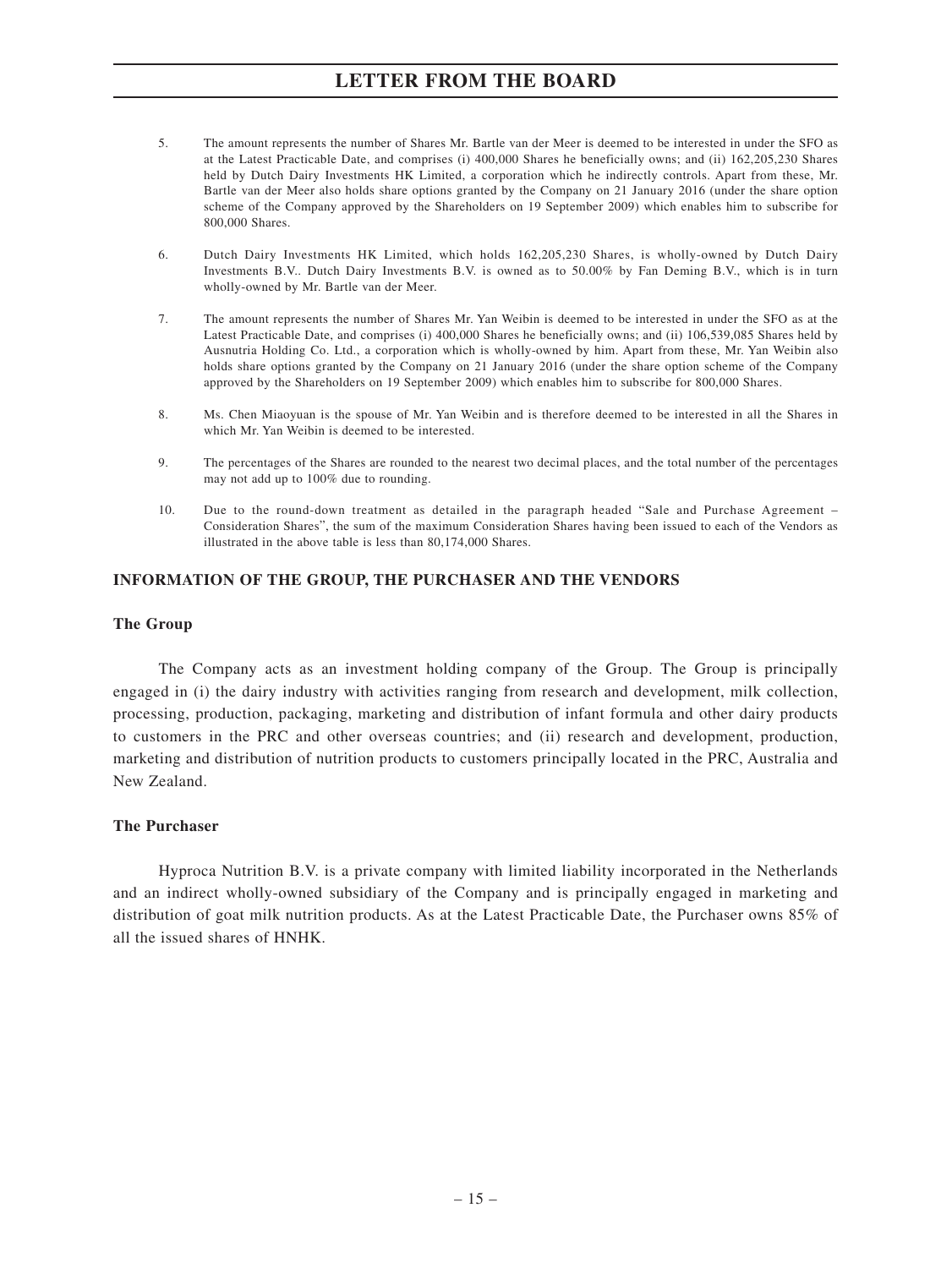5. The amount represents the number of Shares Mr. Bartle van der Meer is deemed to be interested in under the SFO as at the Latest Practicable Date, and comprises (i) 400,000 Shares he beneficially owns; and (ii) 162,205,230 Shares held by Dutch Dairy Investments HK Limited, a corporation which he indirectly controls. Apart from these, Mr. Bartle van der Meer also holds share options granted by the Company on 21 January 2016 (under the share option scheme of the Company approved by the Shareholders on 19 September 2009) which enables him to subscribe for 800,000 Shares.

6. Dutch Dairy Investments HK Limited, which holds 162,205,230 Shares, is wholly-owned by Dutch Dairy Investments B.V.. Dutch Dairy Investments B.V. is owned as to 50.00% by Fan Deming B.V., which is in turn wholly-owned by Mr. Bartle van der Meer.

7. The amount represents the number of Shares Mr. Yan Weibin is deemed to be interested in under the SFO as at the Latest Practicable Date, and comprises (i) 400,000 Shares he beneficially owns; and (ii) 106,539,085 Shares held by Ausnutria Holding Co. Ltd., a corporation which is wholly-owned by him. Apart from these, Mr. Yan Weibin also holds share options granted by the Company on 21 January 2016 (under the share option scheme of the Company approved by the Shareholders on 19 September 2009) which enables him to subscribe for 800,000 Shares.

8. Ms. Chen Miaoyuan is the spouse of Mr. Yan Weibin and is therefore deemed to be interested in all the Shares in which Mr. Yan Weibin is deemed to be interested.

9. The percentages of the Shares are rounded to the nearest two decimal places, and the total number of the percentages may not add up to 100% due to rounding.

10. Due to the round-down treatment as detailed in the paragraph headed "Sale and Purchase Agreement – Consideration Shares", the sum of the maximum Consideration Shares having been issued to each of the Vendors as illustrated in the above table is less than 80,174,000 Shares.

## INFORMATION OF THE GROUP, THE PURCHASER AND THE VENDORS

### The Group

The Company acts as an investment holding company of the Group. The Group is principally engaged in (i) the dairy industry with activities ranging from research and development, milk collection, processing, production, packaging, marketing and distribution of infant formula and other dairy products to customers in the PRC and other overseas countries; and (ii) research and development, production, marketing and distribution of nutrition products to customers principally located in the PRC, Australia and New Zealand.

### The Purchaser

Hyproca Nutrition B.V. is a private company with limited liability incorporated in the Netherlands and an indirect wholly-owned subsidiary of the Company and is principally engaged in marketing and distribution of goat milk nutrition products. As at the Latest Practicable Date, the Purchaser owns 85% of all the issued shares of HNHK.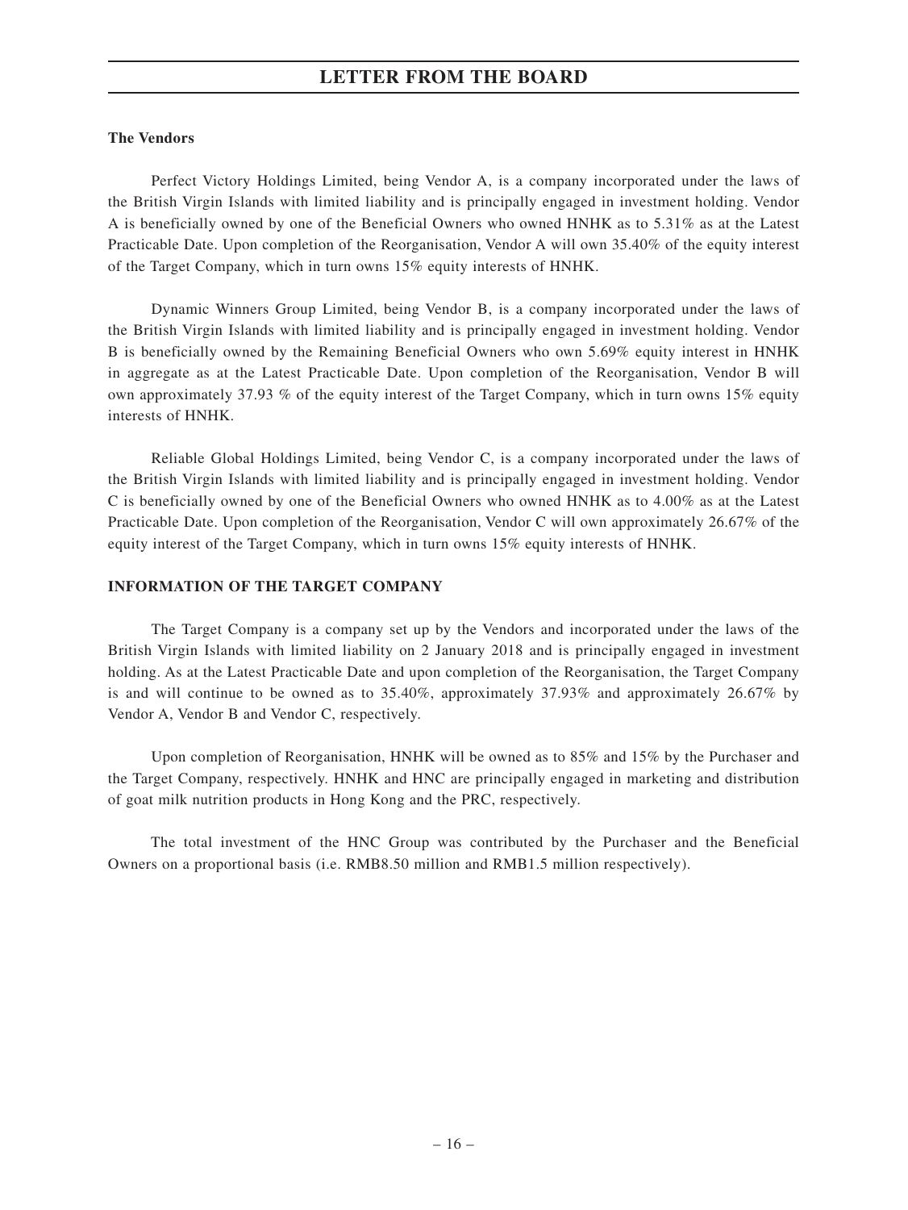**The Vendors**

Perfect Victory Holdings Limited, being Vendor A, is a company incorporated under the laws of the British Virgin Islands with limited liability and is principally engaged in investment holding. Vendor A is beneficially owned by one of the Beneficial Owners who owned HNHK as to 5.31% as at the Latest Practicable Date. Upon completion of the Reorganisation, Vendor A will own 35.40% of the equity interest of the Target Company, which in turn owns 15% equity interests of HNHK.

Dynamic Winners Group Limited, being Vendor B, is a company incorporated under the laws of the British Virgin Islands with limited liability and is principally engaged in investment holding. Vendor B is beneficially owned by the Remaining Beneficial Owners who own 5.69% equity interest in HNHK in aggregate as at the Latest Practicable Date. Upon completion of the Reorganisation, Vendor B will own approximately 37.93 % of the equity interest of the Target Company, which in turn owns 15% equity interests of HNHK.

Reliable Global Holdings Limited, being Vendor C, is a company incorporated under the laws of the British Virgin Islands with limited liability and is principally engaged in investment holding. Vendor C is beneficially owned by one of the Beneficial Owners who owned HNHK as to 4.00% as at the Latest Practicable Date. Upon completion of the Reorganisation, Vendor C will own approximately 26.67% of the equity interest of the Target Company, which in turn owns 15% equity interests of HNHK.

**INFORMATION OF THE TARGET COMPANY**

The Target Company is a company set up by the Vendors and incorporated under the laws of the British Virgin Islands with limited liability on 2 January 2018 and is principally engaged in investment holding. As at the Latest Practicable Date and upon completion of the Reorganisation, the Target Company is and will continue to be owned as to 35.40%, approximately 37.93% and approximately 26.67% by Vendor A, Vendor B and Vendor C, respectively.

Upon completion of Reorganisation, HNHK will be owned as to 85% and 15% by the Purchaser and the Target Company, respectively. HNHK and HNC are principally engaged in marketing and distribution of goat milk nutrition products in Hong Kong and the PRC, respectively.

The total investment of the HNC Group was contributed by the Purchaser and the Beneficial Owners on a proportional basis (i.e. RMB8.50 million and RMB1.5 million respectively).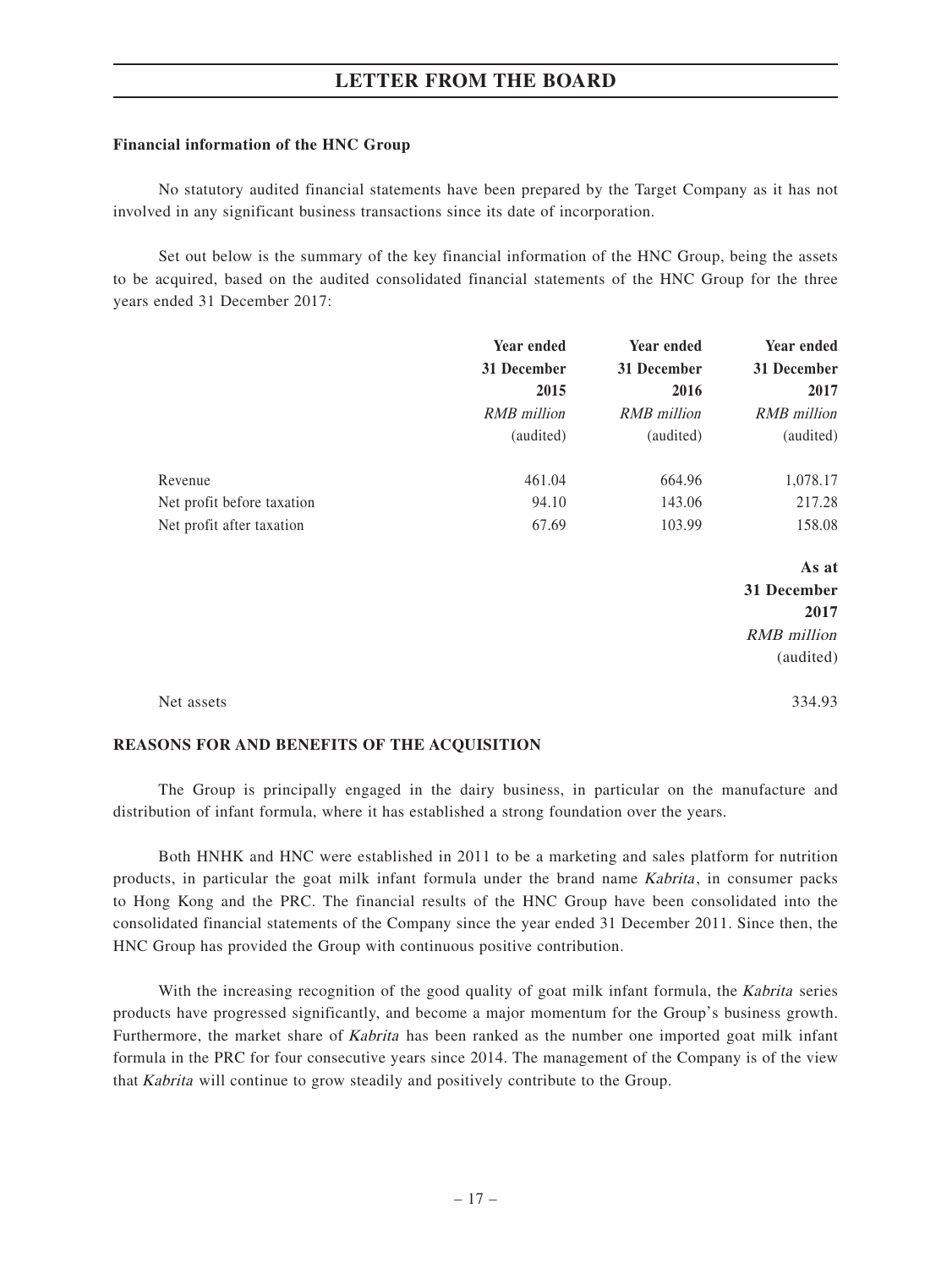**Financial information of the HNC Group**

No statutory audited financial statements have been prepared by the Target Company as it has not involved in any significant business transactions since its date of incorporation.

Set out below is the summary of the key financial information of the HNC Group, being the assets to be acquired, based on the audited consolidated financial statements of the HNC Group for the three years ended 31 December 2017:

| | Year ended 31 December 2015 | Year ended 31 December 2016 | Year ended 31 December 2017 |
|---|---|---|---|
| | *RMB million* | *RMB million* | *RMB million* |
| | (audited) | (audited) | (audited) |
| Revenue | 461.04 | 664.96 | 1,078.17 |
| Net profit before taxation | 94.10 | 143.06 | 217.28 |
| Net profit after taxation | 67.69 | 103.99 | 158.08 |

| | As at 31 December 2017 |
|---|---|
| | *RMB million* |
| | (audited) |
| Net assets | 334.93 |

**REASONS FOR AND BENEFITS OF THE ACQUISITION**

The Group is principally engaged in the dairy business, in particular on the manufacture and distribution of infant formula, where it has established a strong foundation over the years.

Both HNHK and HNC were established in 2011 to be a marketing and sales platform for nutrition products, in particular the goat milk infant formula under the brand name *Kabrita*, in consumer packs to Hong Kong and the PRC. The financial results of the HNC Group have been consolidated into the consolidated financial statements of the Company since the year ended 31 December 2011. Since then, the HNC Group has provided the Group with continuous positive contribution.

With the increasing recognition of the good quality of goat milk infant formula, the *Kabrita* series products have progressed significantly, and become a major momentum for the Group's business growth. Furthermore, the market share of *Kabrita* has been ranked as the number one imported goat milk infant formula in the PRC for four consecutive years since 2014. The management of the Company is of the view that *Kabrita* will continue to grow steadily and positively contribute to the Group.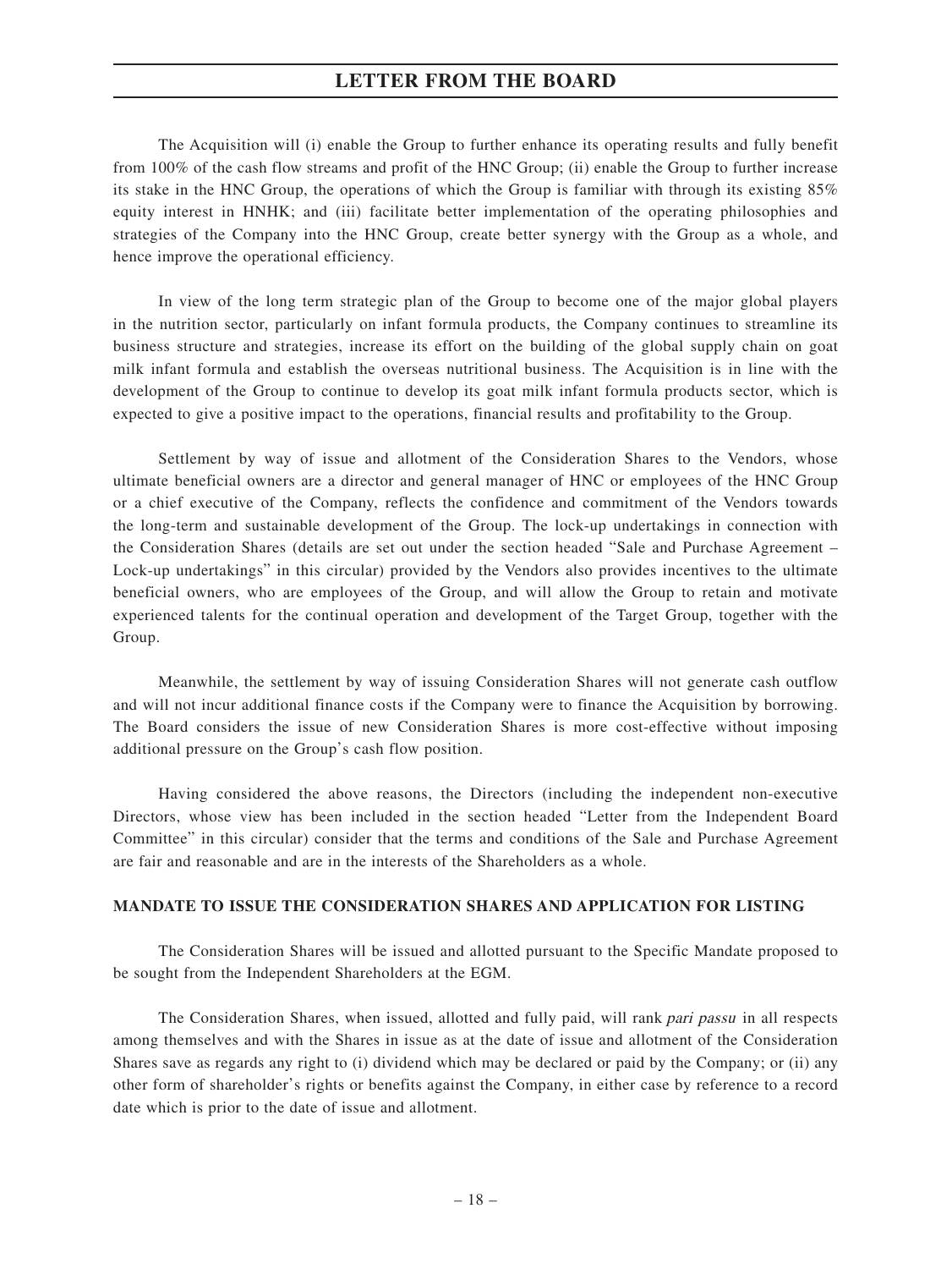The Acquisition will (i) enable the Group to further enhance its operating results and fully benefit from 100% of the cash flow streams and profit of the HNC Group; (ii) enable the Group to further increase its stake in the HNC Group, the operations of which the Group is familiar with through its existing 85% equity interest in HNHK; and (iii) facilitate better implementation of the operating philosophies and strategies of the Company into the HNC Group, create better synergy with the Group as a whole, and hence improve the operational efficiency.

In view of the long term strategic plan of the Group to become one of the major global players in the nutrition sector, particularly on infant formula products, the Company continues to streamline its business structure and strategies, increase its effort on the building of the global supply chain on goat milk infant formula and establish the overseas nutritional business. The Acquisition is in line with the development of the Group to continue to develop its goat milk infant formula products sector, which is expected to give a positive impact to the operations, financial results and profitability to the Group.

Settlement by way of issue and allotment of the Consideration Shares to the Vendors, whose ultimate beneficial owners are a director and general manager of HNC or employees of the HNC Group or a chief executive of the Company, reflects the confidence and commitment of the Vendors towards the long-term and sustainable development of the Group. The lock-up undertakings in connection with the Consideration Shares (details are set out under the section headed "Sale and Purchase Agreement – Lock-up undertakings" in this circular) provided by the Vendors also provides incentives to the ultimate beneficial owners, who are employees of the Group, and will allow the Group to retain and motivate experienced talents for the continual operation and development of the Target Group, together with the Group.

Meanwhile, the settlement by way of issuing Consideration Shares will not generate cash outflow and will not incur additional finance costs if the Company were to finance the Acquisition by borrowing. The Board considers the issue of new Consideration Shares is more cost-effective without imposing additional pressure on the Group's cash flow position.

Having considered the above reasons, the Directors (including the independent non-executive Directors, whose view has been included in the section headed "Letter from the Independent Board Committee" in this circular) consider that the terms and conditions of the Sale and Purchase Agreement are fair and reasonable and are in the interests of the Shareholders as a whole.

## MANDATE TO ISSUE THE CONSIDERATION SHARES AND APPLICATION FOR LISTING

The Consideration Shares will be issued and allotted pursuant to the Specific Mandate proposed to be sought from the Independent Shareholders at the EGM.

The Consideration Shares, when issued, allotted and fully paid, will rank *pari passu* in all respects among themselves and with the Shares in issue as at the date of issue and allotment of the Consideration Shares save as regards any right to (i) dividend which may be declared or paid by the Company; or (ii) any other form of shareholder's rights or benefits against the Company, in either case by reference to a record date which is prior to the date of issue and allotment.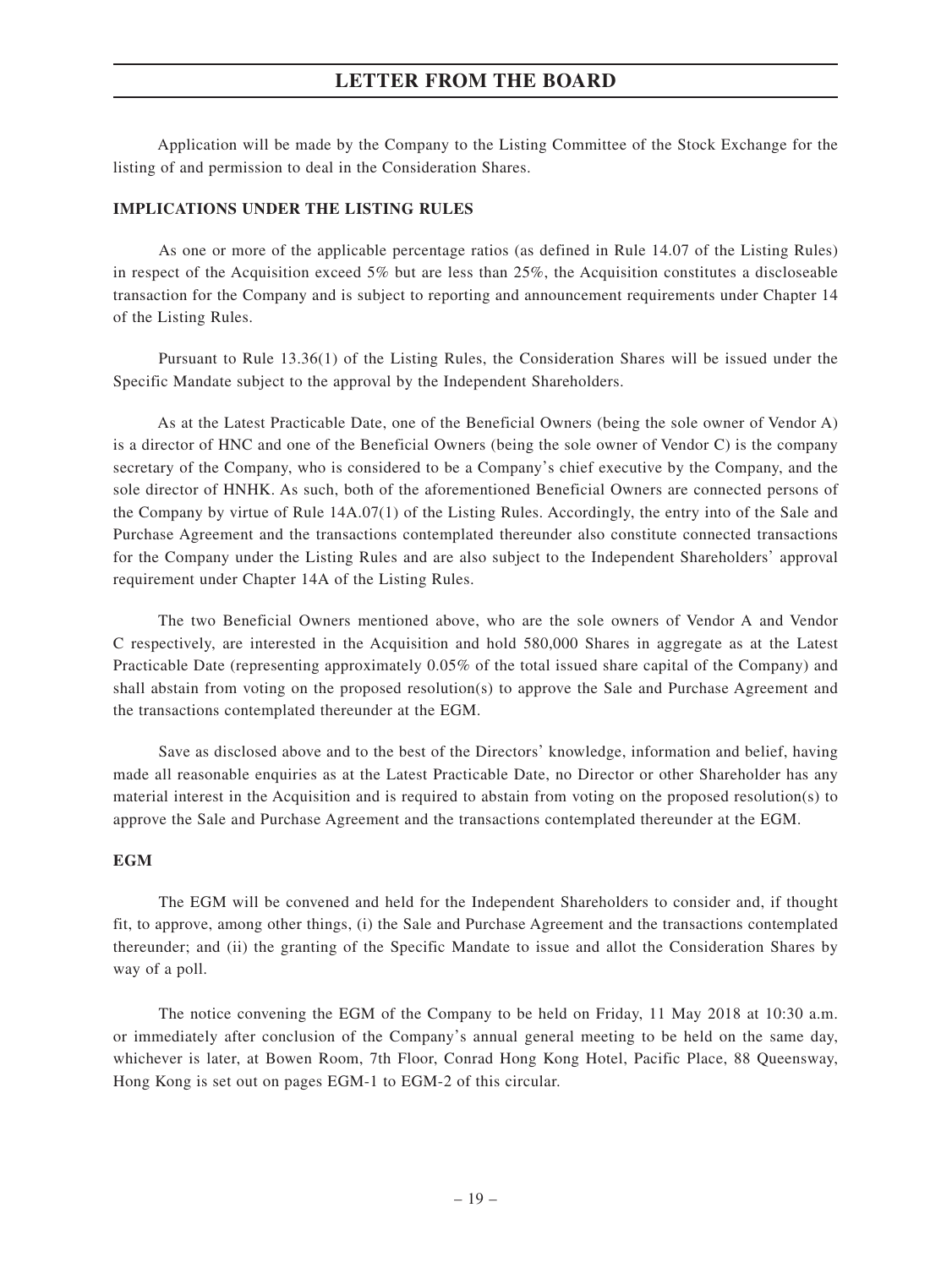Application will be made by the Company to the Listing Committee of the Stock Exchange for the listing of and permission to deal in the Consideration Shares.

**IMPLICATIONS UNDER THE LISTING RULES**

As one or more of the applicable percentage ratios (as defined in Rule 14.07 of the Listing Rules) in respect of the Acquisition exceed 5% but are less than 25%, the Acquisition constitutes a discloseable transaction for the Company and is subject to reporting and announcement requirements under Chapter 14 of the Listing Rules.

Pursuant to Rule 13.36(1) of the Listing Rules, the Consideration Shares will be issued under the Specific Mandate subject to the approval by the Independent Shareholders.

As at the Latest Practicable Date, one of the Beneficial Owners (being the sole owner of Vendor A) is a director of HNC and one of the Beneficial Owners (being the sole owner of Vendor C) is the company secretary of the Company, who is considered to be a Company's chief executive by the Company, and the sole director of HNHK. As such, both of the aforementioned Beneficial Owners are connected persons of the Company by virtue of Rule 14A.07(1) of the Listing Rules. Accordingly, the entry into of the Sale and Purchase Agreement and the transactions contemplated thereunder also constitute connected transactions for the Company under the Listing Rules and are also subject to the Independent Shareholders' approval requirement under Chapter 14A of the Listing Rules.

The two Beneficial Owners mentioned above, who are the sole owners of Vendor A and Vendor C respectively, are interested in the Acquisition and hold 580,000 Shares in aggregate as at the Latest Practicable Date (representing approximately 0.05% of the total issued share capital of the Company) and shall abstain from voting on the proposed resolution(s) to approve the Sale and Purchase Agreement and the transactions contemplated thereunder at the EGM.

Save as disclosed above and to the best of the Directors' knowledge, information and belief, having made all reasonable enquiries as at the Latest Practicable Date, no Director or other Shareholder has any material interest in the Acquisition and is required to abstain from voting on the proposed resolution(s) to approve the Sale and Purchase Agreement and the transactions contemplated thereunder at the EGM.

**EGM**

The EGM will be convened and held for the Independent Shareholders to consider and, if thought fit, to approve, among other things, (i) the Sale and Purchase Agreement and the transactions contemplated thereunder; and (ii) the granting of the Specific Mandate to issue and allot the Consideration Shares by way of a poll.

The notice convening the EGM of the Company to be held on Friday, 11 May 2018 at 10:30 a.m. or immediately after conclusion of the Company's annual general meeting to be held on the same day, whichever is later, at Bowen Room, 7th Floor, Conrad Hong Kong Hotel, Pacific Place, 88 Queensway, Hong Kong is set out on pages EGM-1 to EGM-2 of this circular.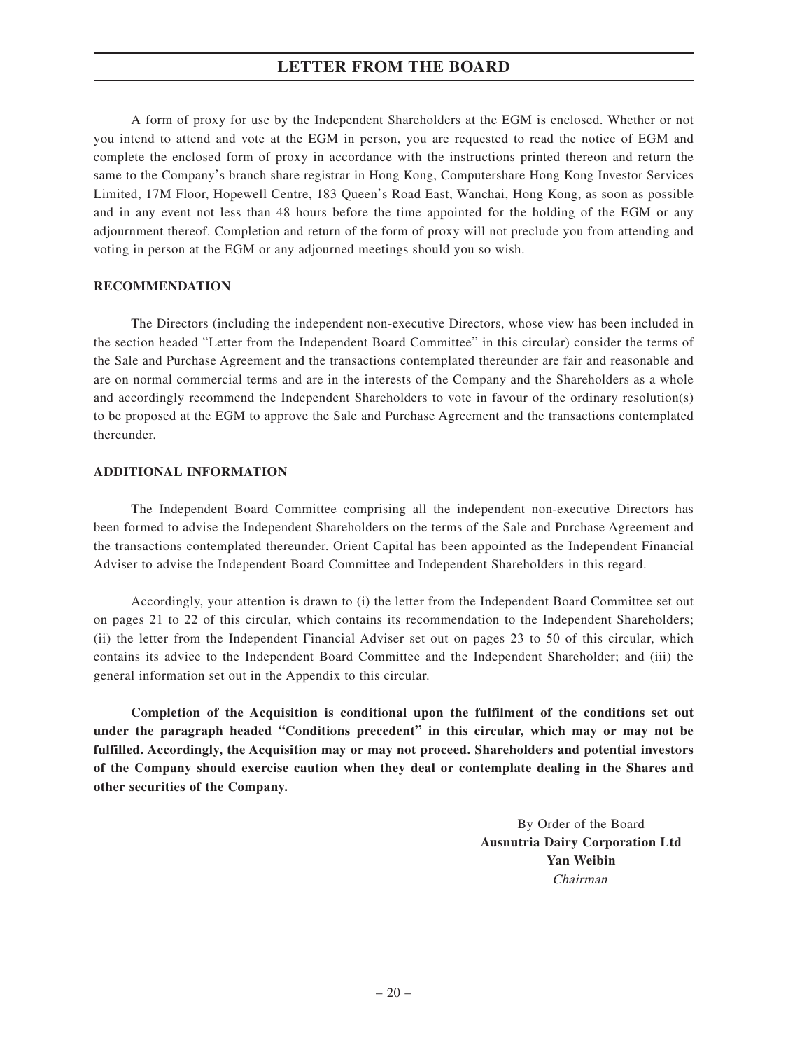A form of proxy for use by the Independent Shareholders at the EGM is enclosed. Whether or not you intend to attend and vote at the EGM in person, you are requested to read the notice of EGM and complete the enclosed form of proxy in accordance with the instructions printed thereon and return the same to the Company's branch share registrar in Hong Kong, Computershare Hong Kong Investor Services Limited, 17M Floor, Hopewell Centre, 183 Queen's Road East, Wanchai, Hong Kong, as soon as possible and in any event not less than 48 hours before the time appointed for the holding of the EGM or any adjournment thereof. Completion and return of the form of proxy will not preclude you from attending and voting in person at the EGM or any adjourned meetings should you so wish.

## RECOMMENDATION

The Directors (including the independent non-executive Directors, whose view has been included in the section headed "Letter from the Independent Board Committee" in this circular) consider the terms of the Sale and Purchase Agreement and the transactions contemplated thereunder are fair and reasonable and are on normal commercial terms and are in the interests of the Company and the Shareholders as a whole and accordingly recommend the Independent Shareholders to vote in favour of the ordinary resolution(s) to be proposed at the EGM to approve the Sale and Purchase Agreement and the transactions contemplated thereunder.

## ADDITIONAL INFORMATION

The Independent Board Committee comprising all the independent non-executive Directors has been formed to advise the Independent Shareholders on the terms of the Sale and Purchase Agreement and the transactions contemplated thereunder. Orient Capital has been appointed as the Independent Financial Adviser to advise the Independent Board Committee and Independent Shareholders in this regard.

Accordingly, your attention is drawn to (i) the letter from the Independent Board Committee set out on pages 21 to 22 of this circular, which contains its recommendation to the Independent Shareholders; (ii) the letter from the Independent Financial Adviser set out on pages 23 to 50 of this circular, which contains its advice to the Independent Board Committee and the Independent Shareholder; and (iii) the general information set out in the Appendix to this circular.

**Completion of the Acquisition is conditional upon the fulfilment of the conditions set out under the paragraph headed "Conditions precedent" in this circular, which may or may not be fulfilled. Accordingly, the Acquisition may or may not proceed. Shareholders and potential investors of the Company should exercise caution when they deal or contemplate dealing in the Shares and other securities of the Company.**

By Order of the Board
**Ausnutria Dairy Corporation Ltd**
**Yan Weibin**
*Chairman*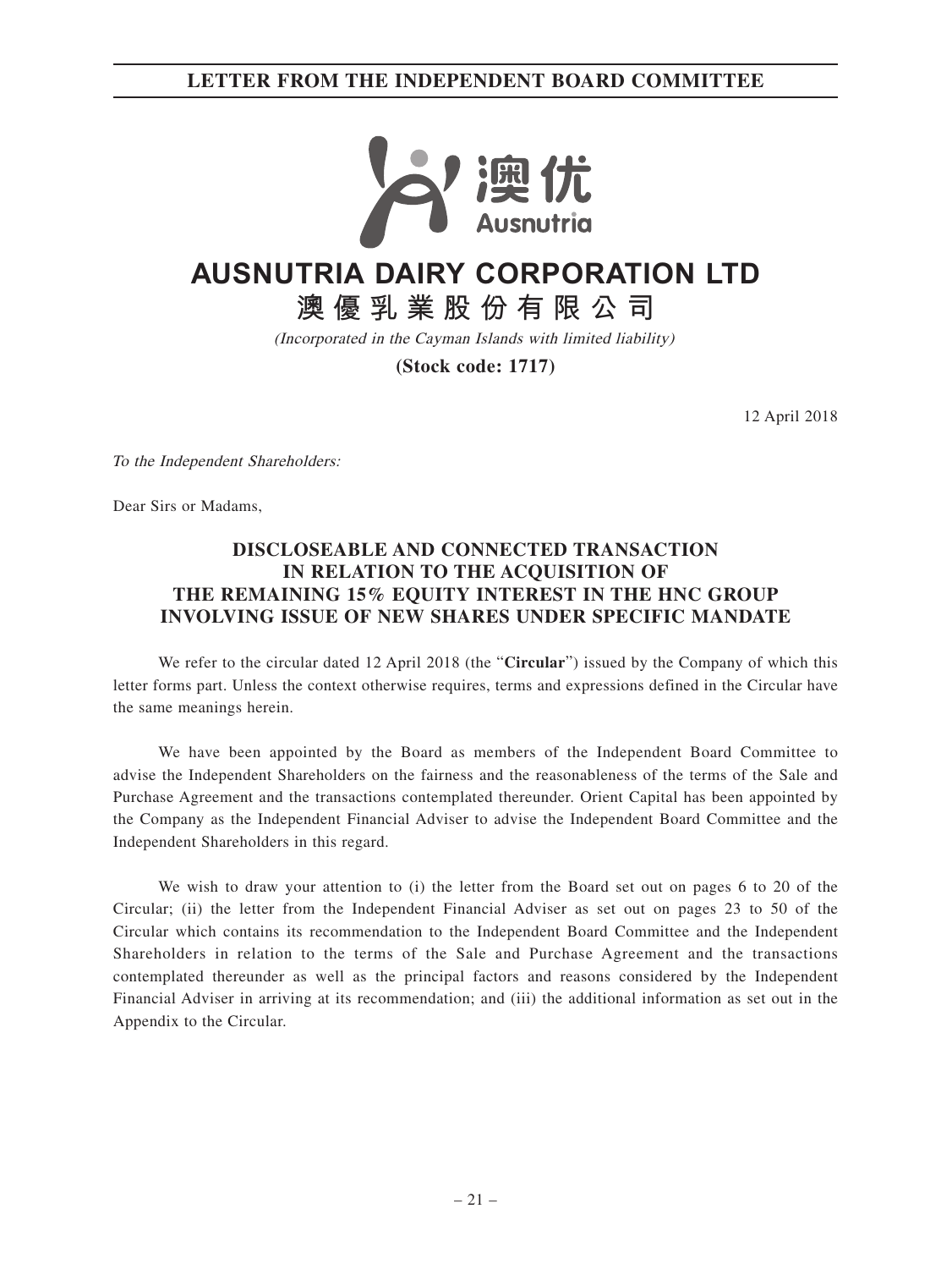# LETTER FROM THE INDEPENDENT BOARD COMMITTEE

澳优 Ausnutria

# AUSNUTRIA DAIRY CORPORATION LTD

## 澳優乳業股份有限公司

*(Incorporated in the Cayman Islands with limited liability)*

**(Stock code: 1717)**

12 April 2018

*To the Independent Shareholders:*

Dear Sirs or Madams,

**DISCLOSEABLE AND CONNECTED TRANSACTION IN RELATION TO THE ACQUISITION OF THE REMAINING 15% EQUITY INTEREST IN THE HNC GROUP INVOLVING ISSUE OF NEW SHARES UNDER SPECIFIC MANDATE**

We refer to the circular dated 12 April 2018 (the "**Circular**") issued by the Company of which this letter forms part. Unless the context otherwise requires, terms and expressions defined in the Circular have the same meanings herein.

We have been appointed by the Board as members of the Independent Board Committee to advise the Independent Shareholders on the fairness and the reasonableness of the terms of the Sale and Purchase Agreement and the transactions contemplated thereunder. Orient Capital has been appointed by the Company as the Independent Financial Adviser to advise the Independent Board Committee and the Independent Shareholders in this regard.

We wish to draw your attention to (i) the letter from the Board set out on pages 6 to 20 of the Circular; (ii) the letter from the Independent Financial Adviser as set out on pages 23 to 50 of the Circular which contains its recommendation to the Independent Board Committee and the Independent Shareholders in relation to the terms of the Sale and Purchase Agreement and the transactions contemplated thereunder as well as the principal factors and reasons considered by the Independent Financial Adviser in arriving at its recommendation; and (iii) the additional information as set out in the Appendix to the Circular.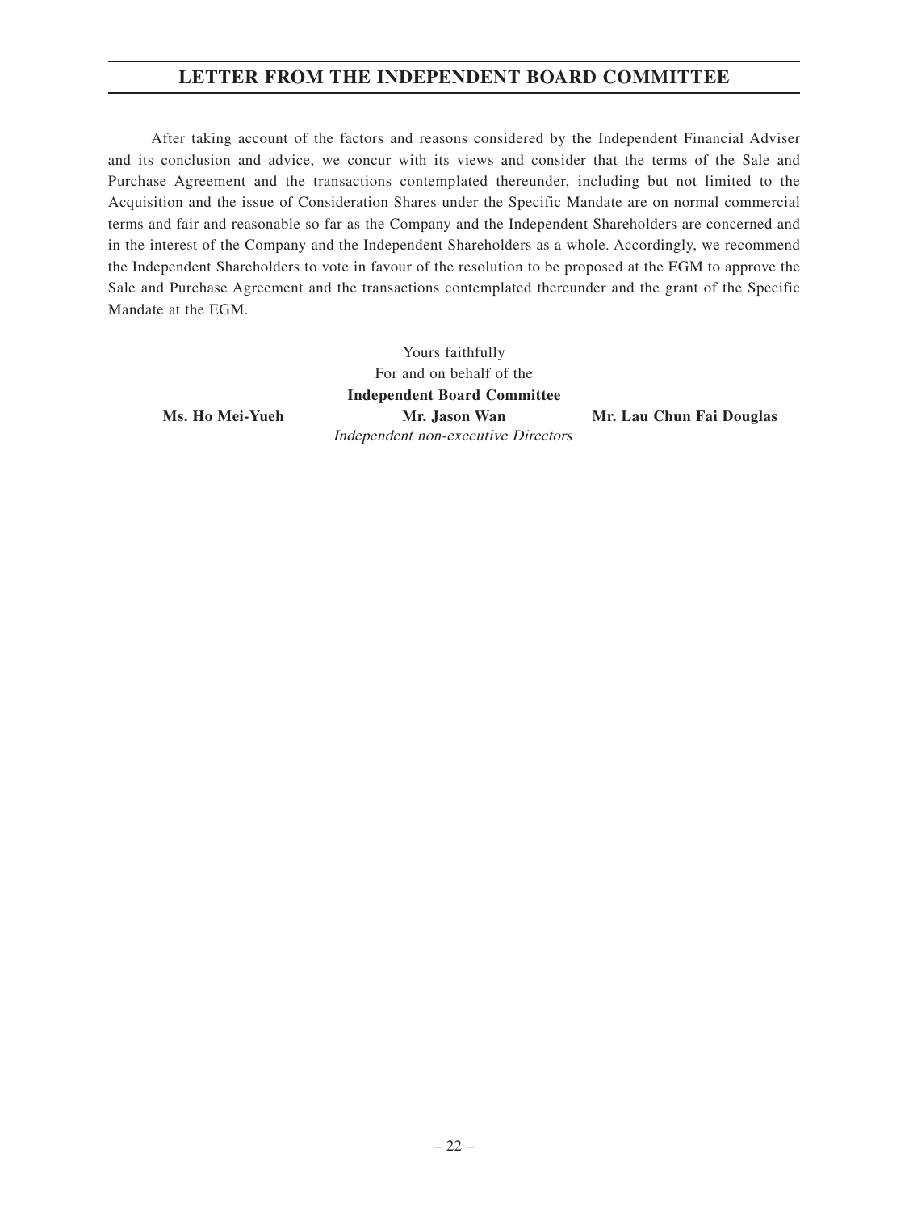After taking account of the factors and reasons considered by the Independent Financial Adviser and its conclusion and advice, we concur with its views and consider that the terms of the Sale and Purchase Agreement and the transactions contemplated thereunder, including but not limited to the Acquisition and the issue of Consideration Shares under the Specific Mandate are on normal commercial terms and fair and reasonable so far as the Company and the Independent Shareholders are concerned and in the interest of the Company and the Independent Shareholders as a whole. Accordingly, we recommend the Independent Shareholders to vote in favour of the resolution to be proposed at the EGM to approve the Sale and Purchase Agreement and the transactions contemplated thereunder and the grant of the Specific Mandate at the EGM.

Yours faithfully
For and on behalf of the
**Independent Board Committee**

**Ms. Ho Mei-Yueh** **Mr. Jason Wan** **Mr. Lau Chun Fai Douglas**
*Independent non-executive Directors*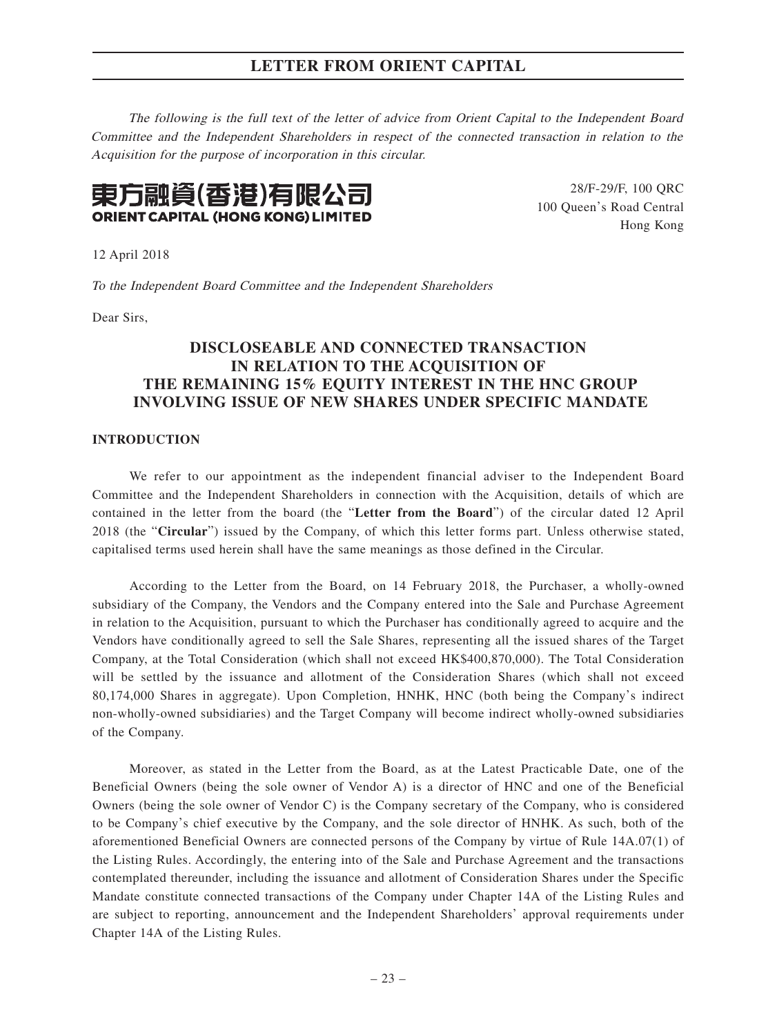*The following is the full text of the letter of advice from Orient Capital to the Independent Board Committee and the Independent Shareholders in respect of the connected transaction in relation to the Acquisition for the purpose of incorporation in this circular.*

**東方融資(香港)有限公司**
**ORIENT CAPITAL (HONG KONG) LIMITED**

28/F-29/F, 100 QRC
100 Queen's Road Central
Hong Kong

12 April 2018

*To the Independent Board Committee and the Independent Shareholders*

Dear Sirs,

## DISCLOSEABLE AND CONNECTED TRANSACTION IN RELATION TO THE ACQUISITION OF THE REMAINING 15% EQUITY INTEREST IN THE HNC GROUP INVOLVING ISSUE OF NEW SHARES UNDER SPECIFIC MANDATE

### INTRODUCTION

We refer to our appointment as the independent financial adviser to the Independent Board Committee and the Independent Shareholders in connection with the Acquisition, details of which are contained in the letter from the board (the "**Letter from the Board**") of the circular dated 12 April 2018 (the "**Circular**") issued by the Company, of which this letter forms part. Unless otherwise stated, capitalised terms used herein shall have the same meanings as those defined in the Circular.

According to the Letter from the Board, on 14 February 2018, the Purchaser, a wholly-owned subsidiary of the Company, the Vendors and the Company entered into the Sale and Purchase Agreement in relation to the Acquisition, pursuant to which the Purchaser has conditionally agreed to acquire and the Vendors have conditionally agreed to sell the Sale Shares, representing all the issued shares of the Target Company, at the Total Consideration (which shall not exceed HK$400,870,000). The Total Consideration will be settled by the issuance and allotment of the Consideration Shares (which shall not exceed 80,174,000 Shares in aggregate). Upon Completion, HNHK, HNC (both being the Company's indirect non-wholly-owned subsidiaries) and the Target Company will become indirect wholly-owned subsidiaries of the Company.

Moreover, as stated in the Letter from the Board, as at the Latest Practicable Date, one of the Beneficial Owners (being the sole owner of Vendor A) is a director of HNC and one of the Beneficial Owners (being the sole owner of Vendor C) is the Company secretary of the Company, who is considered to be Company's chief executive by the Company, and the sole director of HNHK. As such, both of the aforementioned Beneficial Owners are connected persons of the Company by virtue of Rule 14A.07(1) of the Listing Rules. Accordingly, the entering into of the Sale and Purchase Agreement and the transactions contemplated thereunder, including the issuance and allotment of Consideration Shares under the Specific Mandate constitute connected transactions of the Company under Chapter 14A of the Listing Rules and are subject to reporting, announcement and the Independent Shareholders' approval requirements under Chapter 14A of the Listing Rules.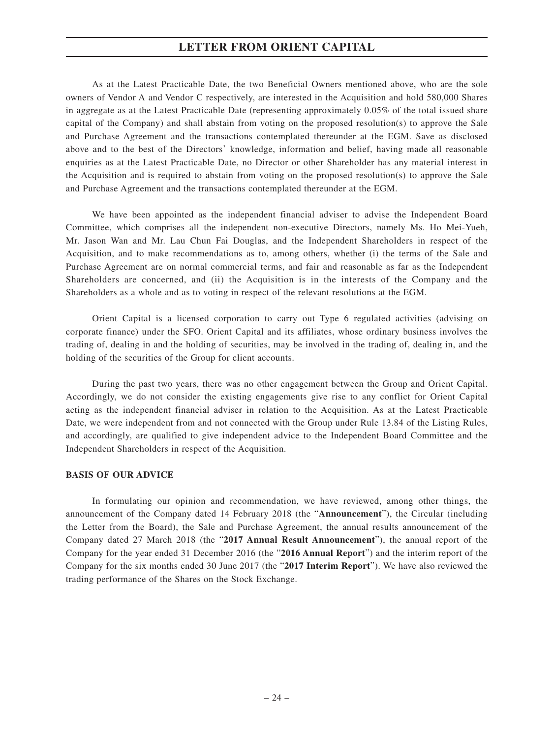As at the Latest Practicable Date, the two Beneficial Owners mentioned above, who are the sole owners of Vendor A and Vendor C respectively, are interested in the Acquisition and hold 580,000 Shares in aggregate as at the Latest Practicable Date (representing approximately 0.05% of the total issued share capital of the Company) and shall abstain from voting on the proposed resolution(s) to approve the Sale and Purchase Agreement and the transactions contemplated thereunder at the EGM. Save as disclosed above and to the best of the Directors' knowledge, information and belief, having made all reasonable enquiries as at the Latest Practicable Date, no Director or other Shareholder has any material interest in the Acquisition and is required to abstain from voting on the proposed resolution(s) to approve the Sale and Purchase Agreement and the transactions contemplated thereunder at the EGM.

We have been appointed as the independent financial adviser to advise the Independent Board Committee, which comprises all the independent non-executive Directors, namely Ms. Ho Mei-Yueh, Mr. Jason Wan and Mr. Lau Chun Fai Douglas, and the Independent Shareholders in respect of the Acquisition, and to make recommendations as to, among others, whether (i) the terms of the Sale and Purchase Agreement are on normal commercial terms, and fair and reasonable as far as the Independent Shareholders are concerned, and (ii) the Acquisition is in the interests of the Company and the Shareholders as a whole and as to voting in respect of the relevant resolutions at the EGM.

Orient Capital is a licensed corporation to carry out Type 6 regulated activities (advising on corporate finance) under the SFO. Orient Capital and its affiliates, whose ordinary business involves the trading of, dealing in and the holding of securities, may be involved in the trading of, dealing in, and the holding of the securities of the Group for client accounts.

During the past two years, there was no other engagement between the Group and Orient Capital. Accordingly, we do not consider the existing engagements give rise to any conflict for Orient Capital acting as the independent financial adviser in relation to the Acquisition. As at the Latest Practicable Date, we were independent from and not connected with the Group under Rule 13.84 of the Listing Rules, and accordingly, are qualified to give independent advice to the Independent Board Committee and the Independent Shareholders in respect of the Acquisition.

**BASIS OF OUR ADVICE**

In formulating our opinion and recommendation, we have reviewed, among other things, the announcement of the Company dated 14 February 2018 (the "**Announcement**"), the Circular (including the Letter from the Board), the Sale and Purchase Agreement, the annual results announcement of the Company dated 27 March 2018 (the "**2017 Annual Result Announcement**"), the annual report of the Company for the year ended 31 December 2016 (the "**2016 Annual Report**") and the interim report of the Company for the six months ended 30 June 2017 (the "**2017 Interim Report**"). We have also reviewed the trading performance of the Shares on the Stock Exchange.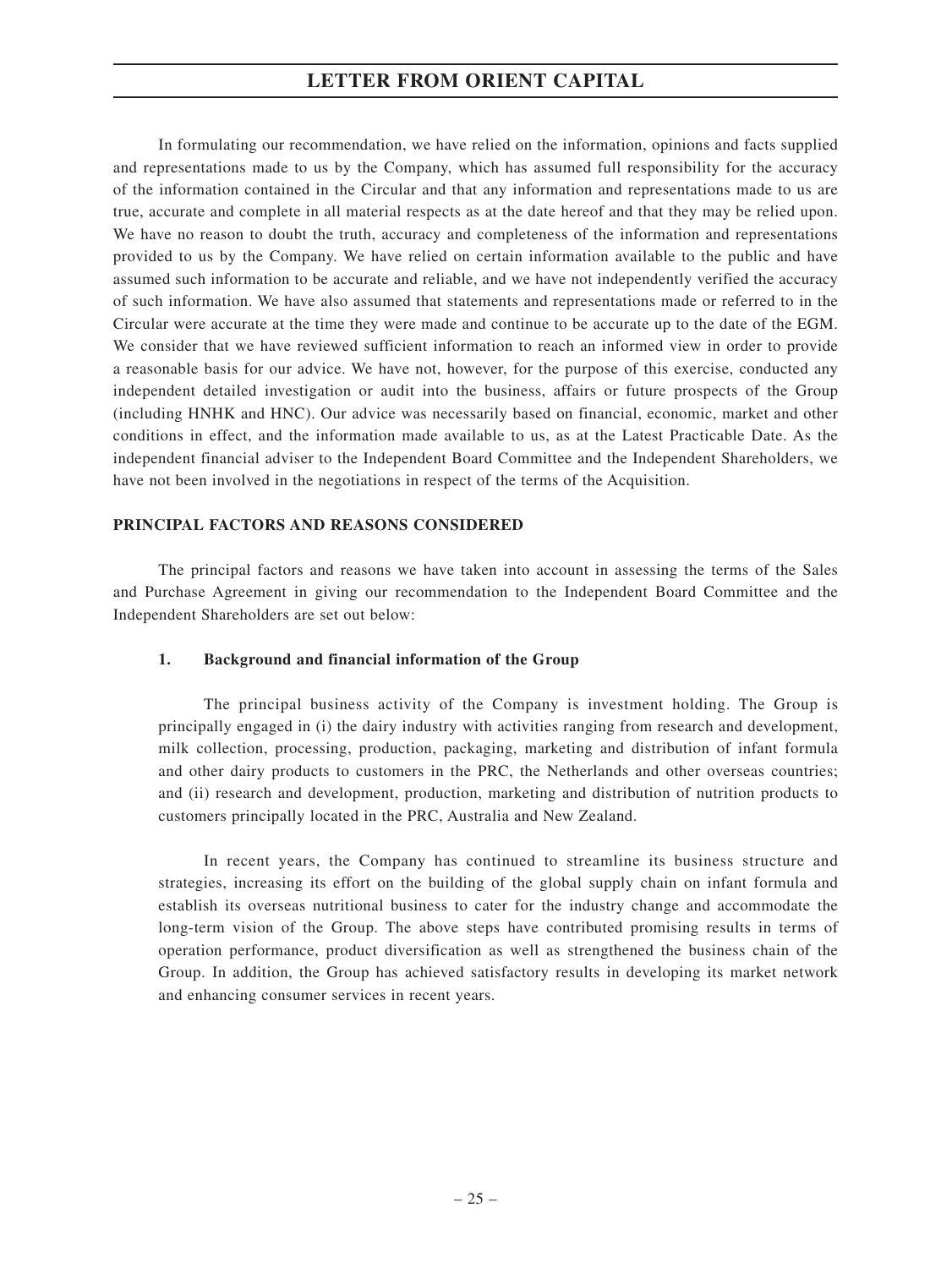In formulating our recommendation, we have relied on the information, opinions and facts supplied and representations made to us by the Company, which has assumed full responsibility for the accuracy of the information contained in the Circular and that any information and representations made to us are true, accurate and complete in all material respects as at the date hereof and that they may be relied upon. We have no reason to doubt the truth, accuracy and completeness of the information and representations provided to us by the Company. We have relied on certain information available to the public and have assumed such information to be accurate and reliable, and we have not independently verified the accuracy of such information. We have also assumed that statements and representations made or referred to in the Circular were accurate at the time they were made and continue to be accurate up to the date of the EGM. We consider that we have reviewed sufficient information to reach an informed view in order to provide a reasonable basis for our advice. We have not, however, for the purpose of this exercise, conducted any independent detailed investigation or audit into the business, affairs or future prospects of the Group (including HNHK and HNC). Our advice was necessarily based on financial, economic, market and other conditions in effect, and the information made available to us, as at the Latest Practicable Date. As the independent financial adviser to the Independent Board Committee and the Independent Shareholders, we have not been involved in the negotiations in respect of the terms of the Acquisition.

## PRINCIPAL FACTORS AND REASONS CONSIDERED

The principal factors and reasons we have taken into account in assessing the terms of the Sales and Purchase Agreement in giving our recommendation to the Independent Board Committee and the Independent Shareholders are set out below:

### 1. Background and financial information of the Group

The principal business activity of the Company is investment holding. The Group is principally engaged in (i) the dairy industry with activities ranging from research and development, milk collection, processing, production, packaging, marketing and distribution of infant formula and other dairy products to customers in the PRC, the Netherlands and other overseas countries; and (ii) research and development, production, marketing and distribution of nutrition products to customers principally located in the PRC, Australia and New Zealand.

In recent years, the Company has continued to streamline its business structure and strategies, increasing its effort on the building of the global supply chain on infant formula and establish its overseas nutritional business to cater for the industry change and accommodate the long-term vision of the Group. The above steps have contributed promising results in terms of operation performance, product diversification as well as strengthened the business chain of the Group. In addition, the Group has achieved satisfactory results in developing its market network and enhancing consumer services in recent years.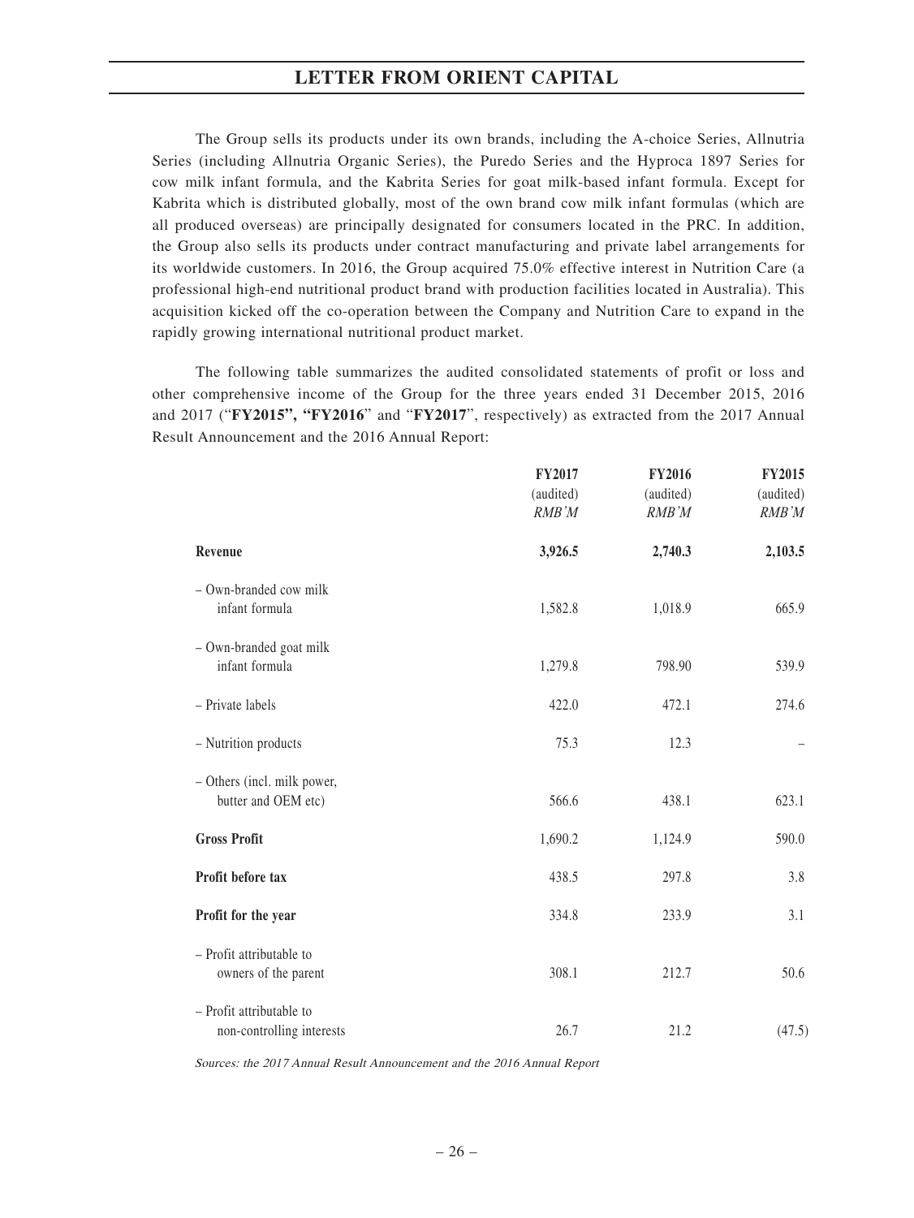The Group sells its products under its own brands, including the A-choice Series, Allnutria Series (including Allnutria Organic Series), the Puredo Series and the Hyproca 1897 Series for cow milk infant formula, and the Kabrita Series for goat milk-based infant formula. Except for Kabrita which is distributed globally, most of the own brand cow milk infant formulas (which are all produced overseas) are principally designated for consumers located in the PRC. In addition, the Group also sells its products under contract manufacturing and private label arrangements for its worldwide customers. In 2016, the Group acquired 75.0% effective interest in Nutrition Care (a professional high-end nutritional product brand with production facilities located in Australia). This acquisition kicked off the co-operation between the Company and Nutrition Care to expand in the rapidly growing international nutritional product market.

The following table summarizes the audited consolidated statements of profit or loss and other comprehensive income of the Group for the three years ended 31 December 2015, 2016 and 2017 ("**FY2015", "FY2016**" and "**FY2017**", respectively) as extracted from the 2017 Annual Result Announcement and the 2016 Annual Report:

| | **FY2017** (audited) *RMB'M* | **FY2016** (audited) *RMB'M* | **FY2015** (audited) *RMB'M* |
|---|---|---|---|
| **Revenue** | **3,926.5** | **2,740.3** | **2,103.5** |
| – Own-branded cow milk infant formula | 1,582.8 | 1,018.9 | 665.9 |
| – Own-branded goat milk infant formula | 1,279.8 | 798.90 | 539.9 |
| – Private labels | 422.0 | 472.1 | 274.6 |
| – Nutrition products | 75.3 | 12.3 | – |
| – Others (incl. milk power, butter and OEM etc) | 566.6 | 438.1 | 623.1 |
| **Gross Profit** | 1,690.2 | 1,124.9 | 590.0 |
| **Profit before tax** | 438.5 | 297.8 | 3.8 |
| **Profit for the year** | 334.8 | 233.9 | 3.1 |
| – Profit attributable to owners of the parent | 308.1 | 212.7 | 50.6 |
| – Profit attributable to non-controlling interests | 26.7 | 21.2 | (47.5) |

*Sources: the 2017 Annual Result Announcement and the 2016 Annual Report*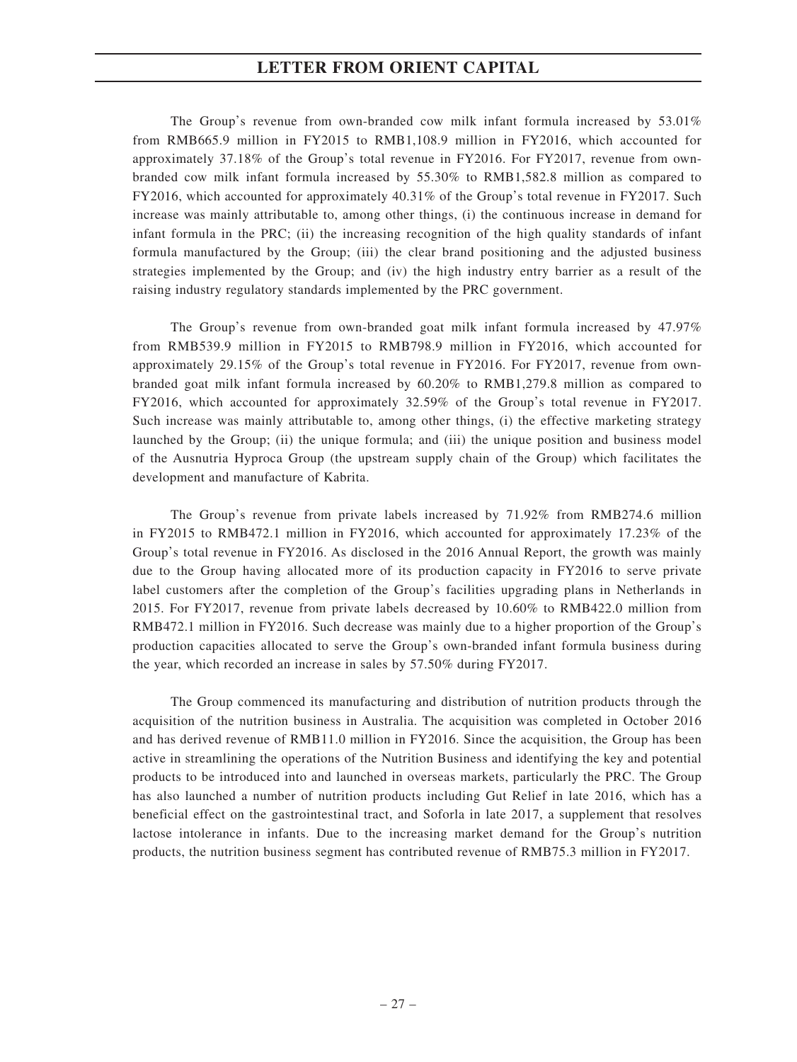The Group's revenue from own-branded cow milk infant formula increased by 53.01% from RMB665.9 million in FY2015 to RMB1,108.9 million in FY2016, which accounted for approximately 37.18% of the Group's total revenue in FY2016. For FY2017, revenue from own-branded cow milk infant formula increased by 55.30% to RMB1,582.8 million as compared to FY2016, which accounted for approximately 40.31% of the Group's total revenue in FY2017. Such increase was mainly attributable to, among other things, (i) the continuous increase in demand for infant formula in the PRC; (ii) the increasing recognition of the high quality standards of infant formula manufactured by the Group; (iii) the clear brand positioning and the adjusted business strategies implemented by the Group; and (iv) the high industry entry barrier as a result of the raising industry regulatory standards implemented by the PRC government.

The Group's revenue from own-branded goat milk infant formula increased by 47.97% from RMB539.9 million in FY2015 to RMB798.9 million in FY2016, which accounted for approximately 29.15% of the Group's total revenue in FY2016. For FY2017, revenue from own-branded goat milk infant formula increased by 60.20% to RMB1,279.8 million as compared to FY2016, which accounted for approximately 32.59% of the Group's total revenue in FY2017. Such increase was mainly attributable to, among other things, (i) the effective marketing strategy launched by the Group; (ii) the unique formula; and (iii) the unique position and business model of the Ausnutria Hyproca Group (the upstream supply chain of the Group) which facilitates the development and manufacture of Kabrita.

The Group's revenue from private labels increased by 71.92% from RMB274.6 million in FY2015 to RMB472.1 million in FY2016, which accounted for approximately 17.23% of the Group's total revenue in FY2016. As disclosed in the 2016 Annual Report, the growth was mainly due to the Group having allocated more of its production capacity in FY2016 to serve private label customers after the completion of the Group's facilities upgrading plans in Netherlands in 2015. For FY2017, revenue from private labels decreased by 10.60% to RMB422.0 million from RMB472.1 million in FY2016. Such decrease was mainly due to a higher proportion of the Group's production capacities allocated to serve the Group's own-branded infant formula business during the year, which recorded an increase in sales by 57.50% during FY2017.

The Group commenced its manufacturing and distribution of nutrition products through the acquisition of the nutrition business in Australia. The acquisition was completed in October 2016 and has derived revenue of RMB11.0 million in FY2016. Since the acquisition, the Group has been active in streamlining the operations of the Nutrition Business and identifying the key and potential products to be introduced into and launched in overseas markets, particularly the PRC. The Group has also launched a number of nutrition products including Gut Relief in late 2016, which has a beneficial effect on the gastrointestinal tract, and Soforla in late 2017, a supplement that resolves lactose intolerance in infants. Due to the increasing market demand for the Group's nutrition products, the nutrition business segment has contributed revenue of RMB75.3 million in FY2017.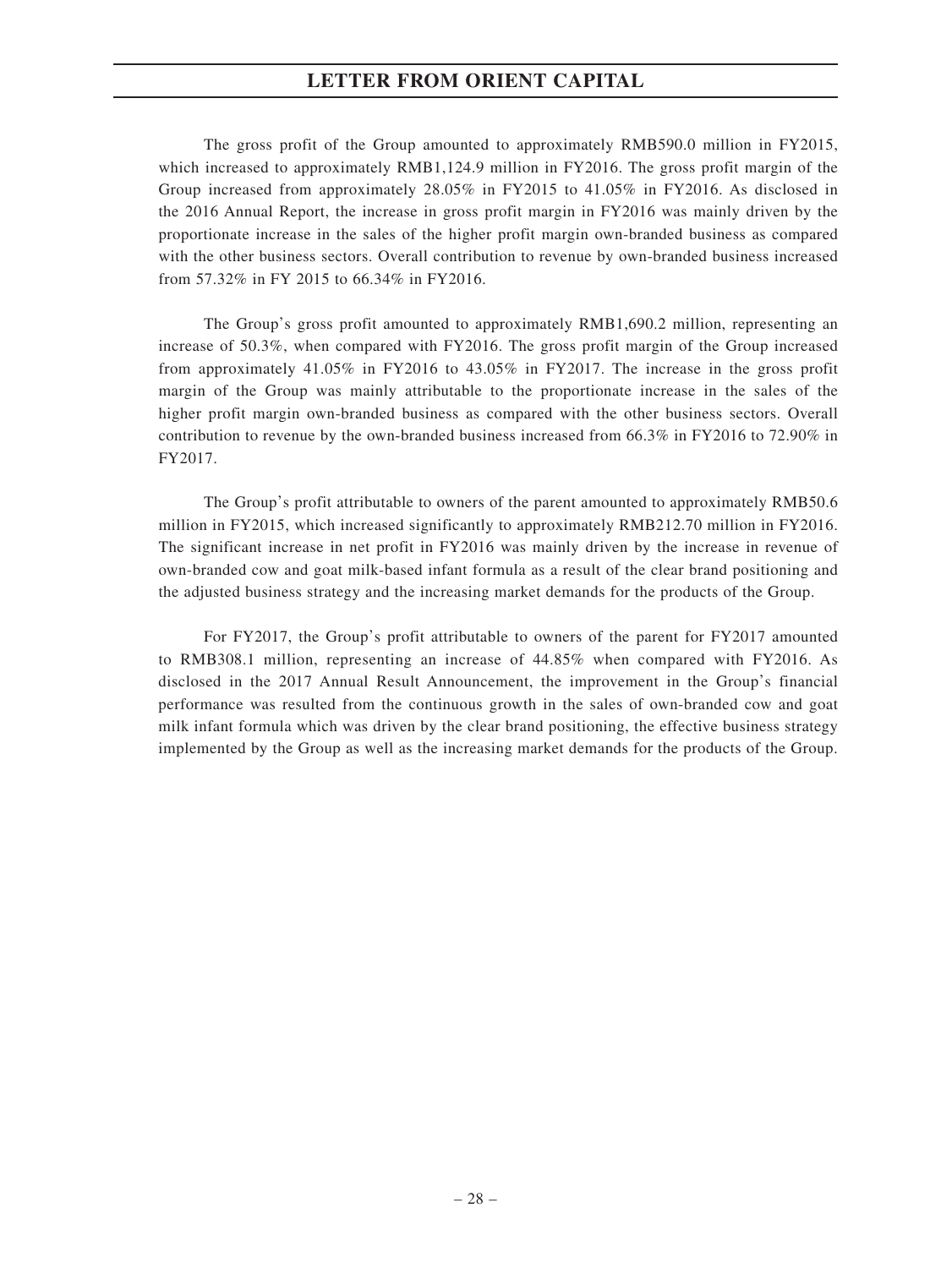The gross profit of the Group amounted to approximately RMB590.0 million in FY2015, which increased to approximately RMB1,124.9 million in FY2016. The gross profit margin of the Group increased from approximately 28.05% in FY2015 to 41.05% in FY2016. As disclosed in the 2016 Annual Report, the increase in gross profit margin in FY2016 was mainly driven by the proportionate increase in the sales of the higher profit margin own-branded business as compared with the other business sectors. Overall contribution to revenue by own-branded business increased from 57.32% in FY 2015 to 66.34% in FY2016.

The Group's gross profit amounted to approximately RMB1,690.2 million, representing an increase of 50.3%, when compared with FY2016. The gross profit margin of the Group increased from approximately 41.05% in FY2016 to 43.05% in FY2017. The increase in the gross profit margin of the Group was mainly attributable to the proportionate increase in the sales of the higher profit margin own-branded business as compared with the other business sectors. Overall contribution to revenue by the own-branded business increased from 66.3% in FY2016 to 72.90% in FY2017.

The Group's profit attributable to owners of the parent amounted to approximately RMB50.6 million in FY2015, which increased significantly to approximately RMB212.70 million in FY2016. The significant increase in net profit in FY2016 was mainly driven by the increase in revenue of own-branded cow and goat milk-based infant formula as a result of the clear brand positioning and the adjusted business strategy and the increasing market demands for the products of the Group.

For FY2017, the Group's profit attributable to owners of the parent for FY2017 amounted to RMB308.1 million, representing an increase of 44.85% when compared with FY2016. As disclosed in the 2017 Annual Result Announcement, the improvement in the Group's financial performance was resulted from the continuous growth in the sales of own-branded cow and goat milk infant formula which was driven by the clear brand positioning, the effective business strategy implemented by the Group as well as the increasing market demands for the products of the Group.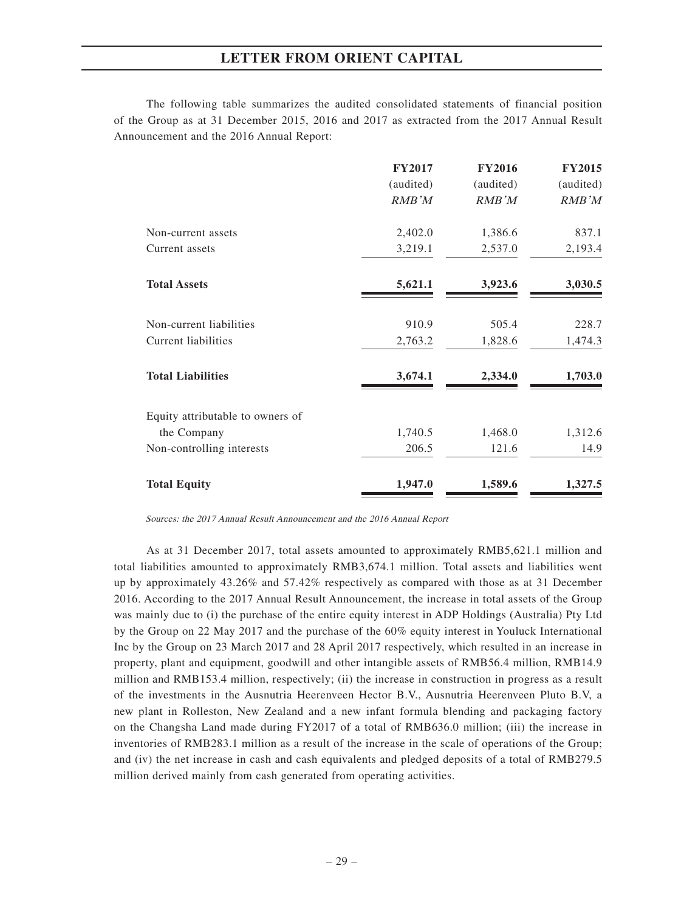The following table summarizes the audited consolidated statements of financial position of the Group as at 31 December 2015, 2016 and 2017 as extracted from the 2017 Annual Result Announcement and the 2016 Annual Report:

| | FY2017 | FY2016 | FY2015 |
|---|---|---|---|
| | (audited) | (audited) | (audited) |
| | *RMB'M* | *RMB'M* | *RMB'M* |
| Non-current assets | 2,402.0 | 1,386.6 | 837.1 |
| Current assets | 3,219.1 | 2,537.0 | 2,193.4 |
| **Total Assets** | **5,621.1** | **3,923.6** | **3,030.5** |
| Non-current liabilities | 910.9 | 505.4 | 228.7 |
| Current liabilities | 2,763.2 | 1,828.6 | 1,474.3 |
| **Total Liabilities** | **3,674.1** | **2,334.0** | **1,703.0** |
| Equity attributable to owners of the Company | 1,740.5 | 1,468.0 | 1,312.6 |
| Non-controlling interests | 206.5 | 121.6 | 14.9 |
| **Total Equity** | **1,947.0** | **1,589.6** | **1,327.5** |

*Sources: the 2017 Annual Result Announcement and the 2016 Annual Report*

As at 31 December 2017, total assets amounted to approximately RMB5,621.1 million and total liabilities amounted to approximately RMB3,674.1 million. Total assets and liabilities went up by approximately 43.26% and 57.42% respectively as compared with those as at 31 December 2016. According to the 2017 Annual Result Announcement, the increase in total assets of the Group was mainly due to (i) the purchase of the entire equity interest in ADP Holdings (Australia) Pty Ltd by the Group on 22 May 2017 and the purchase of the 60% equity interest in Youluck International Inc by the Group on 23 March 2017 and 28 April 2017 respectively, which resulted in an increase in property, plant and equipment, goodwill and other intangible assets of RMB56.4 million, RMB14.9 million and RMB153.4 million, respectively; (ii) the increase in construction in progress as a result of the investments in the Ausnutria Heerenveen Hector B.V., Ausnutria Heerenveen Pluto B.V, a new plant in Rolleston, New Zealand and a new infant formula blending and packaging factory on the Changsha Land made during FY2017 of a total of RMB636.0 million; (iii) the increase in inventories of RMB283.1 million as a result of the increase in the scale of operations of the Group; and (iv) the net increase in cash and cash equivalents and pledged deposits of a total of RMB279.5 million derived mainly from cash generated from operating activities.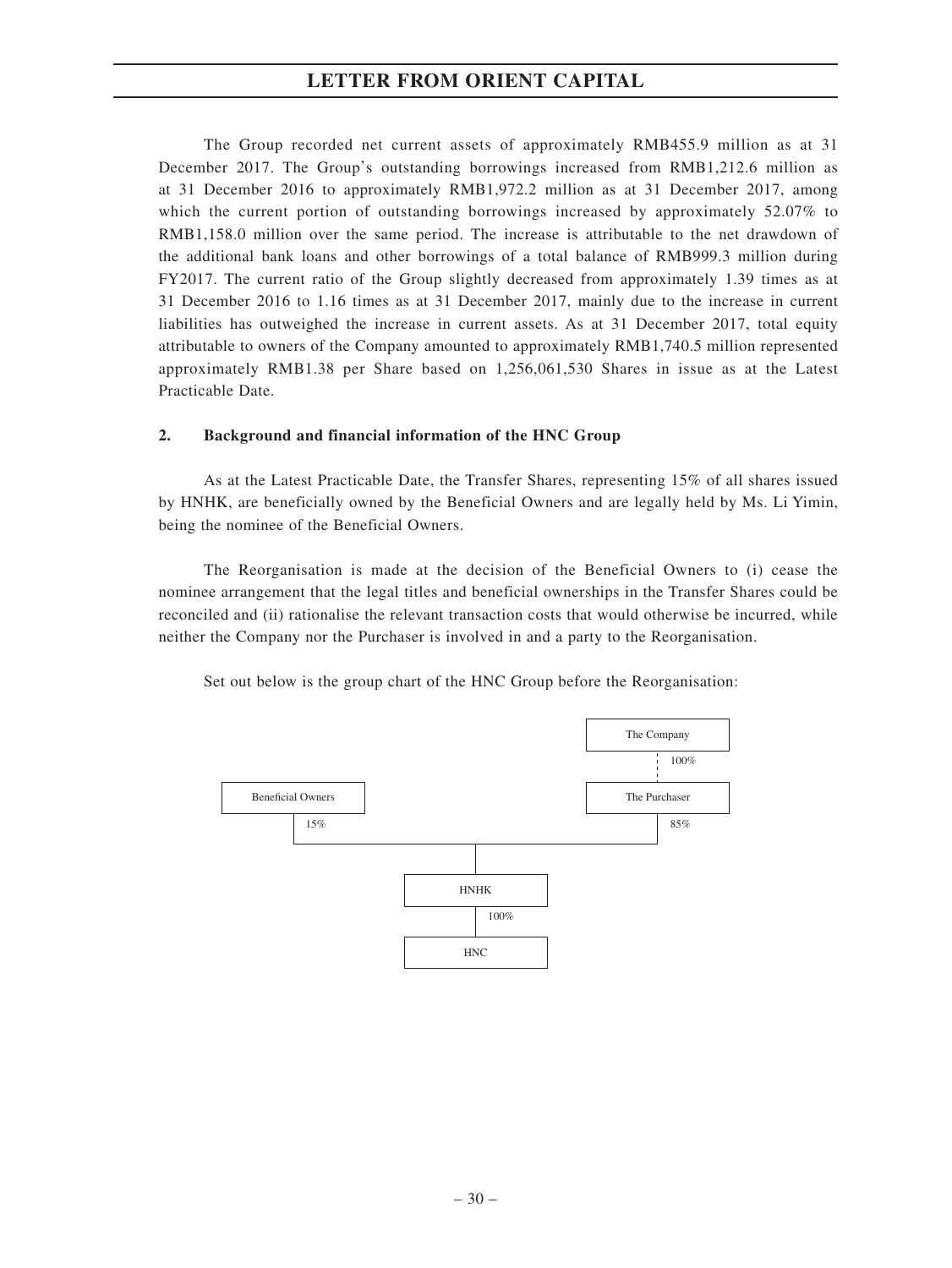The Group recorded net current assets of approximately RMB455.9 million as at 31 December 2017. The Group's outstanding borrowings increased from RMB1,212.6 million as at 31 December 2016 to approximately RMB1,972.2 million as at 31 December 2017, among which the current portion of outstanding borrowings increased by approximately 52.07% to RMB1,158.0 million over the same period. The increase is attributable to the net drawdown of the additional bank loans and other borrowings of a total balance of RMB999.3 million during FY2017. The current ratio of the Group slightly decreased from approximately 1.39 times as at 31 December 2016 to 1.16 times as at 31 December 2017, mainly due to the increase in current liabilities has outweighed the increase in current assets. As at 31 December 2017, total equity attributable to owners of the Company amounted to approximately RMB1,740.5 million represented approximately RMB1.38 per Share based on 1,256,061,530 Shares in issue as at the Latest Practicable Date.

**2. Background and financial information of the HNC Group**

As at the Latest Practicable Date, the Transfer Shares, representing 15% of all shares issued by HNHK, are beneficially owned by the Beneficial Owners and are legally held by Ms. Li Yimin, being the nominee of the Beneficial Owners.

The Reorganisation is made at the decision of the Beneficial Owners to (i) cease the nominee arrangement that the legal titles and beneficial ownerships in the Transfer Shares could be reconciled and (ii) rationalise the relevant transaction costs that would otherwise be incurred, while neither the Company nor the Purchaser is involved in and a party to the Reorganisation.

Set out below is the group chart of the HNC Group before the Reorganisation:

```
                                            The Company
                                                 ¦ 100%
      Beneficial Owners                     The Purchaser
            | 15%                                | 85%
            +----------------+-------------------+
                             |
                            HNHK
                             | 100%
                            HNC
```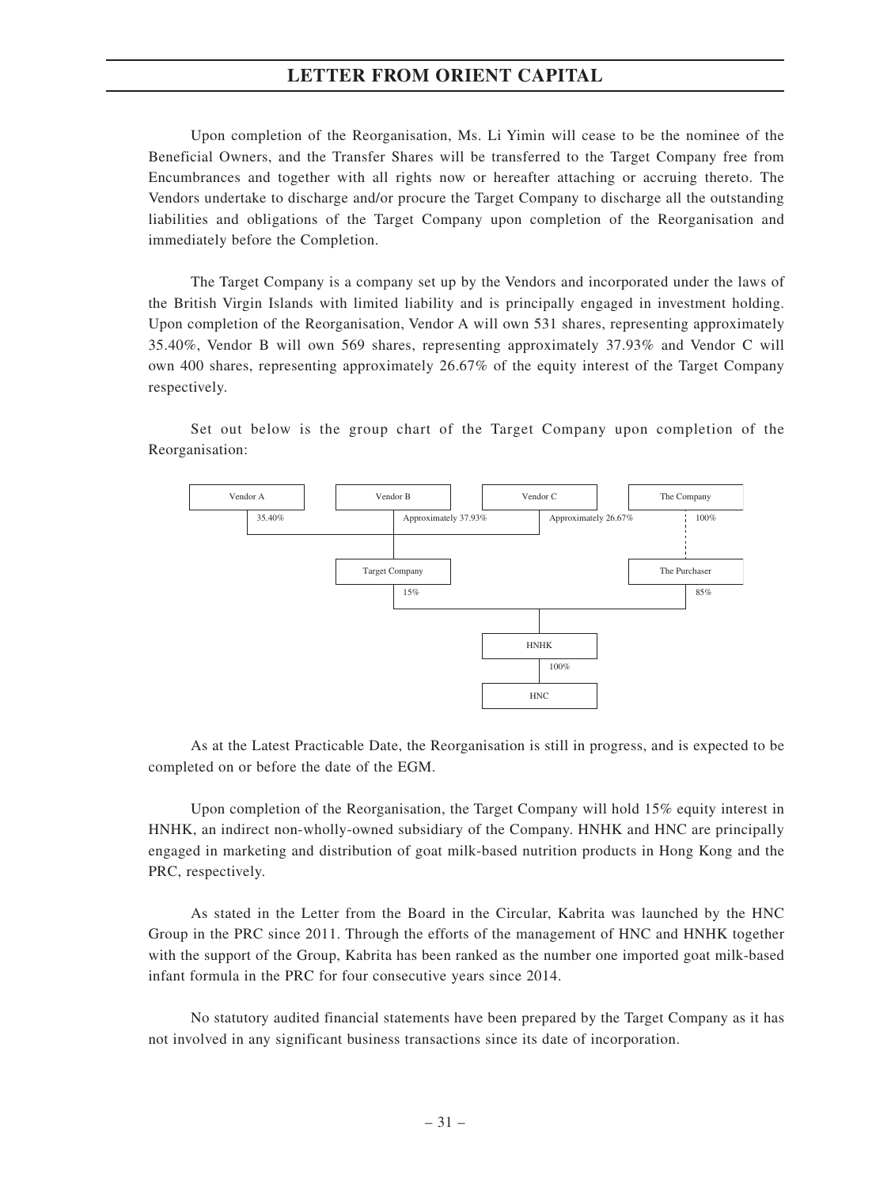Upon completion of the Reorganisation, Ms. Li Yimin will cease to be the nominee of the Beneficial Owners, and the Transfer Shares will be transferred to the Target Company free from Encumbrances and together with all rights now or hereafter attaching or accruing thereto. The Vendors undertake to discharge and/or procure the Target Company to discharge all the outstanding liabilities and obligations of the Target Company upon completion of the Reorganisation and immediately before the Completion.

The Target Company is a company set up by the Vendors and incorporated under the laws of the British Virgin Islands with limited liability and is principally engaged in investment holding. Upon completion of the Reorganisation, Vendor A will own 531 shares, representing approximately 35.40%, Vendor B will own 569 shares, representing approximately 37.93% and Vendor C will own 400 shares, representing approximately 26.67% of the equity interest of the Target Company respectively.

Set out below is the group chart of the Target Company upon completion of the Reorganisation:

- Vendor A — 35.40% → Target Company
- Vendor B — Approximately 37.93% → Target Company
- Vendor C — Approximately 26.67% → Target Company
- The Company — 100% → The Purchaser
- Target Company — 15% → HNHK
- The Purchaser — 85% → HNHK
- HNHK — 100% → HNC

As at the Latest Practicable Date, the Reorganisation is still in progress, and is expected to be completed on or before the date of the EGM.

Upon completion of the Reorganisation, the Target Company will hold 15% equity interest in HNHK, an indirect non-wholly-owned subsidiary of the Company. HNHK and HNC are principally engaged in marketing and distribution of goat milk-based nutrition products in Hong Kong and the PRC, respectively.

As stated in the Letter from the Board in the Circular, Kabrita was launched by the HNC Group in the PRC since 2011. Through the efforts of the management of HNC and HNHK together with the support of the Group, Kabrita has been ranked as the number one imported goat milk-based infant formula in the PRC for four consecutive years since 2014.

No statutory audited financial statements have been prepared by the Target Company as it has not involved in any significant business transactions since its date of incorporation.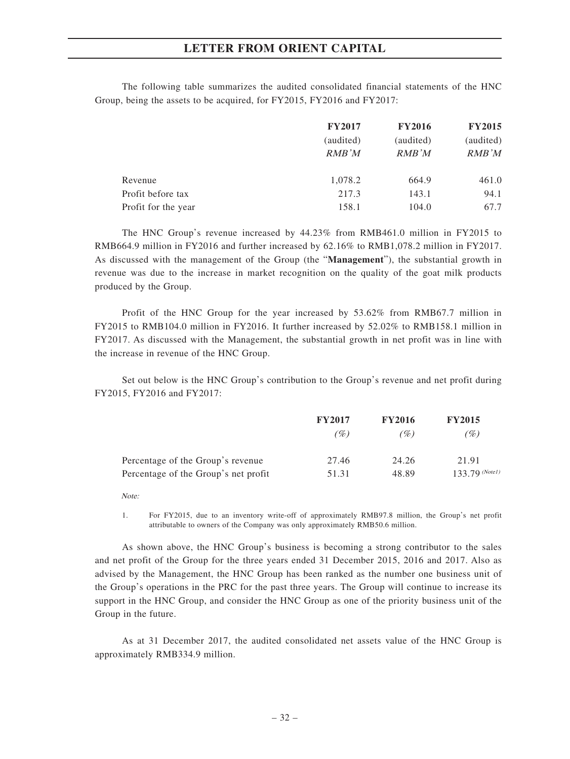The following table summarizes the audited consolidated financial statements of the HNC Group, being the assets to be acquired, for FY2015, FY2016 and FY2017:

| | FY2017 | FY2016 | FY2015 |
|---|---|---|---|
| | (audited) | (audited) | (audited) |
| | *RMB'M* | *RMB'M* | *RMB'M* |
| Revenue | 1,078.2 | 664.9 | 461.0 |
| Profit before tax | 217.3 | 143.1 | 94.1 |
| Profit for the year | 158.1 | 104.0 | 67.7 |

The HNC Group's revenue increased by 44.23% from RMB461.0 million in FY2015 to RMB664.9 million in FY2016 and further increased by 62.16% to RMB1,078.2 million in FY2017. As discussed with the management of the Group (the "**Management**"), the substantial growth in revenue was due to the increase in market recognition on the quality of the goat milk products produced by the Group.

Profit of the HNC Group for the year increased by 53.62% from RMB67.7 million in FY2015 to RMB104.0 million in FY2016. It further increased by 52.02% to RMB158.1 million in FY2017. As discussed with the Management, the substantial growth in net profit was in line with the increase in revenue of the HNC Group.

Set out below is the HNC Group's contribution to the Group's revenue and net profit during FY2015, FY2016 and FY2017:

| | FY2017 | FY2016 | FY2015 |
|---|---|---|---|
| | *(%)* | *(%)* | *(%)* |
| Percentage of the Group's revenue | 27.46 | 24.26 | 21.91 |
| Percentage of the Group's net profit | 51.31 | 48.89 | 133.79 *(Note1)* |

*Note:*

1. For FY2015, due to an inventory write-off of approximately RMB97.8 million, the Group's net profit attributable to owners of the Company was only approximately RMB50.6 million.

As shown above, the HNC Group's business is becoming a strong contributor to the sales and net profit of the Group for the three years ended 31 December 2015, 2016 and 2017. Also as advised by the Management, the HNC Group has been ranked as the number one business unit of the Group's operations in the PRC for the past three years. The Group will continue to increase its support in the HNC Group, and consider the HNC Group as one of the priority business unit of the Group in the future.

As at 31 December 2017, the audited consolidated net assets value of the HNC Group is approximately RMB334.9 million.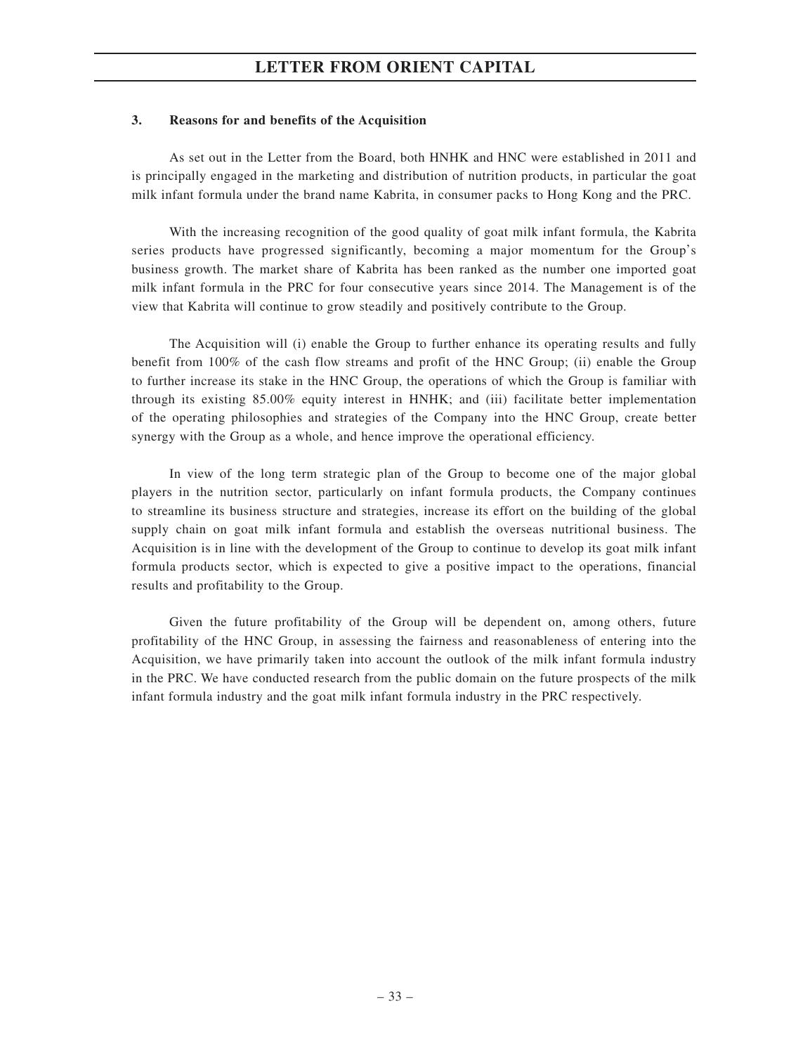### 3. Reasons for and benefits of the Acquisition

As set out in the Letter from the Board, both HNHK and HNC were established in 2011 and is principally engaged in the marketing and distribution of nutrition products, in particular the goat milk infant formula under the brand name Kabrita, in consumer packs to Hong Kong and the PRC.

With the increasing recognition of the good quality of goat milk infant formula, the Kabrita series products have progressed significantly, becoming a major momentum for the Group's business growth. The market share of Kabrita has been ranked as the number one imported goat milk infant formula in the PRC for four consecutive years since 2014. The Management is of the view that Kabrita will continue to grow steadily and positively contribute to the Group.

The Acquisition will (i) enable the Group to further enhance its operating results and fully benefit from 100% of the cash flow streams and profit of the HNC Group; (ii) enable the Group to further increase its stake in the HNC Group, the operations of which the Group is familiar with through its existing 85.00% equity interest in HNHK; and (iii) facilitate better implementation of the operating philosophies and strategies of the Company into the HNC Group, create better synergy with the Group as a whole, and hence improve the operational efficiency.

In view of the long term strategic plan of the Group to become one of the major global players in the nutrition sector, particularly on infant formula products, the Company continues to streamline its business structure and strategies, increase its effort on the building of the global supply chain on goat milk infant formula and establish the overseas nutritional business. The Acquisition is in line with the development of the Group to continue to develop its goat milk infant formula products sector, which is expected to give a positive impact to the operations, financial results and profitability to the Group.

Given the future profitability of the Group will be dependent on, among others, future profitability of the HNC Group, in assessing the fairness and reasonableness of entering into the Acquisition, we have primarily taken into account the outlook of the milk infant formula industry in the PRC. We have conducted research from the public domain on the future prospects of the milk infant formula industry and the goat milk infant formula industry in the PRC respectively.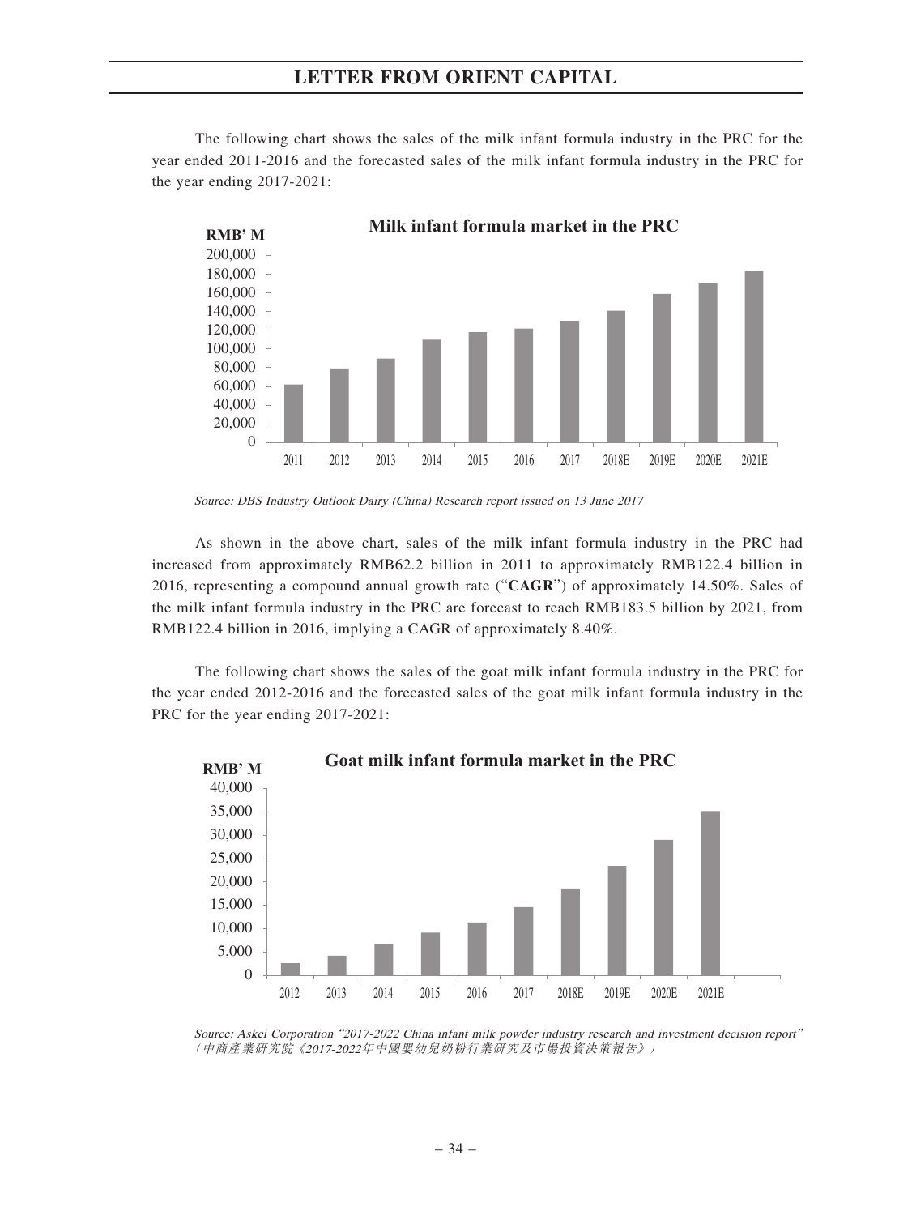The following chart shows the sales of the milk infant formula industry in the PRC for the year ended 2011-2016 and the forecasted sales of the milk infant formula industry in the PRC for the year ending 2017-2021:

**Milk infant formula market in the PRC**

RMB' M

Source: DBS Industry Outlook Dairy (China) Research report issued on 13 June 2017

As shown in the above chart, sales of the milk infant formula industry in the PRC had increased from approximately RMB62.2 billion in 2011 to approximately RMB122.4 billion in 2016, representing a compound annual growth rate ("**CAGR**") of approximately 14.50%. Sales of the milk infant formula industry in the PRC are forecast to reach RMB183.5 billion by 2021, from RMB122.4 billion in 2016, implying a CAGR of approximately 8.40%.

The following chart shows the sales of the goat milk infant formula industry in the PRC for the year ended 2012-2016 and the forecasted sales of the goat milk infant formula industry in the PRC for the year ending 2017-2021:

**Goat milk infant formula market in the PRC**

RMB' M

*Source: Askci Corporation "2017-2022 China infant milk powder industry research and investment decision report" (中商產業研究院《2017-2022年中國嬰幼兒奶粉行業研究及市場投資決策報告》)*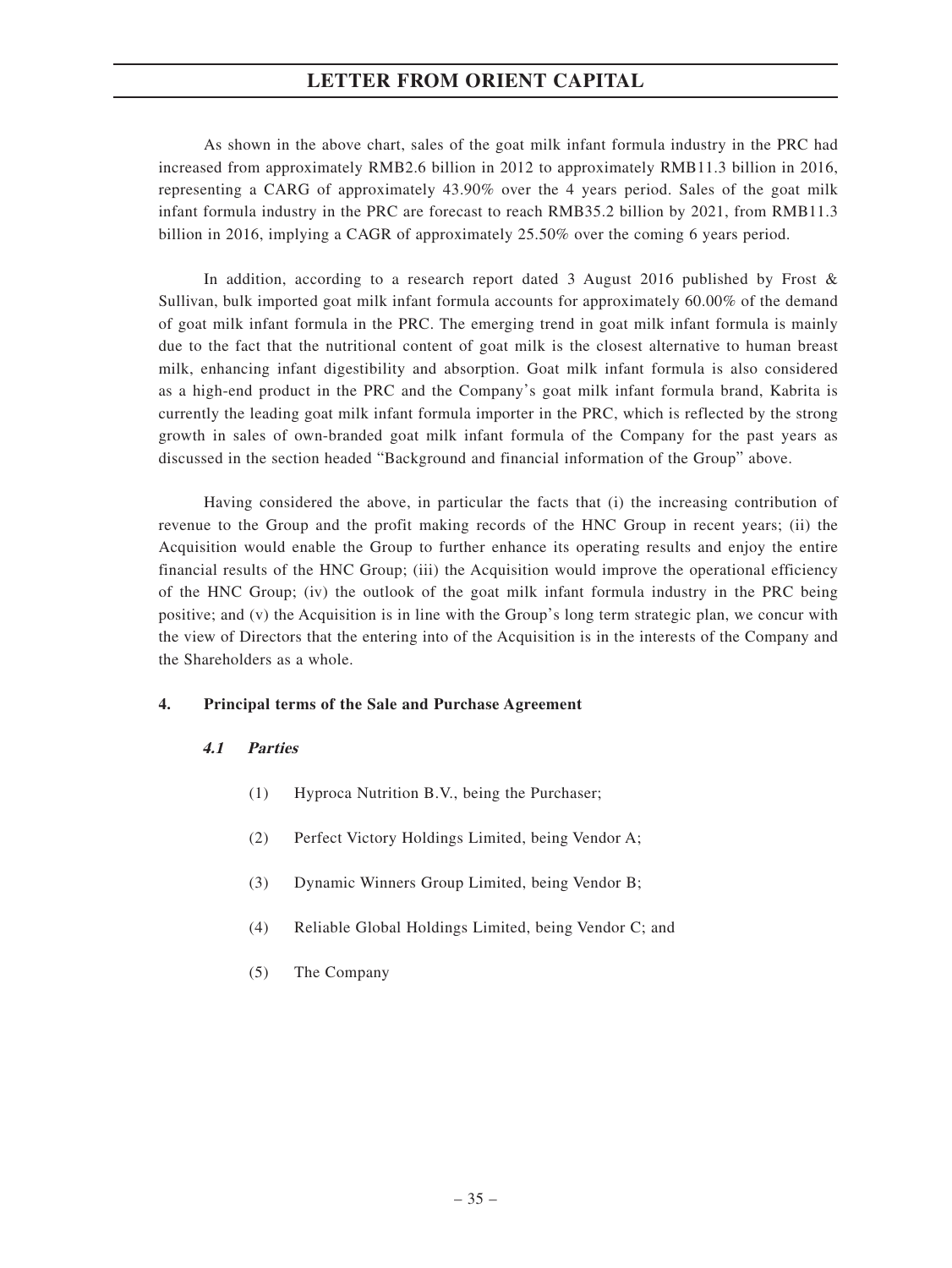As shown in the above chart, sales of the goat milk infant formula industry in the PRC had increased from approximately RMB2.6 billion in 2012 to approximately RMB11.3 billion in 2016, representing a CARG of approximately 43.90% over the 4 years period. Sales of the goat milk infant formula industry in the PRC are forecast to reach RMB35.2 billion by 2021, from RMB11.3 billion in 2016, implying a CAGR of approximately 25.50% over the coming 6 years period.

In addition, according to a research report dated 3 August 2016 published by Frost & Sullivan, bulk imported goat milk infant formula accounts for approximately 60.00% of the demand of goat milk infant formula in the PRC. The emerging trend in goat milk infant formula is mainly due to the fact that the nutritional content of goat milk is the closest alternative to human breast milk, enhancing infant digestibility and absorption. Goat milk infant formula is also considered as a high-end product in the PRC and the Company's goat milk infant formula brand, Kabrita is currently the leading goat milk infant formula importer in the PRC, which is reflected by the strong growth in sales of own-branded goat milk infant formula of the Company for the past years as discussed in the section headed "Background and financial information of the Group" above.

Having considered the above, in particular the facts that (i) the increasing contribution of revenue to the Group and the profit making records of the HNC Group in recent years; (ii) the Acquisition would enable the Group to further enhance its operating results and enjoy the entire financial results of the HNC Group; (iii) the Acquisition would improve the operational efficiency of the HNC Group; (iv) the outlook of the goat milk infant formula industry in the PRC being positive; and (v) the Acquisition is in line with the Group's long term strategic plan, we concur with the view of Directors that the entering into of the Acquisition is in the interests of the Company and the Shareholders as a whole.

## 4. Principal terms of the Sale and Purchase Agreement

### *4.1 Parties*

(1) Hyproca Nutrition B.V., being the Purchaser;

(2) Perfect Victory Holdings Limited, being Vendor A;

(3) Dynamic Winners Group Limited, being Vendor B;

(4) Reliable Global Holdings Limited, being Vendor C; and

(5) The Company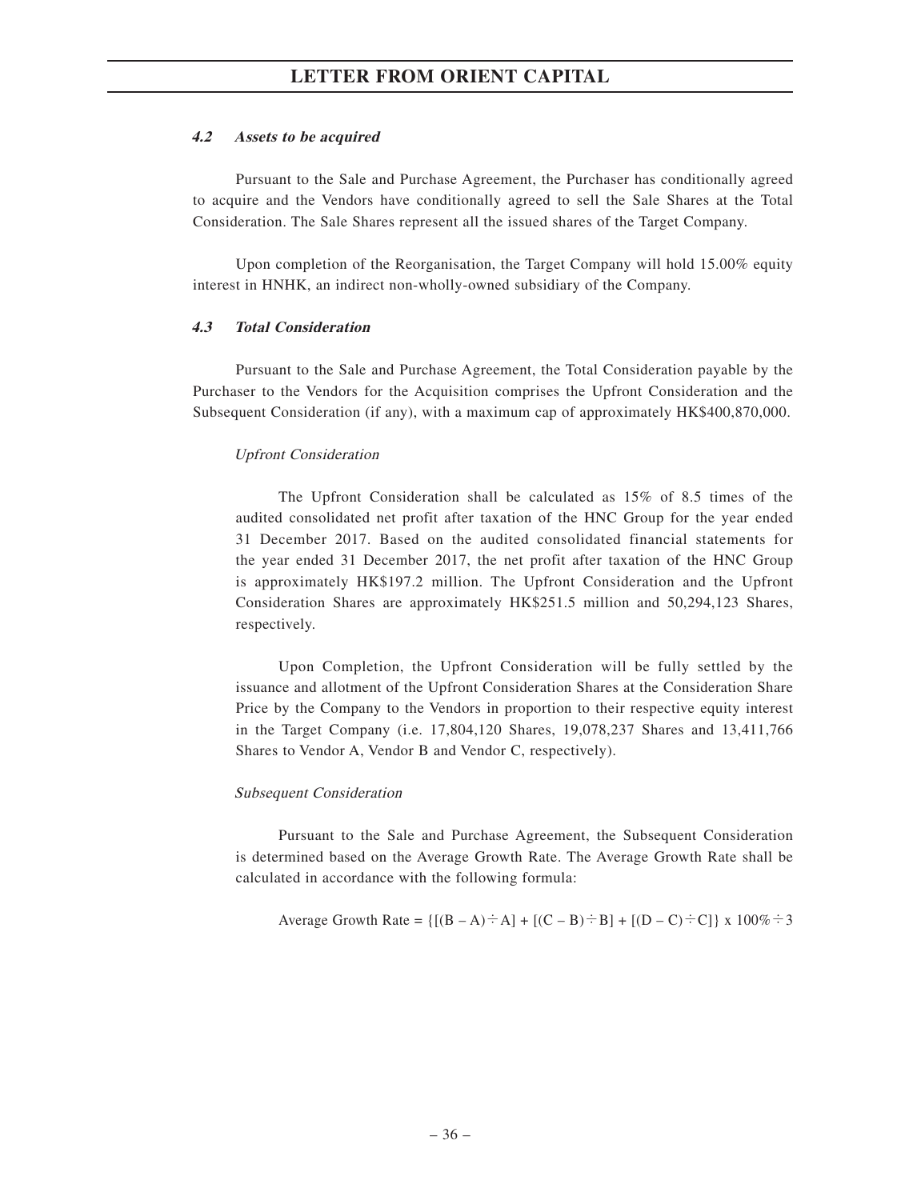#### *4.2 Assets to be acquired*

Pursuant to the Sale and Purchase Agreement, the Purchaser has conditionally agreed to acquire and the Vendors have conditionally agreed to sell the Sale Shares at the Total Consideration. The Sale Shares represent all the issued shares of the Target Company.

Upon completion of the Reorganisation, the Target Company will hold 15.00% equity interest in HNHK, an indirect non-wholly-owned subsidiary of the Company.

#### *4.3 Total Consideration*

Pursuant to the Sale and Purchase Agreement, the Total Consideration payable by the Purchaser to the Vendors for the Acquisition comprises the Upfront Consideration and the Subsequent Consideration (if any), with a maximum cap of approximately HK$400,870,000.

*Upfront Consideration*

The Upfront Consideration shall be calculated as 15% of 8.5 times of the audited consolidated net profit after taxation of the HNC Group for the year ended 31 December 2017. Based on the audited consolidated financial statements for the year ended 31 December 2017, the net profit after taxation of the HNC Group is approximately HK$197.2 million. The Upfront Consideration and the Upfront Consideration Shares are approximately HK$251.5 million and 50,294,123 Shares, respectively.

Upon Completion, the Upfront Consideration will be fully settled by the issuance and allotment of the Upfront Consideration Shares at the Consideration Share Price by the Company to the Vendors in proportion to their respective equity interest in the Target Company (i.e. 17,804,120 Shares, 19,078,237 Shares and 13,411,766 Shares to Vendor A, Vendor B and Vendor C, respectively).

*Subsequent Consideration*

Pursuant to the Sale and Purchase Agreement, the Subsequent Consideration is determined based on the Average Growth Rate. The Average Growth Rate shall be calculated in accordance with the following formula:

$$\text{Average Growth Rate} = \{[(B - A) \div A] + [(C - B) \div B] + [(D - C) \div C]\} \times 100\% \div 3$$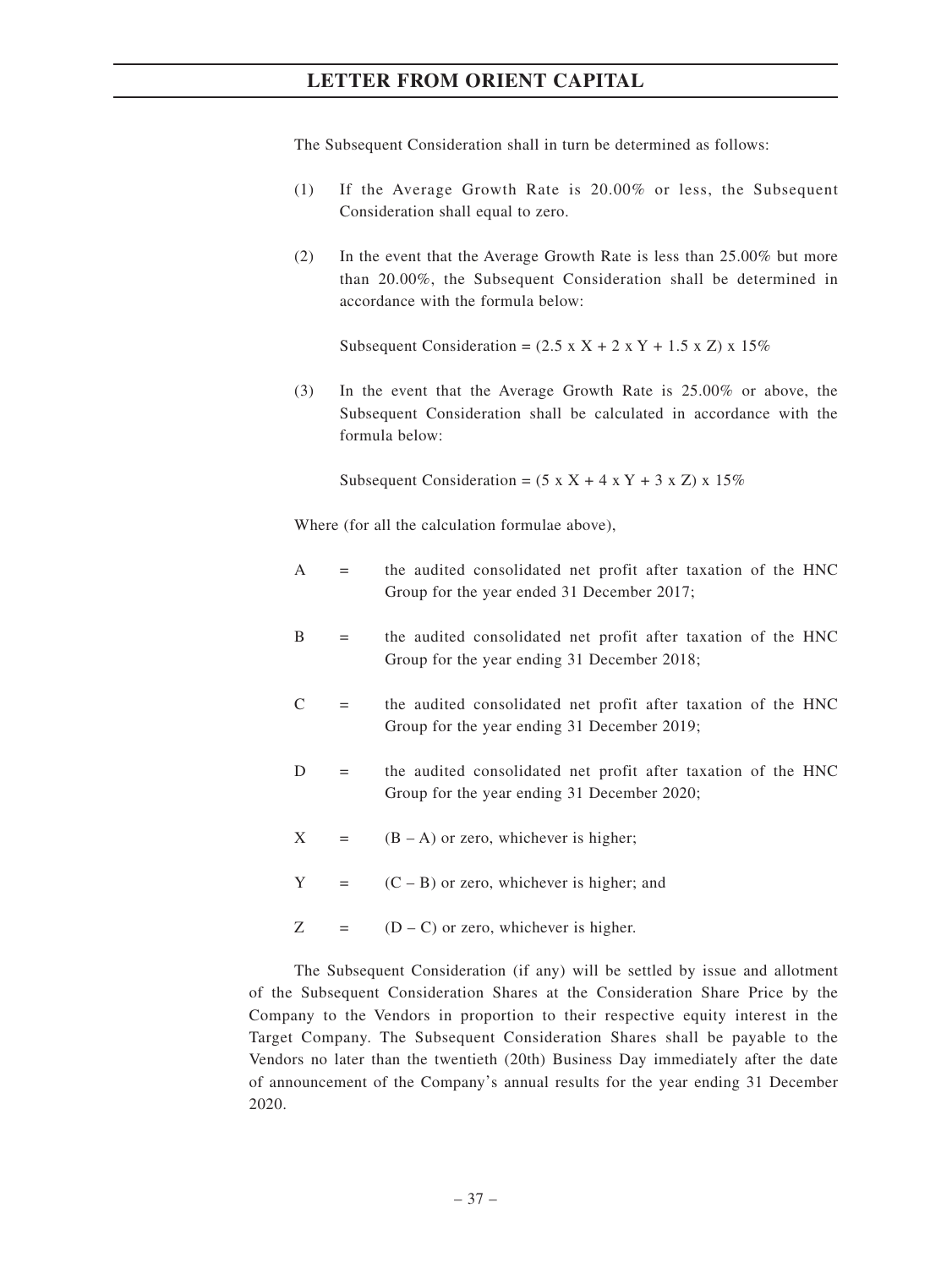The Subsequent Consideration shall in turn be determined as follows:

(1) If the Average Growth Rate is 20.00% or less, the Subsequent Consideration shall equal to zero.

(2) In the event that the Average Growth Rate is less than 25.00% but more than 20.00%, the Subsequent Consideration shall be determined in accordance with the formula below:

Subsequent Consideration = $(2.5 \times X + 2 \times Y + 1.5 \times Z) \times 15\%$

(3) In the event that the Average Growth Rate is 25.00% or above, the Subsequent Consideration shall be calculated in accordance with the formula below:

Subsequent Consideration = $(5 \times X + 4 \times Y + 3 \times Z) \times 15\%$

Where (for all the calculation formulae above),

A = the audited consolidated net profit after taxation of the HNC Group for the year ended 31 December 2017;

B = the audited consolidated net profit after taxation of the HNC Group for the year ending 31 December 2018;

C = the audited consolidated net profit after taxation of the HNC Group for the year ending 31 December 2019;

D = the audited consolidated net profit after taxation of the HNC Group for the year ending 31 December 2020;

X = $(B - A)$ or zero, whichever is higher;

Y = $(C - B)$ or zero, whichever is higher; and

Z = $(D - C)$ or zero, whichever is higher.

The Subsequent Consideration (if any) will be settled by issue and allotment of the Subsequent Consideration Shares at the Consideration Share Price by the Company to the Vendors in proportion to their respective equity interest in the Target Company. The Subsequent Consideration Shares shall be payable to the Vendors no later than the twentieth (20th) Business Day immediately after the date of announcement of the Company's annual results for the year ending 31 December 2020.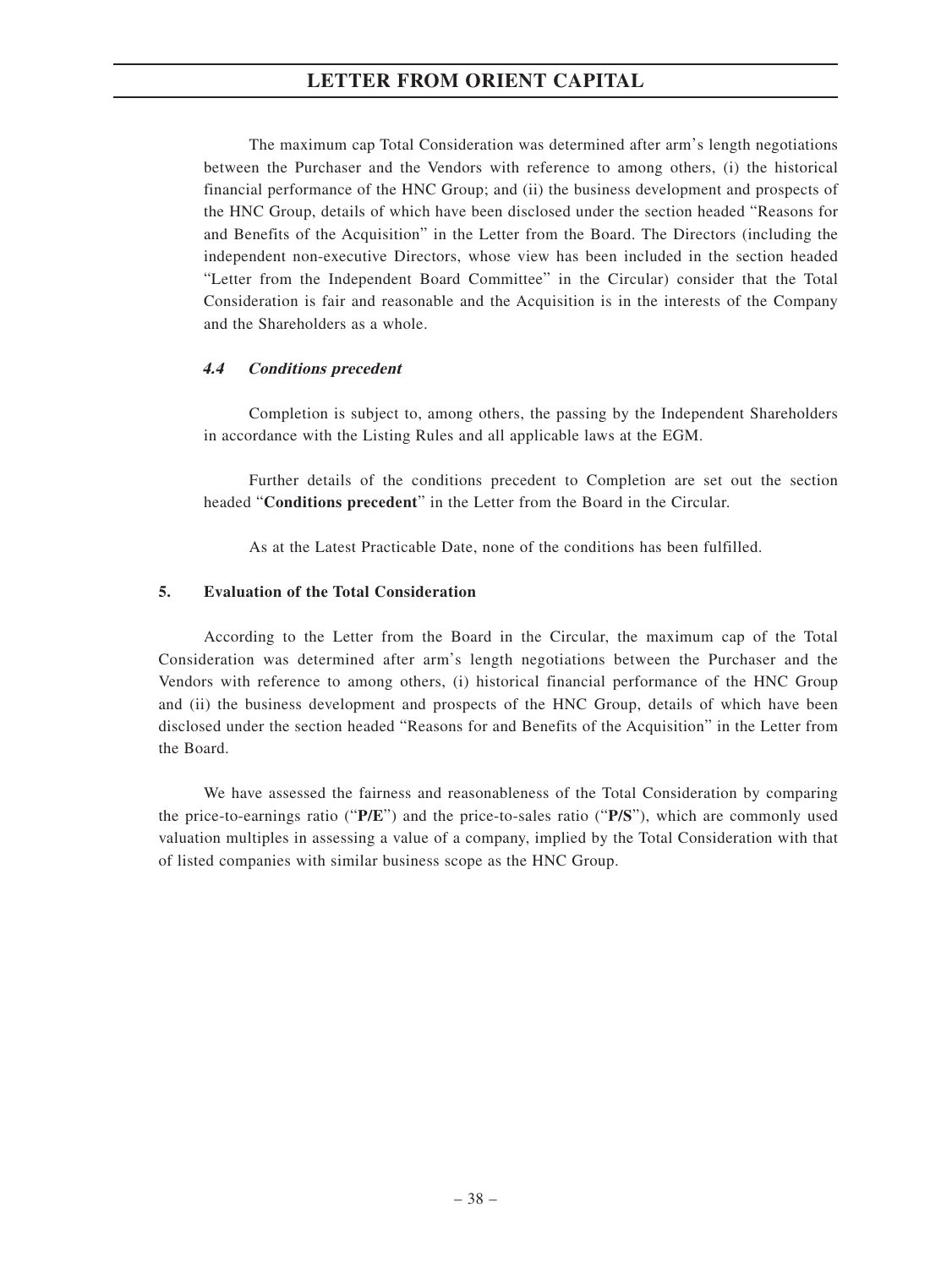The maximum cap Total Consideration was determined after arm's length negotiations between the Purchaser and the Vendors with reference to among others, (i) the historical financial performance of the HNC Group; and (ii) the business development and prospects of the HNC Group, details of which have been disclosed under the section headed "Reasons for and Benefits of the Acquisition" in the Letter from the Board. The Directors (including the independent non-executive Directors, whose view has been included in the section headed "Letter from the Independent Board Committee" in the Circular) consider that the Total Consideration is fair and reasonable and the Acquisition is in the interests of the Company and the Shareholders as a whole.

#### *4.4 Conditions precedent*

Completion is subject to, among others, the passing by the Independent Shareholders in accordance with the Listing Rules and all applicable laws at the EGM.

Further details of the conditions precedent to Completion are set out the section headed "**Conditions precedent**" in the Letter from the Board in the Circular.

As at the Latest Practicable Date, none of the conditions has been fulfilled.

### 5. Evaluation of the Total Consideration

According to the Letter from the Board in the Circular, the maximum cap of the Total Consideration was determined after arm's length negotiations between the Purchaser and the Vendors with reference to among others, (i) historical financial performance of the HNC Group and (ii) the business development and prospects of the HNC Group, details of which have been disclosed under the section headed "Reasons for and Benefits of the Acquisition" in the Letter from the Board.

We have assessed the fairness and reasonableness of the Total Consideration by comparing the price-to-earnings ratio ("**P/E**") and the price-to-sales ratio ("**P/S**"), which are commonly used valuation multiples in assessing a value of a company, implied by the Total Consideration with that of listed companies with similar business scope as the HNC Group.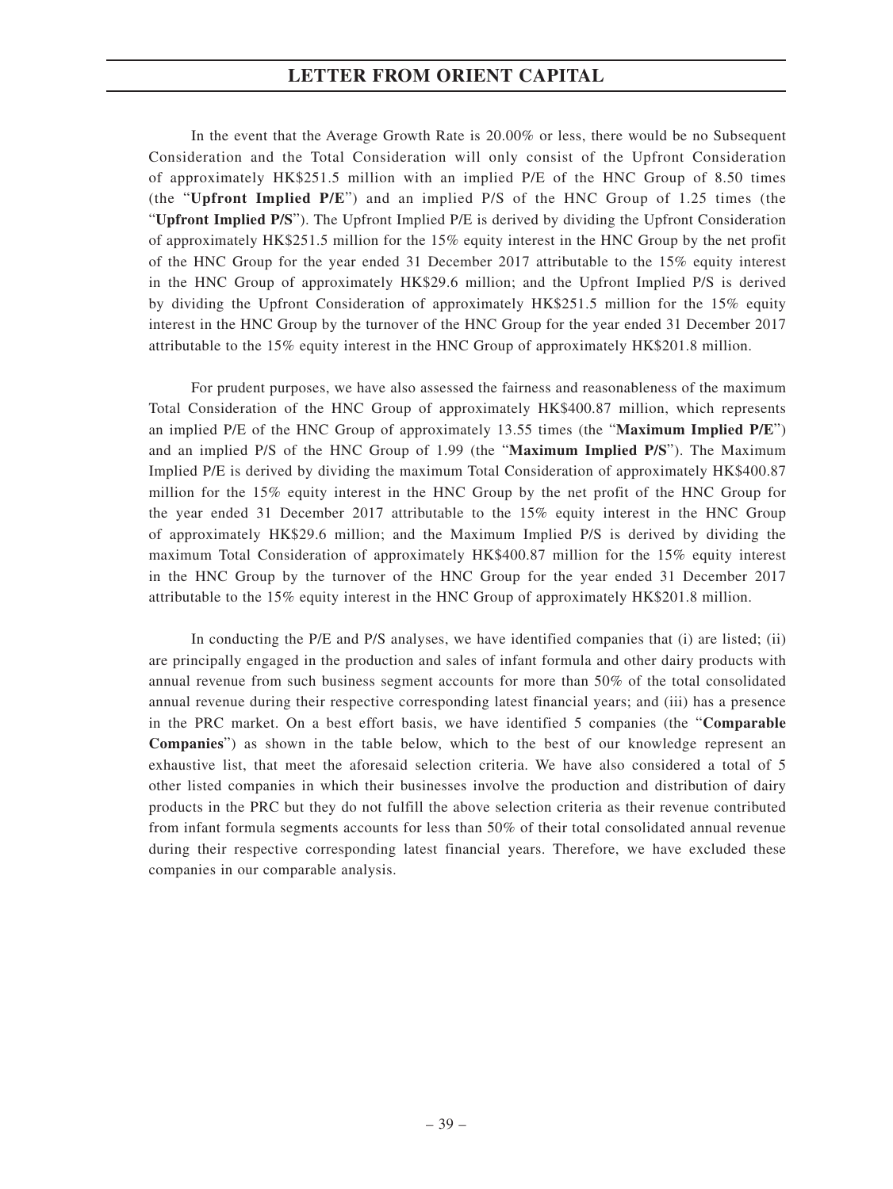In the event that the Average Growth Rate is 20.00% or less, there would be no Subsequent Consideration and the Total Consideration will only consist of the Upfront Consideration of approximately HK$251.5 million with an implied P/E of the HNC Group of 8.50 times (the "**Upfront Implied P/E**") and an implied P/S of the HNC Group of 1.25 times (the "**Upfront Implied P/S**"). The Upfront Implied P/E is derived by dividing the Upfront Consideration of approximately HK$251.5 million for the 15% equity interest in the HNC Group by the net profit of the HNC Group for the year ended 31 December 2017 attributable to the 15% equity interest in the HNC Group of approximately HK$29.6 million; and the Upfront Implied P/S is derived by dividing the Upfront Consideration of approximately HK$251.5 million for the 15% equity interest in the HNC Group by the turnover of the HNC Group for the year ended 31 December 2017 attributable to the 15% equity interest in the HNC Group of approximately HK$201.8 million.

For prudent purposes, we have also assessed the fairness and reasonableness of the maximum Total Consideration of the HNC Group of approximately HK$400.87 million, which represents an implied P/E of the HNC Group of approximately 13.55 times (the "**Maximum Implied P/E**") and an implied P/S of the HNC Group of 1.99 (the "**Maximum Implied P/S**"). The Maximum Implied P/E is derived by dividing the maximum Total Consideration of approximately HK$400.87 million for the 15% equity interest in the HNC Group by the net profit of the HNC Group for the year ended 31 December 2017 attributable to the 15% equity interest in the HNC Group of approximately HK$29.6 million; and the Maximum Implied P/S is derived by dividing the maximum Total Consideration of approximately HK$400.87 million for the 15% equity interest in the HNC Group by the turnover of the HNC Group for the year ended 31 December 2017 attributable to the 15% equity interest in the HNC Group of approximately HK$201.8 million.

In conducting the P/E and P/S analyses, we have identified companies that (i) are listed; (ii) are principally engaged in the production and sales of infant formula and other dairy products with annual revenue from such business segment accounts for more than 50% of the total consolidated annual revenue during their respective corresponding latest financial years; and (iii) has a presence in the PRC market. On a best effort basis, we have identified 5 companies (the "**Comparable Companies**") as shown in the table below, which to the best of our knowledge represent an exhaustive list, that meet the aforesaid selection criteria. We have also considered a total of 5 other listed companies in which their businesses involve the production and distribution of dairy products in the PRC but they do not fulfill the above selection criteria as their revenue contributed from infant formula segments accounts for less than 50% of their total consolidated annual revenue during their respective corresponding latest financial years. Therefore, we have excluded these companies in our comparable analysis.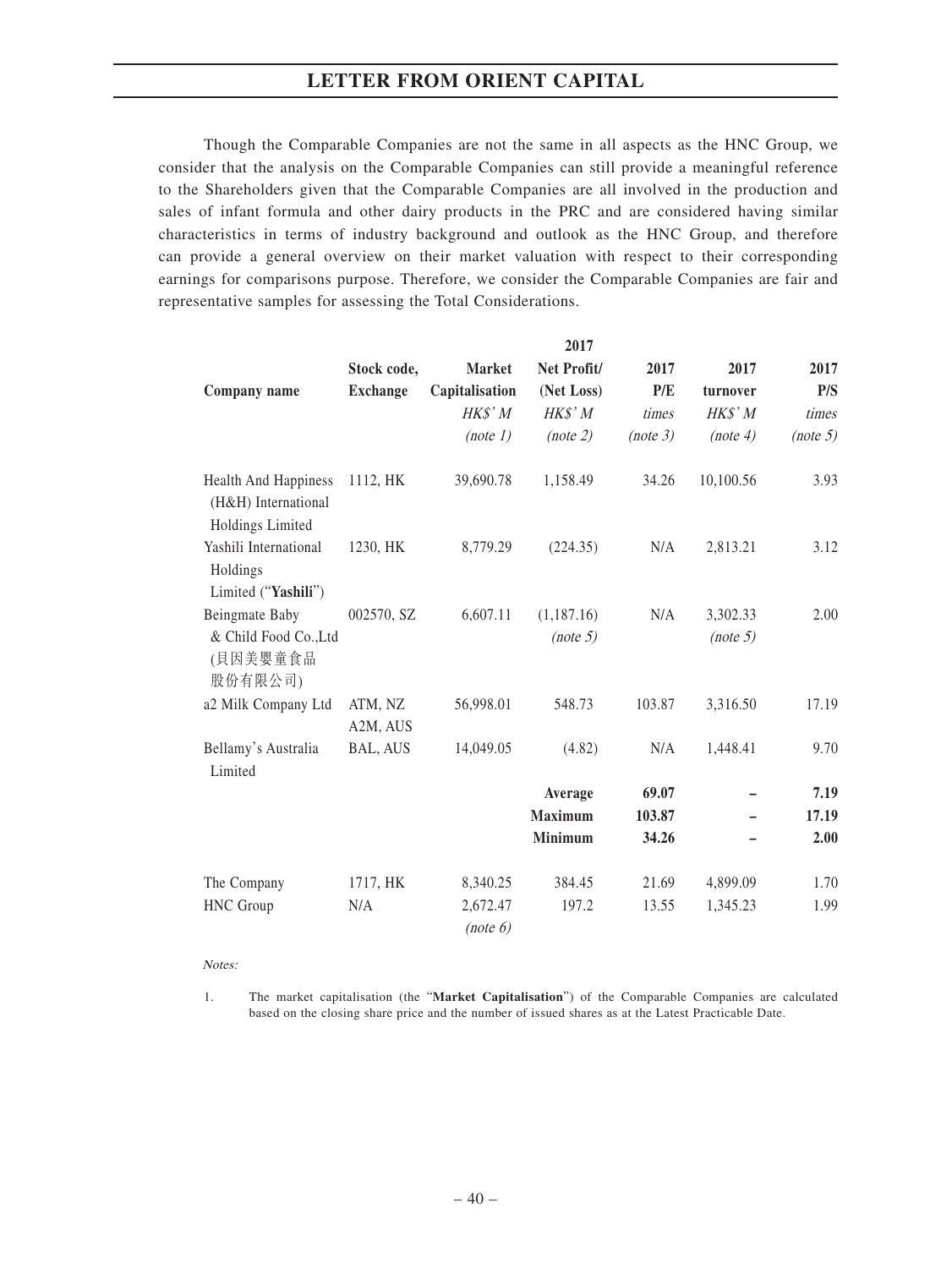# LETTER FROM ORIENT CAPITAL

Though the Comparable Companies are not the same in all aspects as the HNC Group, we consider that the analysis on the Comparable Companies can still provide a meaningful reference to the Shareholders given that the Comparable Companies are all involved in the production and sales of infant formula and other dairy products in the PRC and are considered having similar characteristics in terms of industry background and outlook as the HNC Group, and therefore can provide a general overview on their market valuation with respect to their corresponding earnings for comparisons purpose. Therefore, we consider the Comparable Companies are fair and representative samples for assessing the Total Considerations.

| Company name | Stock code, Exchange | Market Capitalisation HK$' M *(note 1)* | 2017 Net Profit/ (Net Loss) HK$' M *(note 2)* | 2017 P/E times *(note 3)* | 2017 turnover HK$' M *(note 4)* | 2017 P/S times *(note 5)* |
|---|---|---|---|---|---|---|
| Health And Happiness (H&H) International Holdings Limited | 1112, HK | 39,690.78 | 1,158.49 | 34.26 | 10,100.56 | 3.93 |
| Yashili International Holdings Limited ("**Yashili**") | 1230, HK | 8,779.29 | (224.35) | N/A | 2,813.21 | 3.12 |
| Beingmate Baby & Child Food Co.,Ltd (貝因美嬰童食品股份有限公司) | 002570, SZ | 6,607.11 | (1,187.16) *(note 5)* | N/A | 3,302.33 *(note 5)* | 2.00 |
| a2 Milk Company Ltd | ATM, NZ A2M, AUS | 56,998.01 | 548.73 | 103.87 | 3,316.50 | 17.19 |
| Bellamy's Australia Limited | BAL, AUS | 14,049.05 | (4.82) | N/A | 1,448.41 | 9.70 |
| | | | **Average** | **69.07** | **–** | **7.19** |
| | | | **Maximum** | **103.87** | **–** | **17.19** |
| | | | **Minimum** | **34.26** | **–** | **2.00** |
| The Company | 1717, HK | 8,340.25 | 384.45 | 21.69 | 4,899.09 | 1.70 |
| HNC Group | N/A | 2,672.47 *(note 6)* | 197.2 | 13.55 | 1,345.23 | 1.99 |

*Notes:*

1. The market capitalisation (the "**Market Capitalisation**") of the Comparable Companies are calculated based on the closing share price and the number of issued shares as at the Latest Practicable Date.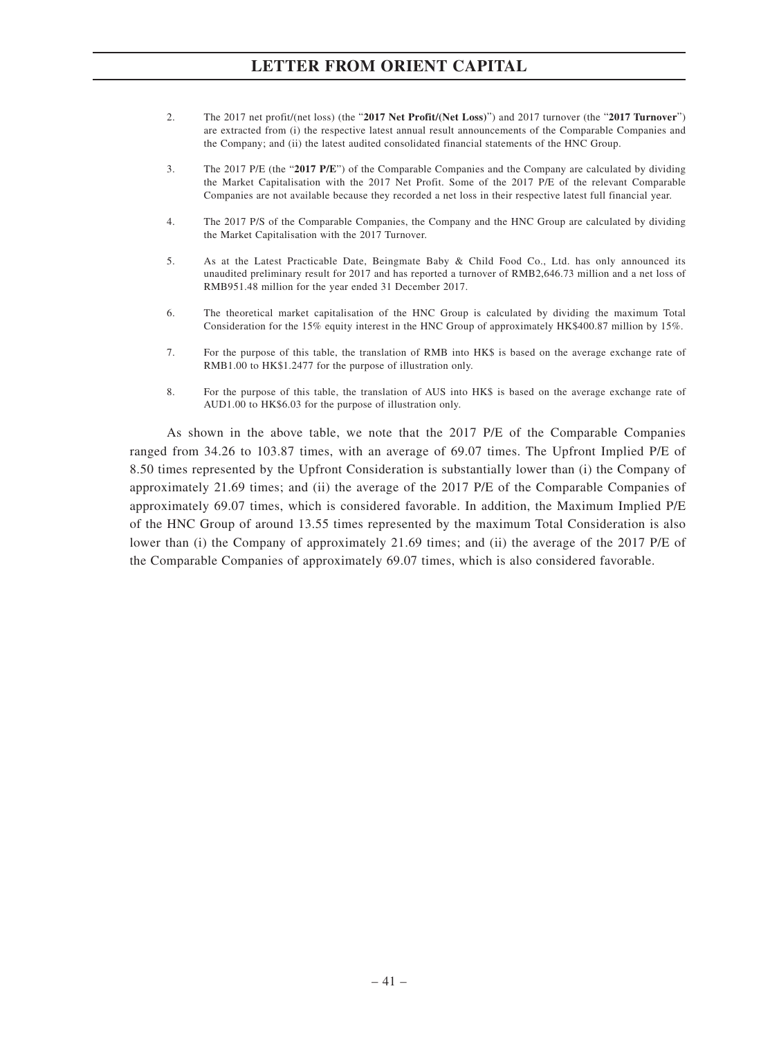2. The 2017 net profit/(net loss) (the "**2017 Net Profit/(Net Loss)**") and 2017 turnover (the "**2017 Turnover**") are extracted from (i) the respective latest annual result announcements of the Comparable Companies and the Company; and (ii) the latest audited consolidated financial statements of the HNC Group.

3. The 2017 P/E (the "**2017 P/E**") of the Comparable Companies and the Company are calculated by dividing the Market Capitalisation with the 2017 Net Profit. Some of the 2017 P/E of the relevant Comparable Companies are not available because they recorded a net loss in their respective latest full financial year.

4. The 2017 P/S of the Comparable Companies, the Company and the HNC Group are calculated by dividing the Market Capitalisation with the 2017 Turnover.

5. As at the Latest Practicable Date, Beingmate Baby & Child Food Co., Ltd. has only announced its unaudited preliminary result for 2017 and has reported a turnover of RMB2,646.73 million and a net loss of RMB951.48 million for the year ended 31 December 2017.

6. The theoretical market capitalisation of the HNC Group is calculated by dividing the maximum Total Consideration for the 15% equity interest in the HNC Group of approximately HK$400.87 million by 15%.

7. For the purpose of this table, the translation of RMB into HK$ is based on the average exchange rate of RMB1.00 to HK$1.2477 for the purpose of illustration only.

8. For the purpose of this table, the translation of AUS into HK$ is based on the average exchange rate of AUD1.00 to HK$6.03 for the purpose of illustration only.

As shown in the above table, we note that the 2017 P/E of the Comparable Companies ranged from 34.26 to 103.87 times, with an average of 69.07 times. The Upfront Implied P/E of 8.50 times represented by the Upfront Consideration is substantially lower than (i) the Company of approximately 21.69 times; and (ii) the average of the 2017 P/E of the Comparable Companies of approximately 69.07 times, which is considered favorable. In addition, the Maximum Implied P/E of the HNC Group of around 13.55 times represented by the maximum Total Consideration is also lower than (i) the Company of approximately 21.69 times; and (ii) the average of the 2017 P/E of the Comparable Companies of approximately 69.07 times, which is also considered favorable.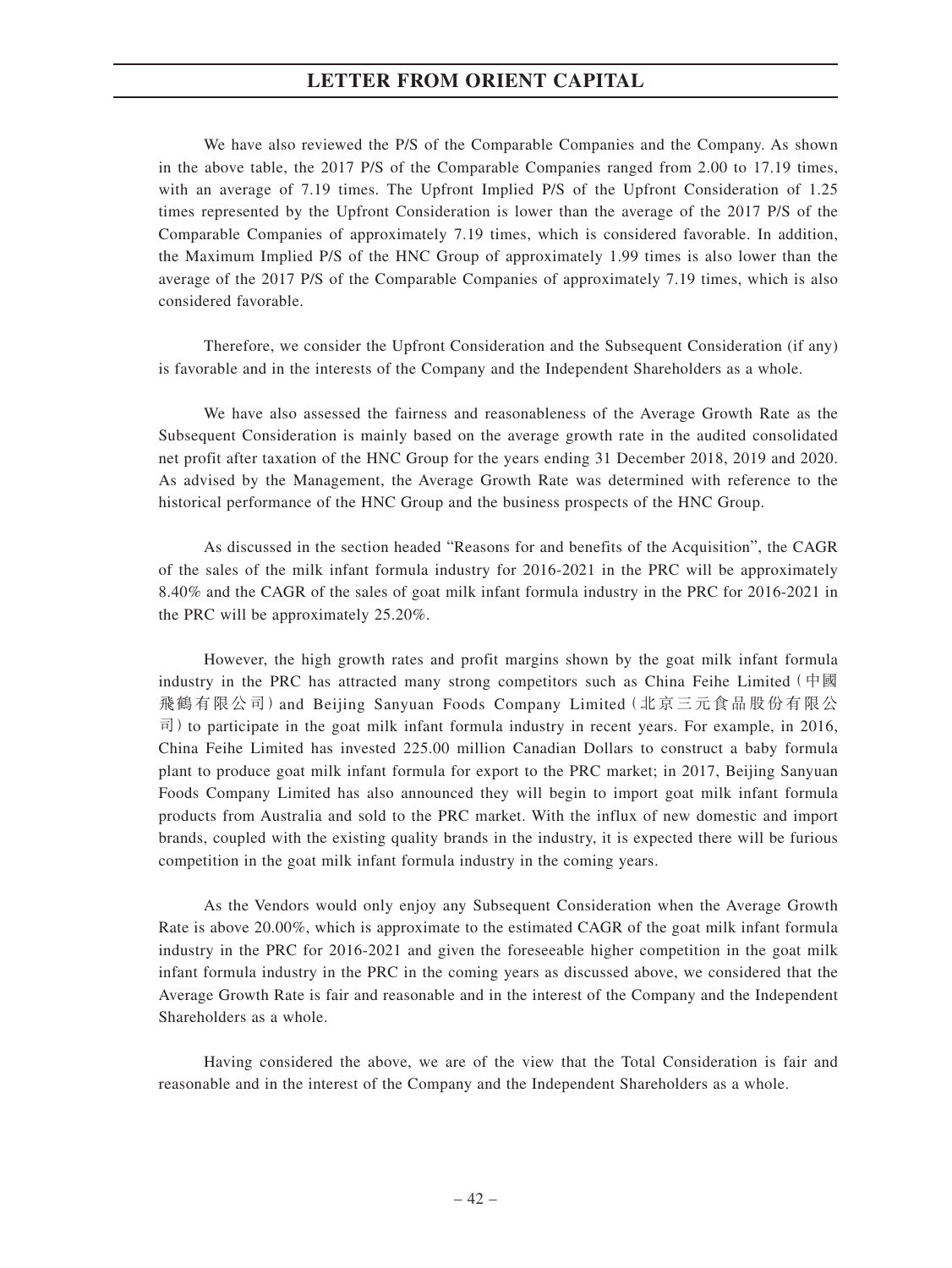We have also reviewed the P/S of the Comparable Companies and the Company. As shown in the above table, the 2017 P/S of the Comparable Companies ranged from 2.00 to 17.19 times, with an average of 7.19 times. The Upfront Implied P/S of the Upfront Consideration of 1.25 times represented by the Upfront Consideration is lower than the average of the 2017 P/S of the Comparable Companies of approximately 7.19 times, which is considered favorable. In addition, the Maximum Implied P/S of the HNC Group of approximately 1.99 times is also lower than the average of the 2017 P/S of the Comparable Companies of approximately 7.19 times, which is also considered favorable.

Therefore, we consider the Upfront Consideration and the Subsequent Consideration (if any) is favorable and in the interests of the Company and the Independent Shareholders as a whole.

We have also assessed the fairness and reasonableness of the Average Growth Rate as the Subsequent Consideration is mainly based on the average growth rate in the audited consolidated net profit after taxation of the HNC Group for the years ending 31 December 2018, 2019 and 2020. As advised by the Management, the Average Growth Rate was determined with reference to the historical performance of the HNC Group and the business prospects of the HNC Group.

As discussed in the section headed "Reasons for and benefits of the Acquisition", the CAGR of the sales of the milk infant formula industry for 2016-2021 in the PRC will be approximately 8.40% and the CAGR of the sales of goat milk infant formula industry in the PRC for 2016-2021 in the PRC will be approximately 25.20%.

However, the high growth rates and profit margins shown by the goat milk infant formula industry in the PRC has attracted many strong competitors such as China Feihe Limited (中國飛鶴有限公司) and Beijing Sanyuan Foods Company Limited (北京三元食品股份有限公司) to participate in the goat milk infant formula industry in recent years. For example, in 2016, China Feihe Limited has invested 225.00 million Canadian Dollars to construct a baby formula plant to produce goat milk infant formula for export to the PRC market; in 2017, Beijing Sanyuan Foods Company Limited has also announced they will begin to import goat milk infant formula products from Australia and sold to the PRC market. With the influx of new domestic and import brands, coupled with the existing quality brands in the industry, it is expected there will be furious competition in the goat milk infant formula industry in the coming years.

As the Vendors would only enjoy any Subsequent Consideration when the Average Growth Rate is above 20.00%, which is approximate to the estimated CAGR of the goat milk infant formula industry in the PRC for 2016-2021 and given the foreseeable higher competition in the goat milk infant formula industry in the PRC in the coming years as discussed above, we considered that the Average Growth Rate is fair and reasonable and in the interest of the Company and the Independent Shareholders as a whole.

Having considered the above, we are of the view that the Total Consideration is fair and reasonable and in the interest of the Company and the Independent Shareholders as a whole.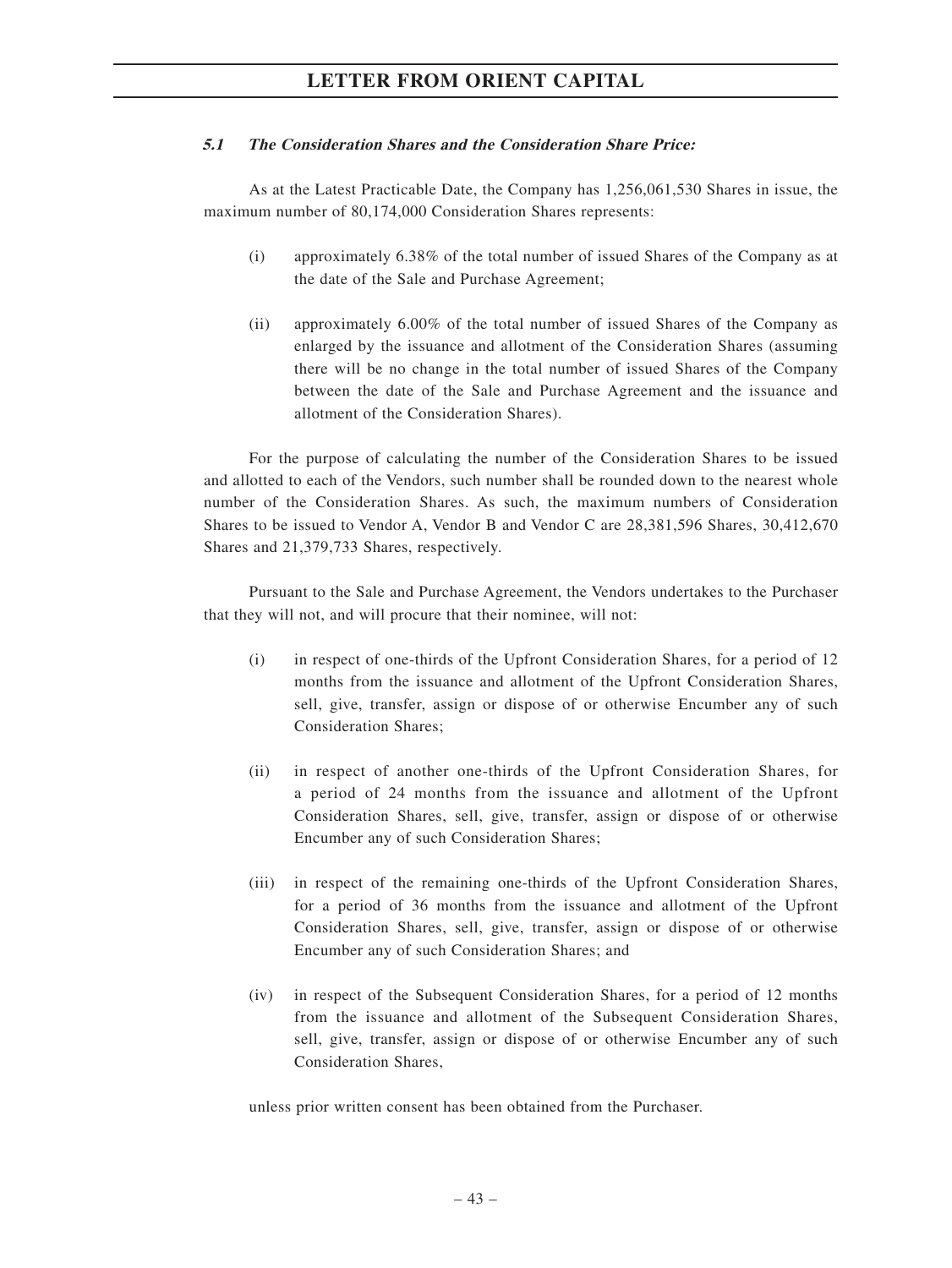### *5.1 The Consideration Shares and the Consideration Share Price:*

As at the Latest Practicable Date, the Company has 1,256,061,530 Shares in issue, the maximum number of 80,174,000 Consideration Shares represents:

(i) approximately 6.38% of the total number of issued Shares of the Company as at the date of the Sale and Purchase Agreement;

(ii) approximately 6.00% of the total number of issued Shares of the Company as enlarged by the issuance and allotment of the Consideration Shares (assuming there will be no change in the total number of issued Shares of the Company between the date of the Sale and Purchase Agreement and the issuance and allotment of the Consideration Shares).

For the purpose of calculating the number of the Consideration Shares to be issued and allotted to each of the Vendors, such number shall be rounded down to the nearest whole number of the Consideration Shares. As such, the maximum numbers of Consideration Shares to be issued to Vendor A, Vendor B and Vendor C are 28,381,596 Shares, 30,412,670 Shares and 21,379,733 Shares, respectively.

Pursuant to the Sale and Purchase Agreement, the Vendors undertakes to the Purchaser that they will not, and will procure that their nominee, will not:

(i) in respect of one-thirds of the Upfront Consideration Shares, for a period of 12 months from the issuance and allotment of the Upfront Consideration Shares, sell, give, transfer, assign or dispose of or otherwise Encumber any of such Consideration Shares;

(ii) in respect of another one-thirds of the Upfront Consideration Shares, for a period of 24 months from the issuance and allotment of the Upfront Consideration Shares, sell, give, transfer, assign or dispose of or otherwise Encumber any of such Consideration Shares;

(iii) in respect of the remaining one-thirds of the Upfront Consideration Shares, for a period of 36 months from the issuance and allotment of the Upfront Consideration Shares, sell, give, transfer, assign or dispose of or otherwise Encumber any of such Consideration Shares; and

(iv) in respect of the Subsequent Consideration Shares, for a period of 12 months from the issuance and allotment of the Subsequent Consideration Shares, sell, give, transfer, assign or dispose of or otherwise Encumber any of such Consideration Shares,

unless prior written consent has been obtained from the Purchaser.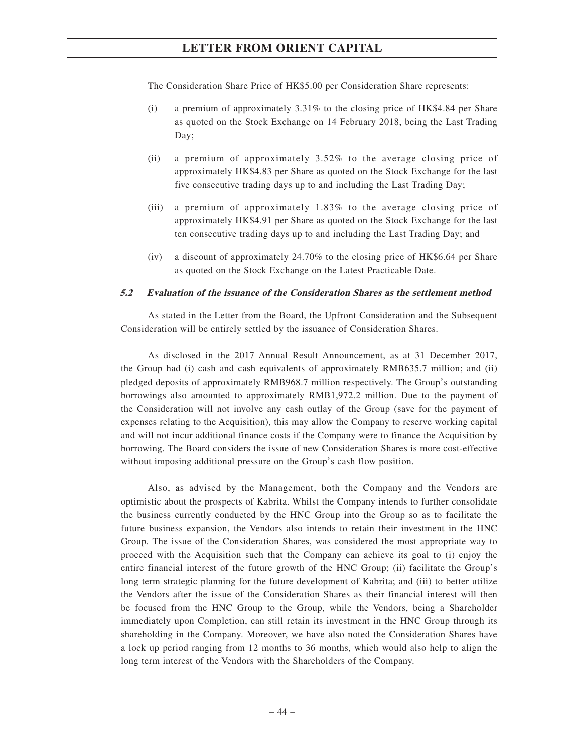The Consideration Share Price of HK$5.00 per Consideration Share represents:

(i) a premium of approximately 3.31% to the closing price of HK$4.84 per Share as quoted on the Stock Exchange on 14 February 2018, being the Last Trading Day;

(ii) a premium of approximately 3.52% to the average closing price of approximately HK$4.83 per Share as quoted on the Stock Exchange for the last five consecutive trading days up to and including the Last Trading Day;

(iii) a premium of approximately 1.83% to the average closing price of approximately HK$4.91 per Share as quoted on the Stock Exchange for the last ten consecutive trading days up to and including the Last Trading Day; and

(iv) a discount of approximately 24.70% to the closing price of HK$6.64 per Share as quoted on the Stock Exchange on the Latest Practicable Date.

#### *5.2 Evaluation of the issuance of the Consideration Shares as the settlement method*

As stated in the Letter from the Board, the Upfront Consideration and the Subsequent Consideration will be entirely settled by the issuance of Consideration Shares.

As disclosed in the 2017 Annual Result Announcement, as at 31 December 2017, the Group had (i) cash and cash equivalents of approximately RMB635.7 million; and (ii) pledged deposits of approximately RMB968.7 million respectively. The Group's outstanding borrowings also amounted to approximately RMB1,972.2 million. Due to the payment of the Consideration will not involve any cash outlay of the Group (save for the payment of expenses relating to the Acquisition), this may allow the Company to reserve working capital and will not incur additional finance costs if the Company were to finance the Acquisition by borrowing. The Board considers the issue of new Consideration Shares is more cost-effective without imposing additional pressure on the Group's cash flow position.

Also, as advised by the Management, both the Company and the Vendors are optimistic about the prospects of Kabrita. Whilst the Company intends to further consolidate the business currently conducted by the HNC Group into the Group so as to facilitate the future business expansion, the Vendors also intends to retain their investment in the HNC Group. The issue of the Consideration Shares, was considered the most appropriate way to proceed with the Acquisition such that the Company can achieve its goal to (i) enjoy the entire financial interest of the future growth of the HNC Group; (ii) facilitate the Group's long term strategic planning for the future development of Kabrita; and (iii) to better utilize the Vendors after the issue of the Consideration Shares as their financial interest will then be focused from the HNC Group to the Group, while the Vendors, being a Shareholder immediately upon Completion, can still retain its investment in the HNC Group through its shareholding in the Company. Moreover, we have also noted the Consideration Shares have a lock up period ranging from 12 months to 36 months, which would also help to align the long term interest of the Vendors with the Shareholders of the Company.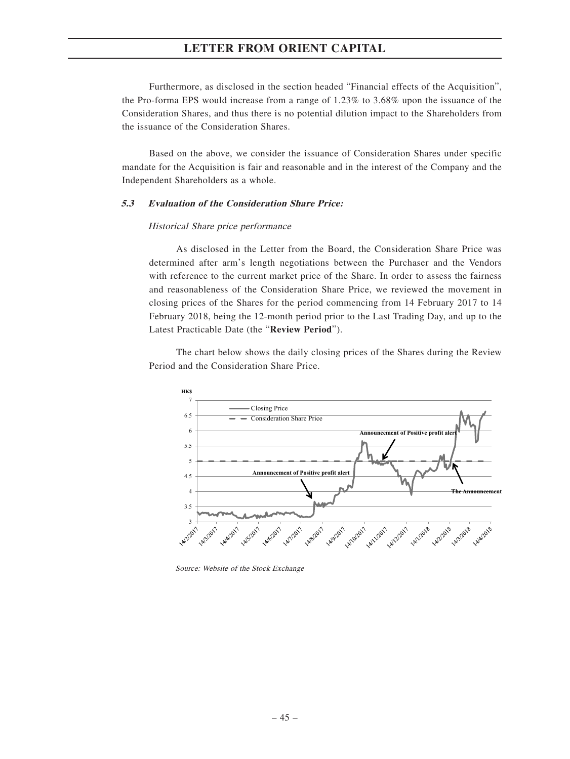Furthermore, as disclosed in the section headed "Financial effects of the Acquisition", the Pro-forma EPS would increase from a range of 1.23% to 3.68% upon the issuance of the Consideration Shares, and thus there is no potential dilution impact to the Shareholders from the issuance of the Consideration Shares.

Based on the above, we consider the issuance of Consideration Shares under specific mandate for the Acquisition is fair and reasonable and in the interest of the Company and the Independent Shareholders as a whole.

### *5.3 Evaluation of the Consideration Share Price:*

*Historical Share price performance*

As disclosed in the Letter from the Board, the Consideration Share Price was determined after arm's length negotiations between the Purchaser and the Vendors with reference to the current market price of the Share. In order to assess the fairness and reasonableness of the Consideration Share Price, we reviewed the movement in closing prices of the Shares for the period commencing from 14 February 2017 to 14 February 2018, being the 12-month period prior to the Last Trading Day, and up to the Latest Practicable Date (the "**Review Period**").

The chart below shows the daily closing prices of the Shares during the Review Period and the Consideration Share Price.

*Source: Website of the Stock Exchange*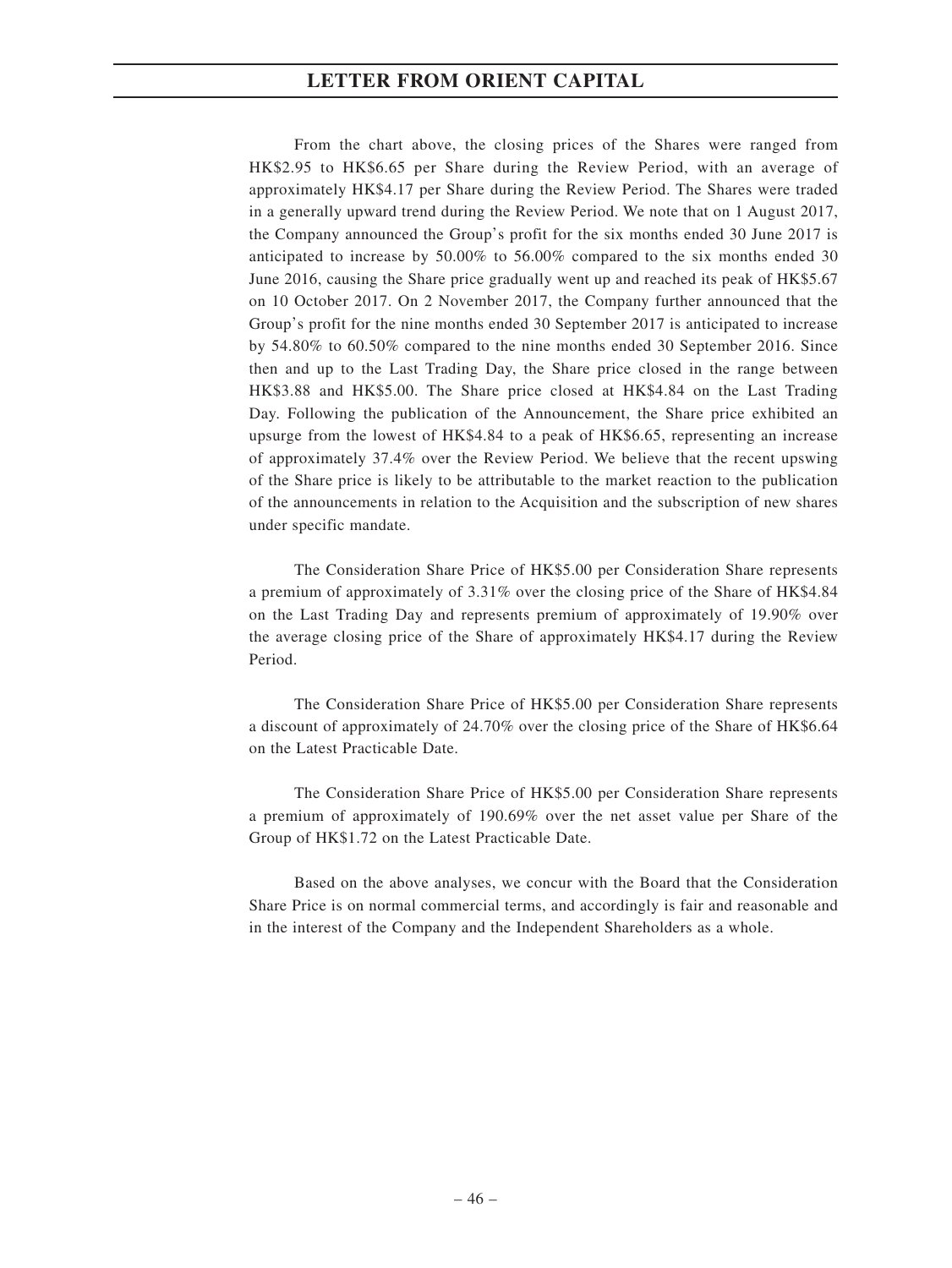From the chart above, the closing prices of the Shares were ranged from HK$2.95 to HK$6.65 per Share during the Review Period, with an average of approximately HK$4.17 per Share during the Review Period. The Shares were traded in a generally upward trend during the Review Period. We note that on 1 August 2017, the Company announced the Group's profit for the six months ended 30 June 2017 is anticipated to increase by 50.00% to 56.00% compared to the six months ended 30 June 2016, causing the Share price gradually went up and reached its peak of HK$5.67 on 10 October 2017. On 2 November 2017, the Company further announced that the Group's profit for the nine months ended 30 September 2017 is anticipated to increase by 54.80% to 60.50% compared to the nine months ended 30 September 2016. Since then and up to the Last Trading Day, the Share price closed in the range between HK$3.88 and HK$5.00. The Share price closed at HK$4.84 on the Last Trading Day. Following the publication of the Announcement, the Share price exhibited an upsurge from the lowest of HK$4.84 to a peak of HK$6.65, representing an increase of approximately 37.4% over the Review Period. We believe that the recent upswing of the Share price is likely to be attributable to the market reaction to the publication of the announcements in relation to the Acquisition and the subscription of new shares under specific mandate.

The Consideration Share Price of HK$5.00 per Consideration Share represents a premium of approximately of 3.31% over the closing price of the Share of HK$4.84 on the Last Trading Day and represents premium of approximately of 19.90% over the average closing price of the Share of approximately HK$4.17 during the Review Period.

The Consideration Share Price of HK$5.00 per Consideration Share represents a discount of approximately of 24.70% over the closing price of the Share of HK$6.64 on the Latest Practicable Date.

The Consideration Share Price of HK$5.00 per Consideration Share represents a premium of approximately of 190.69% over the net asset value per Share of the Group of HK$1.72 on the Latest Practicable Date.

Based on the above analyses, we concur with the Board that the Consideration Share Price is on normal commercial terms, and accordingly is fair and reasonable and in the interest of the Company and the Independent Shareholders as a whole.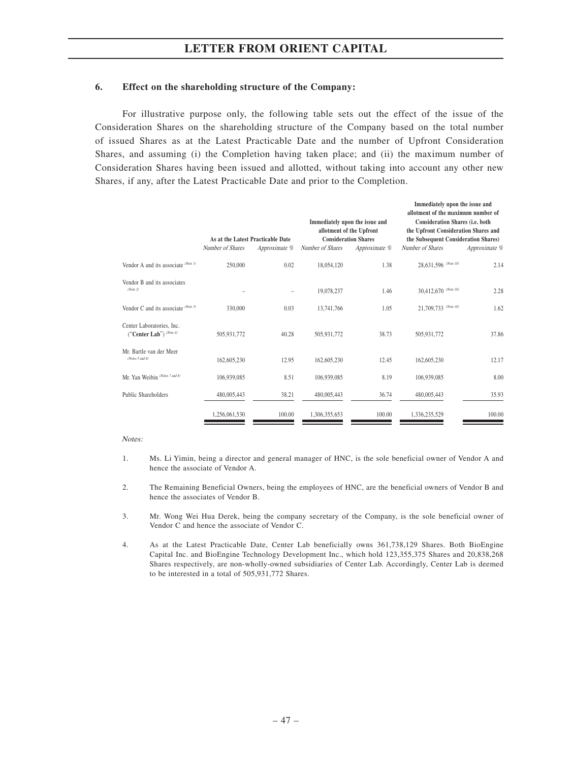### 6. Effect on the shareholding structure of the Company:

For illustrative purpose only, the following table sets out the effect of the issue of the Consideration Shares on the shareholding structure of the Company based on the total number of issued Shares as at the Latest Practicable Date and the number of Upfront Consideration Shares, and assuming (i) the Completion having taken place; and (ii) the maximum number of Consideration Shares having been issued and allotted, without taking into account any other new Shares, if any, after the Latest Practicable Date and prior to the Completion.

| | As at the Latest Practicable Date | | Immediately upon the issue and allotment of the Upfront Consideration Shares | | Immediately upon the issue and allotment of the maximum number of Consideration Shares (i.e. both the Upfront Consideration Shares and the Subsequent Consideration Shares) | |
|---|---|---|---|---|---|---|
| | *Number of Shares* | *Approximate %* | *Number of Shares* | *Approximate %* | *Number of Shares* | *Approximate %* |
| Vendor A and its associate *(Note 1)* | 250,000 | 0.02 | 18,054,120 | 1.38 | 28,631,596 *(Note 10)* | 2.14 |
| Vendor B and its associates *(Note 2)* | – | – | 19,078,237 | 1.46 | 30,412,670 *(Note 10)* | 2.28 |
| Vendor C and its associate *(Note 3)* | 330,000 | 0.03 | 13,741,766 | 1.05 | 21,709,733 *(Note 10)* | 1.62 |
| Center Laboratories, Inc. ("**Center Lab**") *(Note 4)* | 505,931,772 | 40.28 | 505,931,772 | 38.73 | 505,931,772 | 37.86 |
| Mr. Bartle van der Meer *(Notes 5 and 6)* | 162,605,230 | 12.95 | 162,605,230 | 12.45 | 162,605,230 | 12.17 |
| Mr. Yan Weibin *(Notes 7 and 8)* | 106,939,085 | 8.51 | 106,939,085 | 8.19 | 106,939,085 | 8.00 |
| Public Shareholders | 480,005,443 | 38.21 | 480,005,443 | 36.74 | 480,005,443 | 35.93 |
| | 1,256,061,530 | 100.00 | 1,306,355,653 | 100.00 | 1,336,235,529 | 100.00 |

*Notes:*

1. Ms. Li Yimin, being a director and general manager of HNC, is the sole beneficial owner of Vendor A and hence the associate of Vendor A.

2. The Remaining Beneficial Owners, being the employees of HNC, are the beneficial owners of Vendor B and hence the associates of Vendor B.

3. Mr. Wong Wei Hua Derek, being the company secretary of the Company, is the sole beneficial owner of Vendor C and hence the associate of Vendor C.

4. As at the Latest Practicable Date, Center Lab beneficially owns 361,738,129 Shares. Both BioEngine Capital Inc. and BioEngine Technology Development Inc., which hold 123,355,375 Shares and 20,838,268 Shares respectively, are non-wholly-owned subsidiaries of Center Lab. Accordingly, Center Lab is deemed to be interested in a total of 505,931,772 Shares.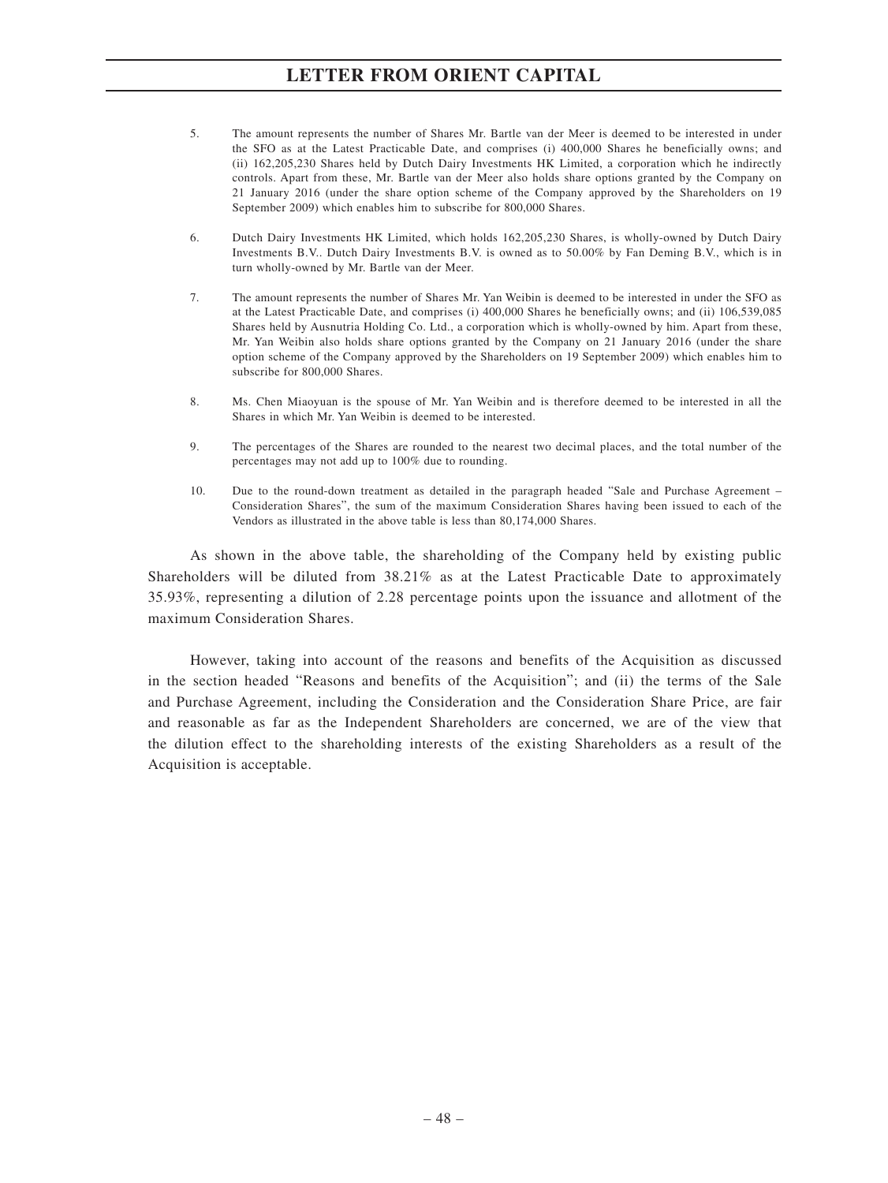5. The amount represents the number of Shares Mr. Bartle van der Meer is deemed to be interested in under the SFO as at the Latest Practicable Date, and comprises (i) 400,000 Shares he beneficially owns; and (ii) 162,205,230 Shares held by Dutch Dairy Investments HK Limited, a corporation which he indirectly controls. Apart from these, Mr. Bartle van der Meer also holds share options granted by the Company on 21 January 2016 (under the share option scheme of the Company approved by the Shareholders on 19 September 2009) which enables him to subscribe for 800,000 Shares.

6. Dutch Dairy Investments HK Limited, which holds 162,205,230 Shares, is wholly-owned by Dutch Dairy Investments B.V.. Dutch Dairy Investments B.V. is owned as to 50.00% by Fan Deming B.V., which is in turn wholly-owned by Mr. Bartle van der Meer.

7. The amount represents the number of Shares Mr. Yan Weibin is deemed to be interested in under the SFO as at the Latest Practicable Date, and comprises (i) 400,000 Shares he beneficially owns; and (ii) 106,539,085 Shares held by Ausnutria Holding Co. Ltd., a corporation which is wholly-owned by him. Apart from these, Mr. Yan Weibin also holds share options granted by the Company on 21 January 2016 (under the share option scheme of the Company approved by the Shareholders on 19 September 2009) which enables him to subscribe for 800,000 Shares.

8. Ms. Chen Miaoyuan is the spouse of Mr. Yan Weibin and is therefore deemed to be interested in all the Shares in which Mr. Yan Weibin is deemed to be interested.

9. The percentages of the Shares are rounded to the nearest two decimal places, and the total number of the percentages may not add up to 100% due to rounding.

10. Due to the round-down treatment as detailed in the paragraph headed "Sale and Purchase Agreement – Consideration Shares", the sum of the maximum Consideration Shares having been issued to each of the Vendors as illustrated in the above table is less than 80,174,000 Shares.

As shown in the above table, the shareholding of the Company held by existing public Shareholders will be diluted from 38.21% as at the Latest Practicable Date to approximately 35.93%, representing a dilution of 2.28 percentage points upon the issuance and allotment of the maximum Consideration Shares.

However, taking into account of the reasons and benefits of the Acquisition as discussed in the section headed "Reasons and benefits of the Acquisition"; and (ii) the terms of the Sale and Purchase Agreement, including the Consideration and the Consideration Share Price, are fair and reasonable as far as the Independent Shareholders are concerned, we are of the view that the dilution effect to the shareholding interests of the existing Shareholders as a result of the Acquisition is acceptable.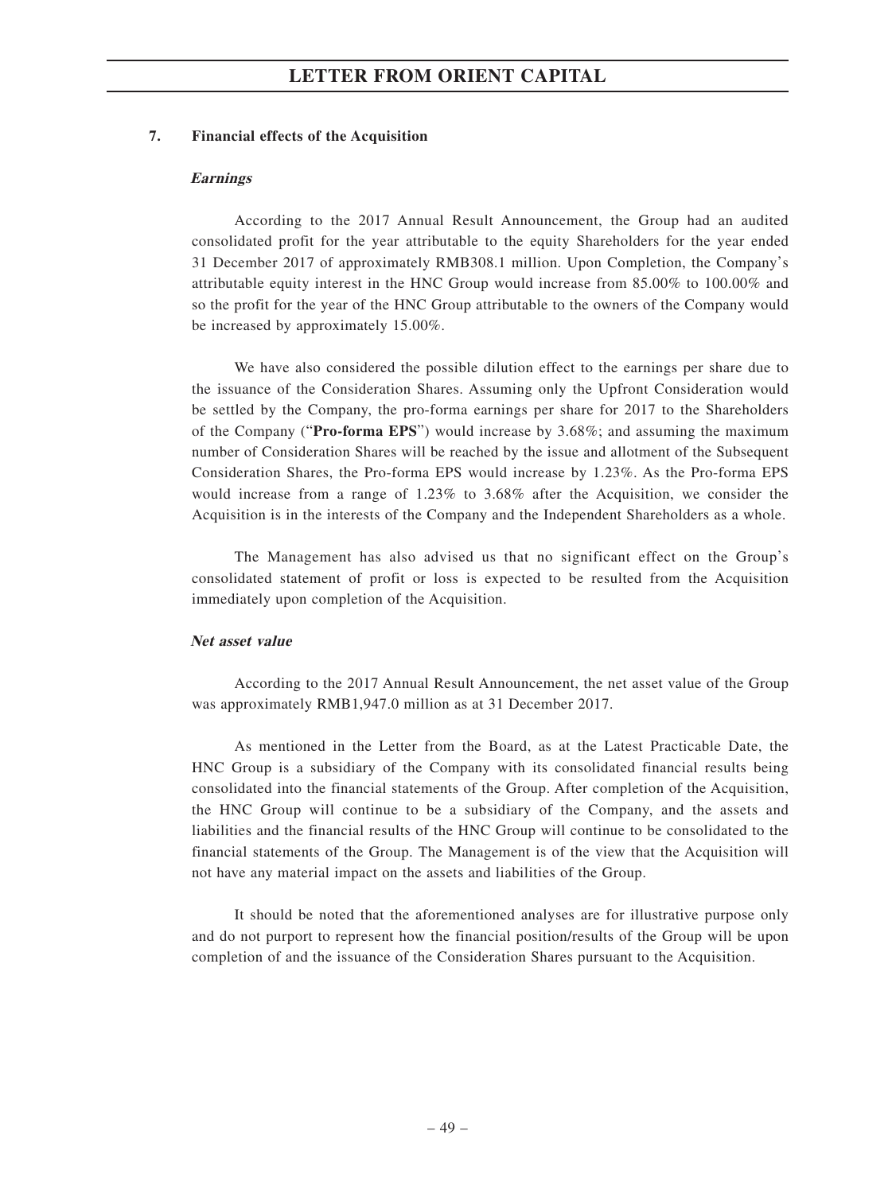### 7. Financial effects of the Acquisition

***Earnings***

According to the 2017 Annual Result Announcement, the Group had an audited consolidated profit for the year attributable to the equity Shareholders for the year ended 31 December 2017 of approximately RMB308.1 million. Upon Completion, the Company's attributable equity interest in the HNC Group would increase from 85.00% to 100.00% and so the profit for the year of the HNC Group attributable to the owners of the Company would be increased by approximately 15.00%.

We have also considered the possible dilution effect to the earnings per share due to the issuance of the Consideration Shares. Assuming only the Upfront Consideration would be settled by the Company, the pro-forma earnings per share for 2017 to the Shareholders of the Company ("**Pro-forma EPS**") would increase by 3.68%; and assuming the maximum number of Consideration Shares will be reached by the issue and allotment of the Subsequent Consideration Shares, the Pro-forma EPS would increase by 1.23%. As the Pro-forma EPS would increase from a range of 1.23% to 3.68% after the Acquisition, we consider the Acquisition is in the interests of the Company and the Independent Shareholders as a whole.

The Management has also advised us that no significant effect on the Group's consolidated statement of profit or loss is expected to be resulted from the Acquisition immediately upon completion of the Acquisition.

***Net asset value***

According to the 2017 Annual Result Announcement, the net asset value of the Group was approximately RMB1,947.0 million as at 31 December 2017.

As mentioned in the Letter from the Board, as at the Latest Practicable Date, the HNC Group is a subsidiary of the Company with its consolidated financial results being consolidated into the financial statements of the Group. After completion of the Acquisition, the HNC Group will continue to be a subsidiary of the Company, and the assets and liabilities and the financial results of the HNC Group will continue to be consolidated to the financial statements of the Group. The Management is of the view that the Acquisition will not have any material impact on the assets and liabilities of the Group.

It should be noted that the aforementioned analyses are for illustrative purpose only and do not purport to represent how the financial position/results of the Group will be upon completion of and the issuance of the Consideration Shares pursuant to the Acquisition.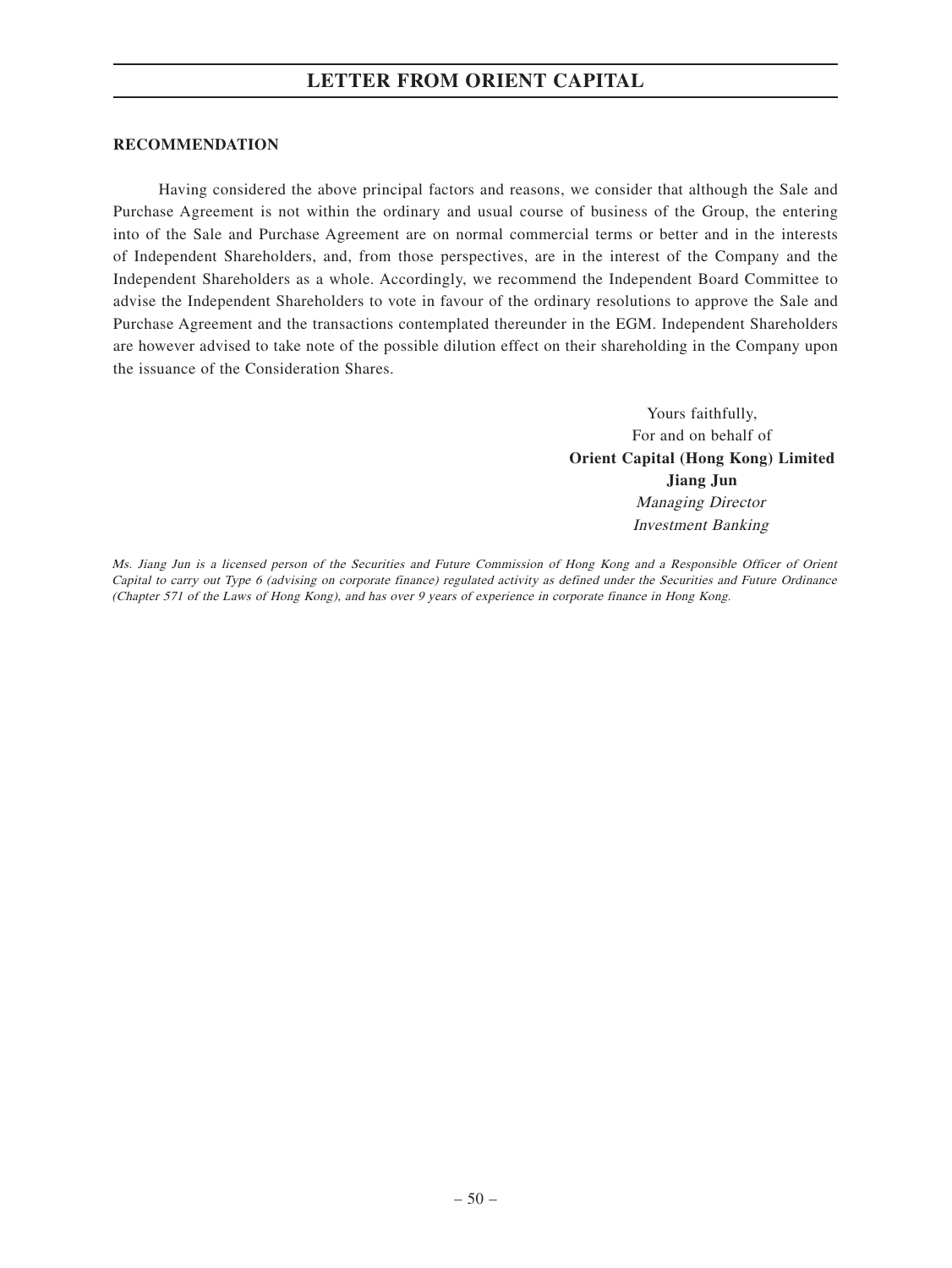## RECOMMENDATION

Having considered the above principal factors and reasons, we consider that although the Sale and Purchase Agreement is not within the ordinary and usual course of business of the Group, the entering into of the Sale and Purchase Agreement are on normal commercial terms or better and in the interests of Independent Shareholders, and, from those perspectives, are in the interest of the Company and the Independent Shareholders as a whole. Accordingly, we recommend the Independent Board Committee to advise the Independent Shareholders to vote in favour of the ordinary resolutions to approve the Sale and Purchase Agreement and the transactions contemplated thereunder in the EGM. Independent Shareholders are however advised to take note of the possible dilution effect on their shareholding in the Company upon the issuance of the Consideration Shares.

Yours faithfully,
For and on behalf of
**Orient Capital (Hong Kong) Limited**
**Jiang Jun**
*Managing Director*
*Investment Banking*

*Ms. Jiang Jun is a licensed person of the Securities and Future Commission of Hong Kong and a Responsible Officer of Orient Capital to carry out Type 6 (advising on corporate finance) regulated activity as defined under the Securities and Future Ordinance (Chapter 571 of the Laws of Hong Kong), and has over 9 years of experience in corporate finance in Hong Kong.*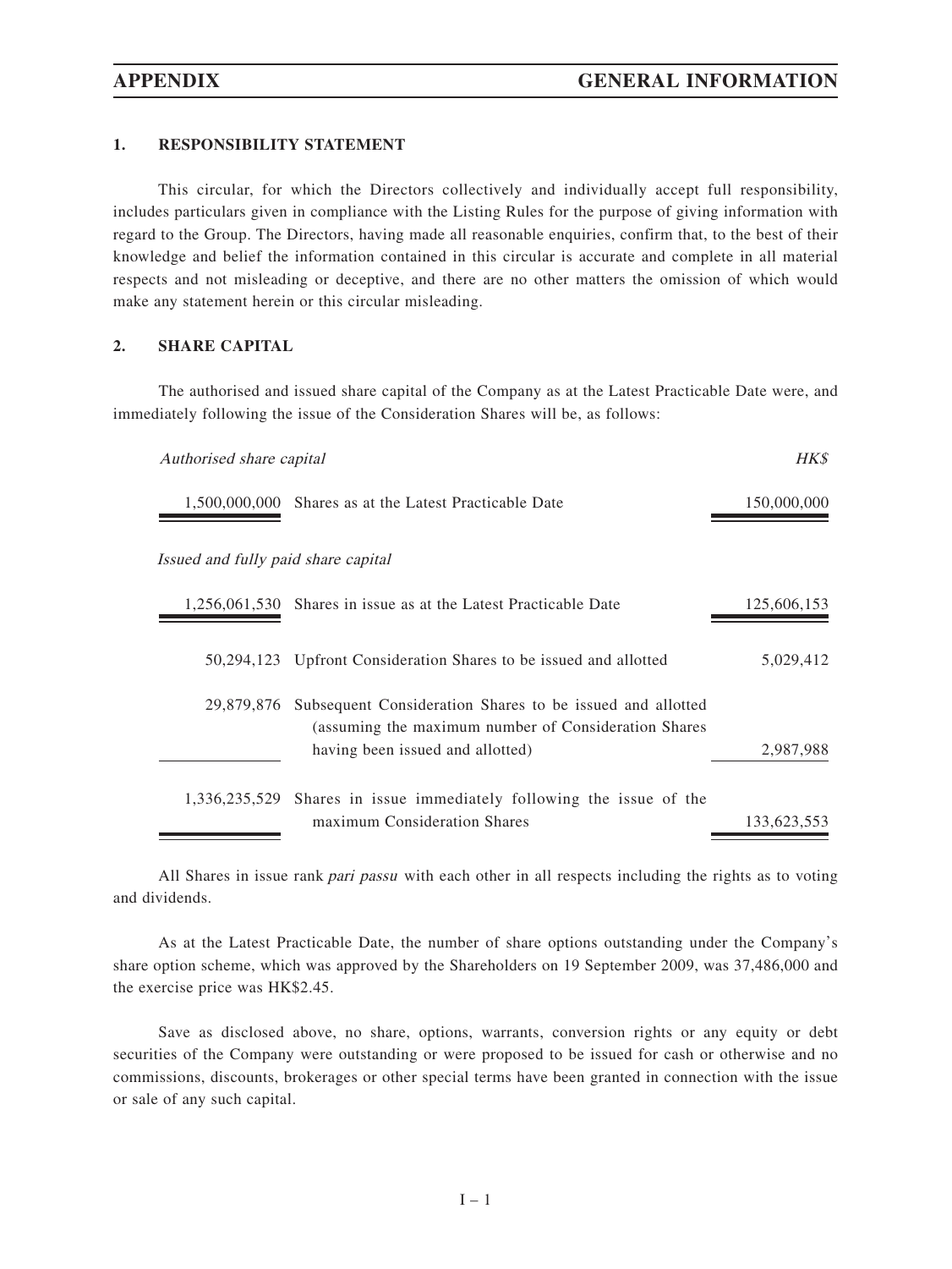## APPENDIX GENERAL INFORMATION

### 1. RESPONSIBILITY STATEMENT

This circular, for which the Directors collectively and individually accept full responsibility, includes particulars given in compliance with the Listing Rules for the purpose of giving information with regard to the Group. The Directors, having made all reasonable enquiries, confirm that, to the best of their knowledge and belief the information contained in this circular is accurate and complete in all material respects and not misleading or deceptive, and there are no other matters the omission of which would make any statement herein or this circular misleading.

### 2. SHARE CAPITAL

The authorised and issued share capital of the Company as at the Latest Practicable Date were, and immediately following the issue of the Consideration Shares will be, as follows:

| *Authorised share capital* | | *HK$* |
|---|---|---|
| 1,500,000,000 | Shares as at the Latest Practicable Date | 150,000,000 |
| *Issued and fully paid share capital* | | |
| 1,256,061,530 | Shares in issue as at the Latest Practicable Date | 125,606,153 |
| 50,294,123 | Upfront Consideration Shares to be issued and allotted | 5,029,412 |
| 29,879,876 | Subsequent Consideration Shares to be issued and allotted (assuming the maximum number of Consideration Shares having been issued and allotted) | 2,987,988 |
| 1,336,235,529 | Shares in issue immediately following the issue of the maximum Consideration Shares | 133,623,553 |

All Shares in issue rank *pari passu* with each other in all respects including the rights as to voting and dividends.

As at the Latest Practicable Date, the number of share options outstanding under the Company's share option scheme, which was approved by the Shareholders on 19 September 2009, was 37,486,000 and the exercise price was HK$2.45.

Save as disclosed above, no share, options, warrants, conversion rights or any equity or debt securities of the Company were outstanding or were proposed to be issued for cash or otherwise and no commissions, discounts, brokerages or other special terms have been granted in connection with the issue or sale of any such capital.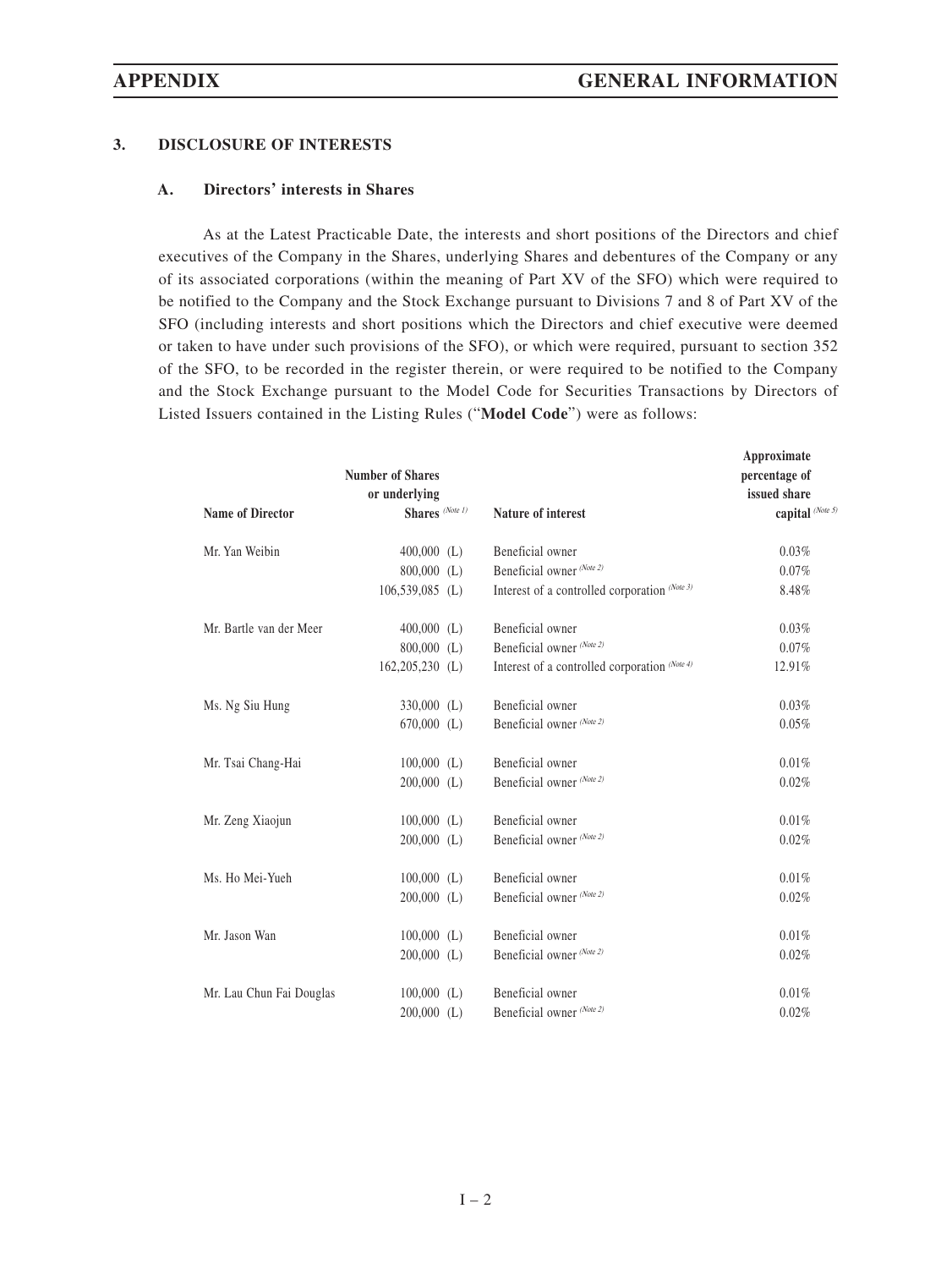### 3. DISCLOSURE OF INTERESTS

#### A. Directors' interests in Shares

As at the Latest Practicable Date, the interests and short positions of the Directors and chief executives of the Company in the Shares, underlying Shares and debentures of the Company or any of its associated corporations (within the meaning of Part XV of the SFO) which were required to be notified to the Company and the Stock Exchange pursuant to Divisions 7 and 8 of Part XV of the SFO (including interests and short positions which the Directors and chief executive were deemed or taken to have under such provisions of the SFO), or which were required, pursuant to section 352 of the SFO, to be recorded in the register therein, or were required to be notified to the Company and the Stock Exchange pursuant to the Model Code for Securities Transactions by Directors of Listed Issuers contained in the Listing Rules ("**Model Code**") were as follows:

| Name of Director | Number of Shares or underlying Shares (Note 1) | Nature of interest | Approximate percentage of issued share capital (Note 5) |
|---|---|---|---|
| Mr. Yan Weibin | 400,000 (L) | Beneficial owner | 0.03% |
| | 800,000 (L) | Beneficial owner (Note 2) | 0.07% |
| | 106,539,085 (L) | Interest of a controlled corporation (Note 3) | 8.48% |
| Mr. Bartle van der Meer | 400,000 (L) | Beneficial owner | 0.03% |
| | 800,000 (L) | Beneficial owner (Note 2) | 0.07% |
| | 162,205,230 (L) | Interest of a controlled corporation (Note 4) | 12.91% |
| Ms. Ng Siu Hung | 330,000 (L) | Beneficial owner | 0.03% |
| | 670,000 (L) | Beneficial owner (Note 2) | 0.05% |
| Mr. Tsai Chang-Hai | 100,000 (L) | Beneficial owner | 0.01% |
| | 200,000 (L) | Beneficial owner (Note 2) | 0.02% |
| Mr. Zeng Xiaojun | 100,000 (L) | Beneficial owner | 0.01% |
| | 200,000 (L) | Beneficial owner (Note 2) | 0.02% |
| Ms. Ho Mei-Yueh | 100,000 (L) | Beneficial owner | 0.01% |
| | 200,000 (L) | Beneficial owner (Note 2) | 0.02% |
| Mr. Jason Wan | 100,000 (L) | Beneficial owner | 0.01% |
| | 200,000 (L) | Beneficial owner (Note 2) | 0.02% |
| Mr. Lau Chun Fai Douglas | 100,000 (L) | Beneficial owner | 0.01% |
| | 200,000 (L) | Beneficial owner (Note 2) | 0.02% |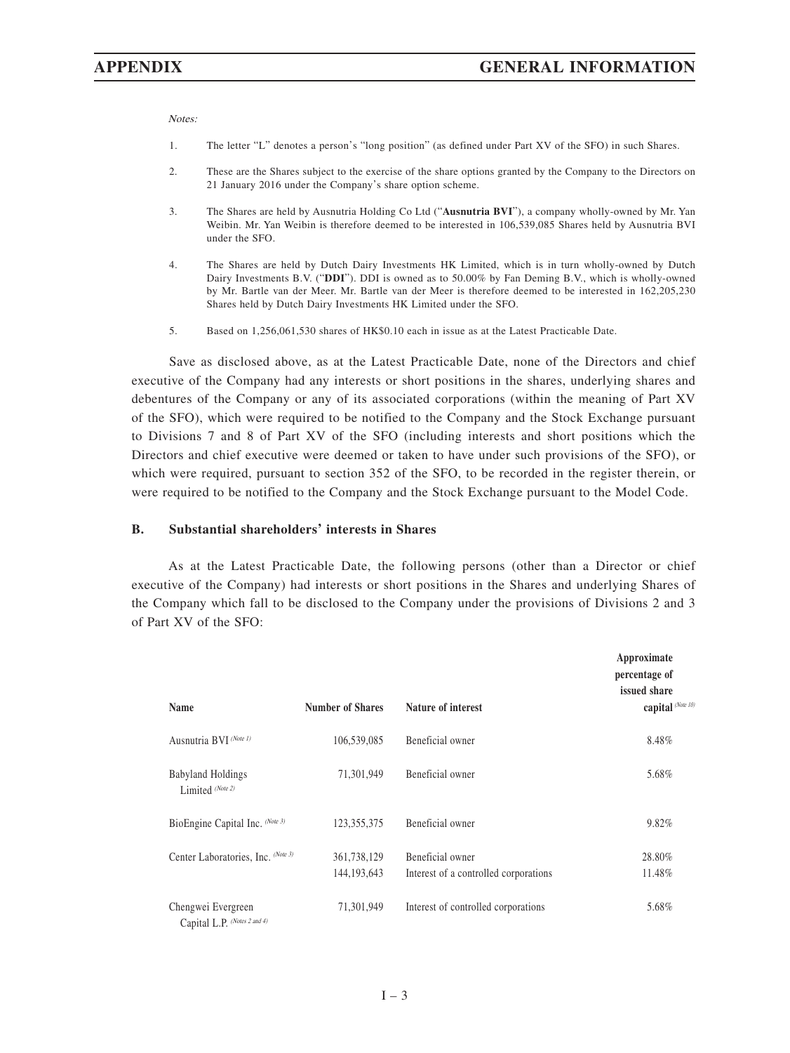*Notes:*

1. The letter "L" denotes a person's "long position" (as defined under Part XV of the SFO) in such Shares.

2. These are the Shares subject to the exercise of the share options granted by the Company to the Directors on 21 January 2016 under the Company's share option scheme.

3. The Shares are held by Ausnutria Holding Co Ltd ("**Ausnutria BVI**"), a company wholly-owned by Mr. Yan Weibin. Mr. Yan Weibin is therefore deemed to be interested in 106,539,085 Shares held by Ausnutria BVI under the SFO.

4. The Shares are held by Dutch Dairy Investments HK Limited, which is in turn wholly-owned by Dutch Dairy Investments B.V. ("**DDI**"). DDI is owned as to 50.00% by Fan Deming B.V., which is wholly-owned by Mr. Bartle van der Meer. Mr. Bartle van der Meer is therefore deemed to be interested in 162,205,230 Shares held by Dutch Dairy Investments HK Limited under the SFO.

5. Based on 1,256,061,530 shares of HK$0.10 each in issue as at the Latest Practicable Date.

Save as disclosed above, as at the Latest Practicable Date, none of the Directors and chief executive of the Company had any interests or short positions in the shares, underlying shares and debentures of the Company or any of its associated corporations (within the meaning of Part XV of the SFO), which were required to be notified to the Company and the Stock Exchange pursuant to Divisions 7 and 8 of Part XV of the SFO (including interests and short positions which the Directors and chief executive were deemed or taken to have under such provisions of the SFO), or which were required, pursuant to section 352 of the SFO, to be recorded in the register therein, or were required to be notified to the Company and the Stock Exchange pursuant to the Model Code.

## B. Substantial shareholders' interests in Shares

As at the Latest Practicable Date, the following persons (other than a Director or chief executive of the Company) had interests or short positions in the Shares and underlying Shares of the Company which fall to be disclosed to the Company under the provisions of Divisions 2 and 3 of Part XV of the SFO:

| Name | Number of Shares | Nature of interest | Approximate percentage of issued share capital *(Note 10)* |
|---|---|---|---|
| Ausnutria BVI *(Note 1)* | 106,539,085 | Beneficial owner | 8.48% |
| Babyland Holdings Limited *(Note 2)* | 71,301,949 | Beneficial owner | 5.68% |
| BioEngine Capital Inc. *(Note 3)* | 123,355,375 | Beneficial owner | 9.82% |
| Center Laboratories, Inc. *(Note 3)* | 361,738,129 | Beneficial owner | 28.80% |
| | 144,193,643 | Interest of a controlled corporations | 11.48% |
| Chengwei Evergreen Capital L.P. *(Notes 2 and 4)* | 71,301,949 | Interest of controlled corporations | 5.68% |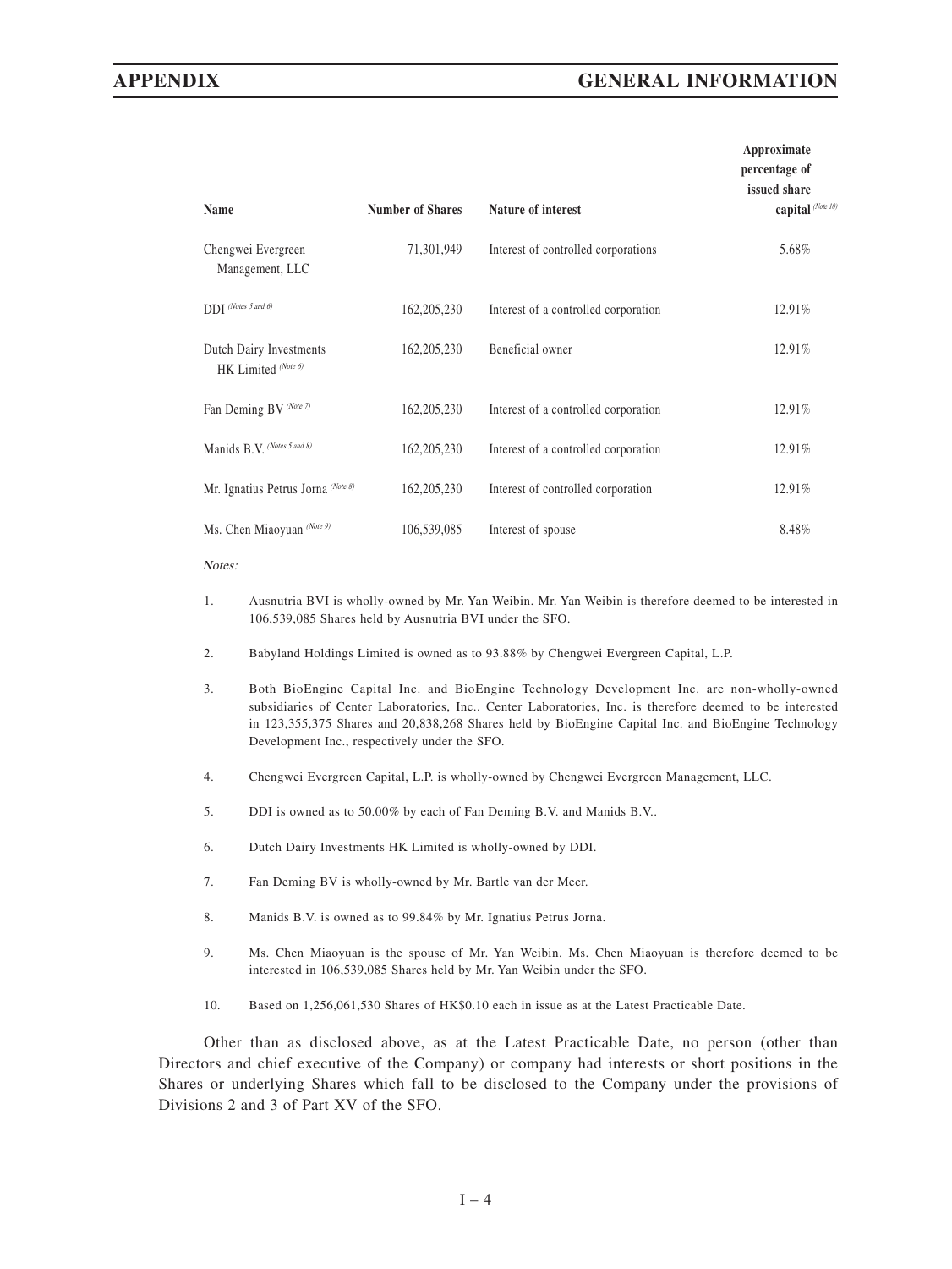| Name | Number of Shares | Nature of interest | Approximate percentage of issued share capital (Note 10) |
|---|---|---|---|
| Chengwei Evergreen Management, LLC | 71,301,949 | Interest of controlled corporations | 5.68% |
| DDI (Notes 5 and 6) | 162,205,230 | Interest of a controlled corporation | 12.91% |
| Dutch Dairy Investments HK Limited (Note 6) | 162,205,230 | Beneficial owner | 12.91% |
| Fan Deming BV (Note 7) | 162,205,230 | Interest of a controlled corporation | 12.91% |
| Manids B.V. (Notes 5 and 8) | 162,205,230 | Interest of a controlled corporation | 12.91% |
| Mr. Ignatius Petrus Jorna (Note 8) | 162,205,230 | Interest of controlled corporation | 12.91% |
| Ms. Chen Miaoyuan (Note 9) | 106,539,085 | Interest of spouse | 8.48% |

*Notes:*

1. Ausnutria BVI is wholly-owned by Mr. Yan Weibin. Mr. Yan Weibin is therefore deemed to be interested in 106,539,085 Shares held by Ausnutria BVI under the SFO.

2. Babyland Holdings Limited is owned as to 93.88% by Chengwei Evergreen Capital, L.P.

3. Both BioEngine Capital Inc. and BioEngine Technology Development Inc. are non-wholly-owned subsidiaries of Center Laboratories, Inc.. Center Laboratories, Inc. is therefore deemed to be interested in 123,355,375 Shares and 20,838,268 Shares held by BioEngine Capital Inc. and BioEngine Technology Development Inc., respectively under the SFO.

4. Chengwei Evergreen Capital, L.P. is wholly-owned by Chengwei Evergreen Management, LLC.

5. DDI is owned as to 50.00% by each of Fan Deming B.V. and Manids B.V..

6. Dutch Dairy Investments HK Limited is wholly-owned by DDI.

7. Fan Deming BV is wholly-owned by Mr. Bartle van der Meer.

8. Manids B.V. is owned as to 99.84% by Mr. Ignatius Petrus Jorna.

9. Ms. Chen Miaoyuan is the spouse of Mr. Yan Weibin. Ms. Chen Miaoyuan is therefore deemed to be interested in 106,539,085 Shares held by Mr. Yan Weibin under the SFO.

10. Based on 1,256,061,530 Shares of HK$0.10 each in issue as at the Latest Practicable Date.

Other than as disclosed above, as at the Latest Practicable Date, no person (other than Directors and chief executive of the Company) or company had interests or short positions in the Shares or underlying Shares which fall to be disclosed to the Company under the provisions of Divisions 2 and 3 of Part XV of the SFO.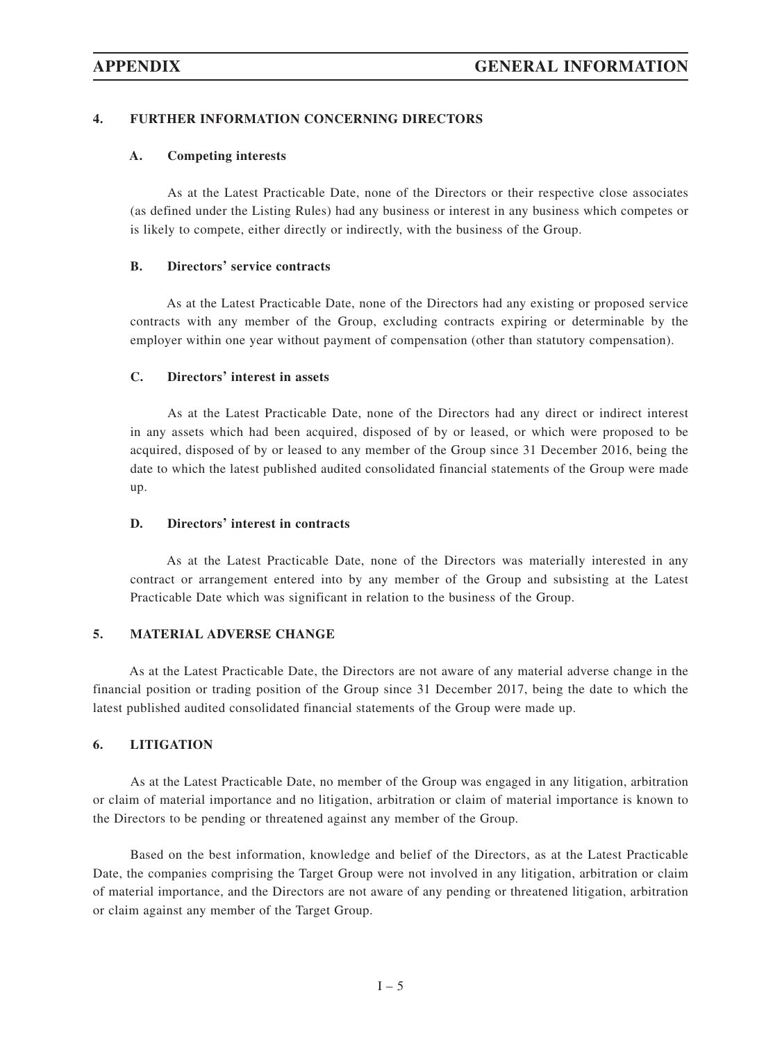## 4. FURTHER INFORMATION CONCERNING DIRECTORS

### A. Competing interests

As at the Latest Practicable Date, none of the Directors or their respective close associates (as defined under the Listing Rules) had any business or interest in any business which competes or is likely to compete, either directly or indirectly, with the business of the Group.

### B. Directors' service contracts

As at the Latest Practicable Date, none of the Directors had any existing or proposed service contracts with any member of the Group, excluding contracts expiring or determinable by the employer within one year without payment of compensation (other than statutory compensation).

### C. Directors' interest in assets

As at the Latest Practicable Date, none of the Directors had any direct or indirect interest in any assets which had been acquired, disposed of by or leased, or which were proposed to be acquired, disposed of by or leased to any member of the Group since 31 December 2016, being the date to which the latest published audited consolidated financial statements of the Group were made up.

### D. Directors' interest in contracts

As at the Latest Practicable Date, none of the Directors was materially interested in any contract or arrangement entered into by any member of the Group and subsisting at the Latest Practicable Date which was significant in relation to the business of the Group.

## 5. MATERIAL ADVERSE CHANGE

As at the Latest Practicable Date, the Directors are not aware of any material adverse change in the financial position or trading position of the Group since 31 December 2017, being the date to which the latest published audited consolidated financial statements of the Group were made up.

## 6. LITIGATION

As at the Latest Practicable Date, no member of the Group was engaged in any litigation, arbitration or claim of material importance and no litigation, arbitration or claim of material importance is known to the Directors to be pending or threatened against any member of the Group.

Based on the best information, knowledge and belief of the Directors, as at the Latest Practicable Date, the companies comprising the Target Group were not involved in any litigation, arbitration or claim of material importance, and the Directors are not aware of any pending or threatened litigation, arbitration or claim against any member of the Target Group.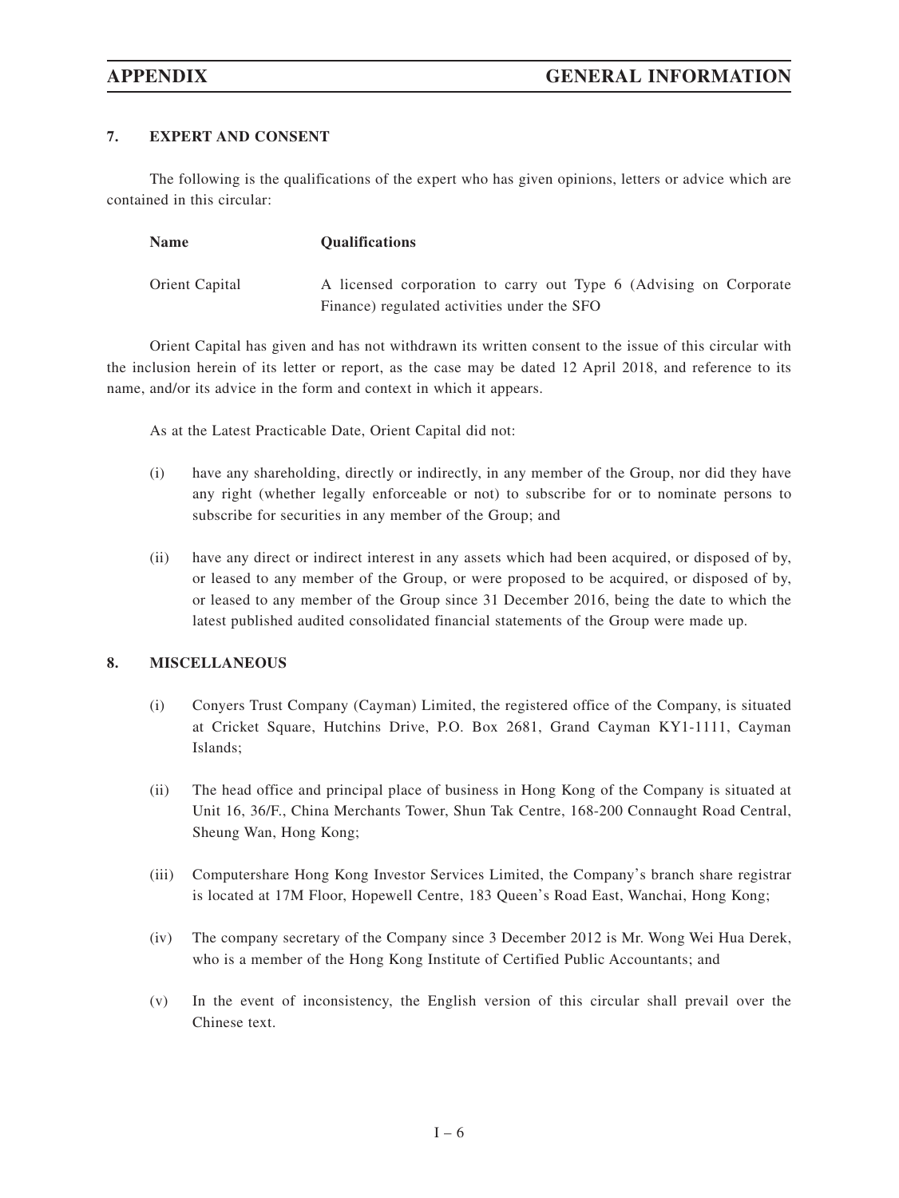## 7. EXPERT AND CONSENT

The following is the qualifications of the expert who has given opinions, letters or advice which are contained in this circular:

| Name | Qualifications |
|---|---|
| Orient Capital | A licensed corporation to carry out Type 6 (Advising on Corporate Finance) regulated activities under the SFO |

Orient Capital has given and has not withdrawn its written consent to the issue of this circular with the inclusion herein of its letter or report, as the case may be dated 12 April 2018, and reference to its name, and/or its advice in the form and context in which it appears.

As at the Latest Practicable Date, Orient Capital did not:

(i) have any shareholding, directly or indirectly, in any member of the Group, nor did they have any right (whether legally enforceable or not) to subscribe for or to nominate persons to subscribe for securities in any member of the Group; and

(ii) have any direct or indirect interest in any assets which had been acquired, or disposed of by, or leased to any member of the Group, or were proposed to be acquired, or disposed of by, or leased to any member of the Group since 31 December 2016, being the date to which the latest published audited consolidated financial statements of the Group were made up.

## 8. MISCELLANEOUS

(i) Conyers Trust Company (Cayman) Limited, the registered office of the Company, is situated at Cricket Square, Hutchins Drive, P.O. Box 2681, Grand Cayman KY1-1111, Cayman Islands;

(ii) The head office and principal place of business in Hong Kong of the Company is situated at Unit 16, 36/F., China Merchants Tower, Shun Tak Centre, 168-200 Connaught Road Central, Sheung Wan, Hong Kong;

(iii) Computershare Hong Kong Investor Services Limited, the Company's branch share registrar is located at 17M Floor, Hopewell Centre, 183 Queen's Road East, Wanchai, Hong Kong;

(iv) The company secretary of the Company since 3 December 2012 is Mr. Wong Wei Hua Derek, who is a member of the Hong Kong Institute of Certified Public Accountants; and

(v) In the event of inconsistency, the English version of this circular shall prevail over the Chinese text.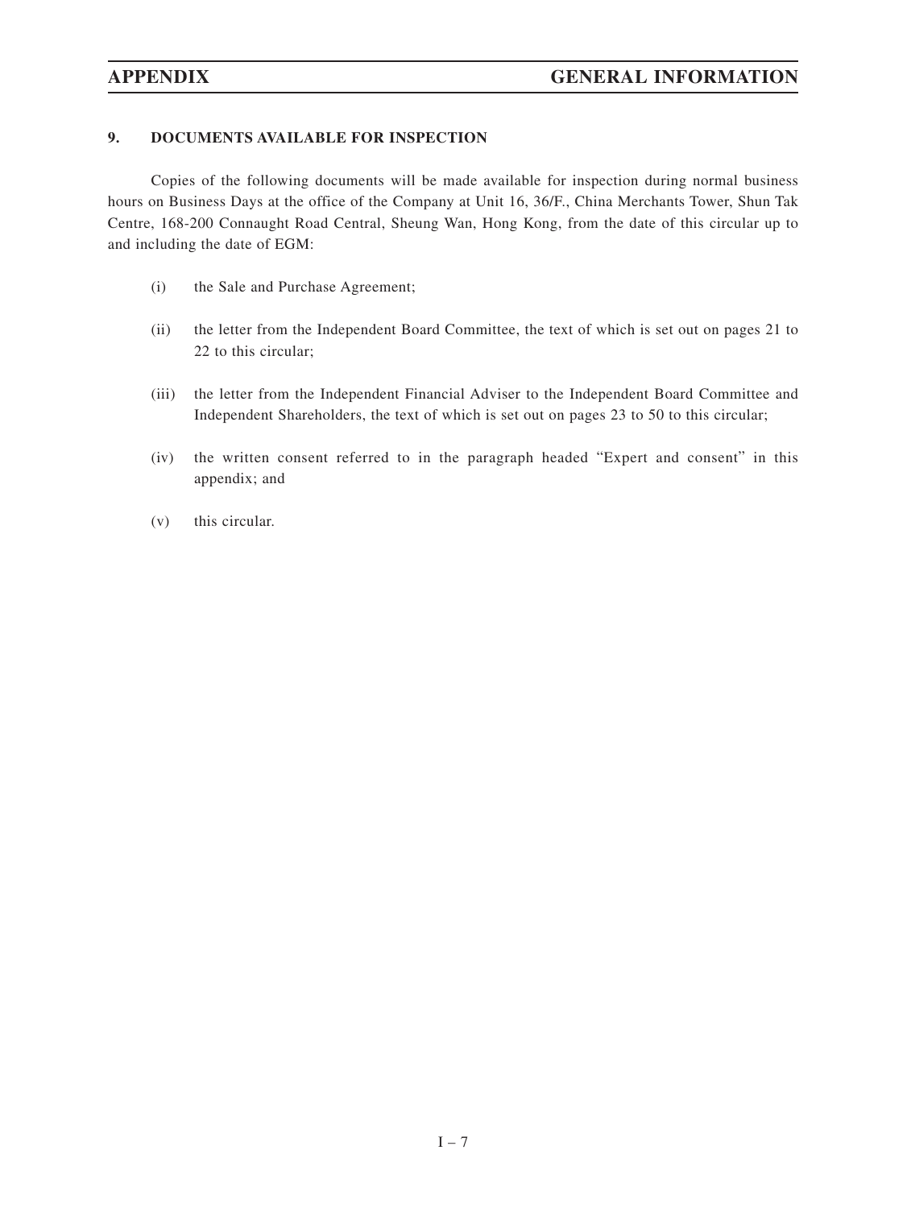## 9. DOCUMENTS AVAILABLE FOR INSPECTION

Copies of the following documents will be made available for inspection during normal business hours on Business Days at the office of the Company at Unit 16, 36/F., China Merchants Tower, Shun Tak Centre, 168-200 Connaught Road Central, Sheung Wan, Hong Kong, from the date of this circular up to and including the date of EGM:

(i) the Sale and Purchase Agreement;

(ii) the letter from the Independent Board Committee, the text of which is set out on pages 21 to 22 to this circular;

(iii) the letter from the Independent Financial Adviser to the Independent Board Committee and Independent Shareholders, the text of which is set out on pages 23 to 50 to this circular;

(iv) the written consent referred to in the paragraph headed "Expert and consent" in this appendix; and

(v) this circular.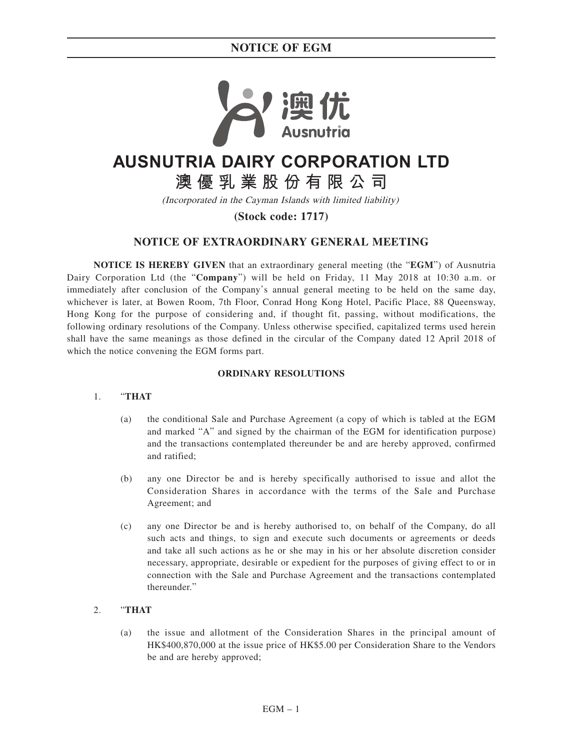**AUSNUTRIA DAIRY CORPORATION LTD**

**澳優乳業股份有限公司**

*(Incorporated in the Cayman Islands with limited liability)*

**(Stock code: 1717)**

## NOTICE OF EXTRAORDINARY GENERAL MEETING

**NOTICE IS HEREBY GIVEN** that an extraordinary general meeting (the "**EGM**") of Ausnutria Dairy Corporation Ltd (the "**Company**") will be held on Friday, 11 May 2018 at 10:30 a.m. or immediately after conclusion of the Company's annual general meeting to be held on the same day, whichever is later, at Bowen Room, 7th Floor, Conrad Hong Kong Hotel, Pacific Place, 88 Queensway, Hong Kong for the purpose of considering and, if thought fit, passing, without modifications, the following ordinary resolutions of the Company. Unless otherwise specified, capitalized terms used herein shall have the same meanings as those defined in the circular of the Company dated 12 April 2018 of which the notice convening the EGM forms part.

### ORDINARY RESOLUTIONS

1. "**THAT**

   (a) the conditional Sale and Purchase Agreement (a copy of which is tabled at the EGM and marked "A" and signed by the chairman of the EGM for identification purpose) and the transactions contemplated thereunder be and are hereby approved, confirmed and ratified;

   (b) any one Director be and is hereby specifically authorised to issue and allot the Consideration Shares in accordance with the terms of the Sale and Purchase Agreement; and

   (c) any one Director be and is hereby authorised to, on behalf of the Company, do all such acts and things, to sign and execute such documents or agreements or deeds and take all such actions as he or she may in his or her absolute discretion consider necessary, appropriate, desirable or expedient for the purposes of giving effect to or in connection with the Sale and Purchase Agreement and the transactions contemplated thereunder."

2. "**THAT**

   (a) the issue and allotment of the Consideration Shares in the principal amount of HK$400,870,000 at the issue price of HK$5.00 per Consideration Share to the Vendors be and are hereby approved;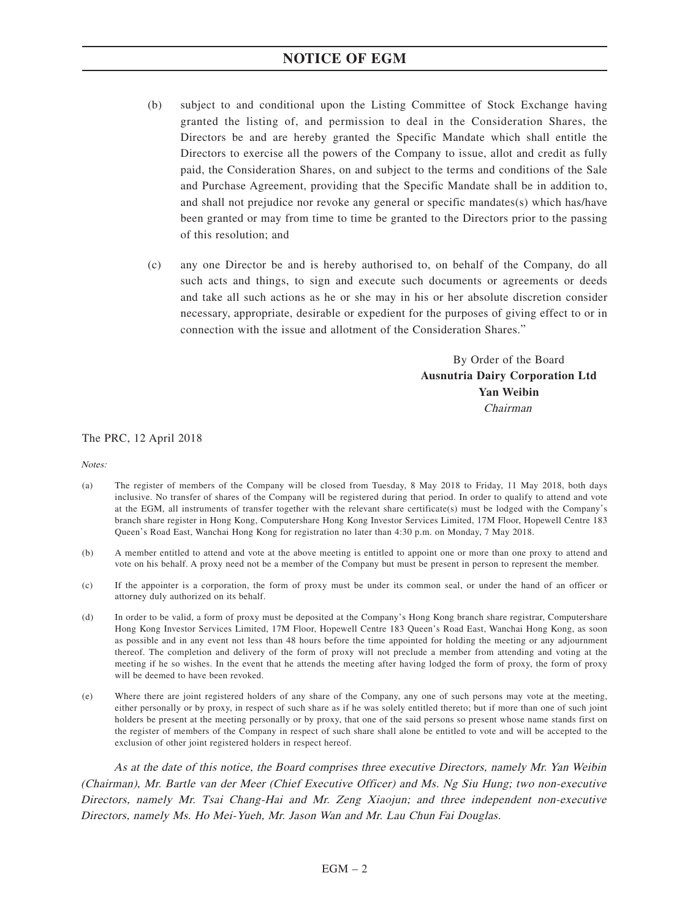# NOTICE OF EGM

(b) subject to and conditional upon the Listing Committee of Stock Exchange having granted the listing of, and permission to deal in the Consideration Shares, the Directors be and are hereby granted the Specific Mandate which shall entitle the Directors to exercise all the powers of the Company to issue, allot and credit as fully paid, the Consideration Shares, on and subject to the terms and conditions of the Sale and Purchase Agreement, providing that the Specific Mandate shall be in addition to, and shall not prejudice nor revoke any general or specific mandates(s) which has/have been granted or may from time to time be granted to the Directors prior to the passing of this resolution; and

(c) any one Director be and is hereby authorised to, on behalf of the Company, do all such acts and things, to sign and execute such documents or agreements or deeds and take all such actions as he or she may in his or her absolute discretion consider necessary, appropriate, desirable or expedient for the purposes of giving effect to or in connection with the issue and allotment of the Consideration Shares."

By Order of the Board
**Ausnutria Dairy Corporation Ltd**
**Yan Weibin**
*Chairman*

The PRC, 12 April 2018

*Notes:*

(a) The register of members of the Company will be closed from Tuesday, 8 May 2018 to Friday, 11 May 2018, both days inclusive. No transfer of shares of the Company will be registered during that period. In order to qualify to attend and vote at the EGM, all instruments of transfer together with the relevant share certificate(s) must be lodged with the Company's branch share register in Hong Kong, Computershare Hong Kong Investor Services Limited, 17M Floor, Hopewell Centre 183 Queen's Road East, Wanchai Hong Kong for registration no later than 4:30 p.m. on Monday, 7 May 2018.

(b) A member entitled to attend and vote at the above meeting is entitled to appoint one or more than one proxy to attend and vote on his behalf. A proxy need not be a member of the Company but must be present in person to represent the member.

(c) If the appointer is a corporation, the form of proxy must be under its common seal, or under the hand of an officer or attorney duly authorized on its behalf.

(d) In order to be valid, a form of proxy must be deposited at the Company's Hong Kong branch share registrar, Computershare Hong Kong Investor Services Limited, 17M Floor, Hopewell Centre 183 Queen's Road East, Wanchai Hong Kong, as soon as possible and in any event not less than 48 hours before the time appointed for holding the meeting or any adjournment thereof. The completion and delivery of the form of proxy will not preclude a member from attending and voting at the meeting if he so wishes. In the event that he attends the meeting after having lodged the form of proxy, the form of proxy will be deemed to have been revoked.

(e) Where there are joint registered holders of any share of the Company, any one of such persons may vote at the meeting, either personally or by proxy, in respect of such share as if he was solely entitled thereto; but if more than one of such joint holders be present at the meeting personally or by proxy, that one of the said persons so present whose name stands first on the register of members of the Company in respect of such share shall alone be entitled to vote and will be accepted to the exclusion of other joint registered holders in respect hereof.

*As at the date of this notice, the Board comprises three executive Directors, namely Mr. Yan Weibin (Chairman), Mr. Bartle van der Meer (Chief Executive Officer) and Ms. Ng Siu Hung; two non-executive Directors, namely Mr. Tsai Chang-Hai and Mr. Zeng Xiaojun; and three independent non-executive Directors, namely Ms. Ho Mei-Yueh, Mr. Jason Wan and Mr. Lau Chun Fai Douglas.*